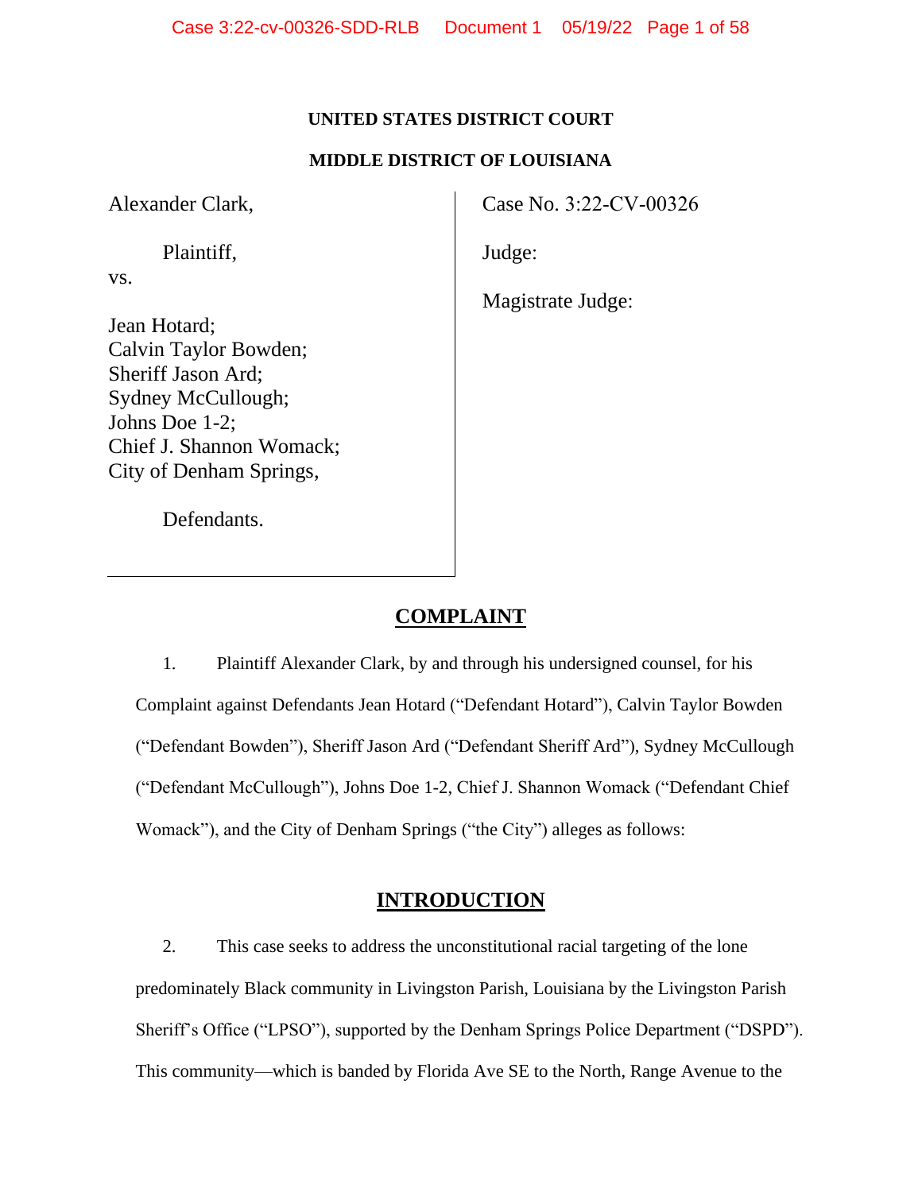**UNITED STATES DISTRICT COURT**

**MIDDLE DISTRICT OF LOUISIANA**

| | |
|---|---|
| Alexander Clark,<br><br>Plaintiff,<br>vs.<br><br>Jean Hotard;<br>Calvin Taylor Bowden;<br>Sheriff Jason Ard;<br>Sydney McCullough;<br>Johns Doe 1-2;<br>Chief J. Shannon Womack;<br>City of Denham Springs,<br><br>Defendants. | Case No. 3:22-CV-00326<br><br>Judge:<br><br>Magistrate Judge: |

# COMPLAINT

1. Plaintiff Alexander Clark, by and through his undersigned counsel, for his Complaint against Defendants Jean Hotard ("Defendant Hotard"), Calvin Taylor Bowden ("Defendant Bowden"), Sheriff Jason Ard ("Defendant Sheriff Ard"), Sydney McCullough ("Defendant McCullough"), Johns Doe 1-2, Chief J. Shannon Womack ("Defendant Chief Womack"), and the City of Denham Springs ("the City") alleges as follows:

# INTRODUCTION

2. This case seeks to address the unconstitutional racial targeting of the lone predominately Black community in Livingston Parish, Louisiana by the Livingston Parish Sheriff's Office ("LPSO"), supported by the Denham Springs Police Department ("DSPD"). This community—which is banded by Florida Ave SE to the North, Range Avenue to the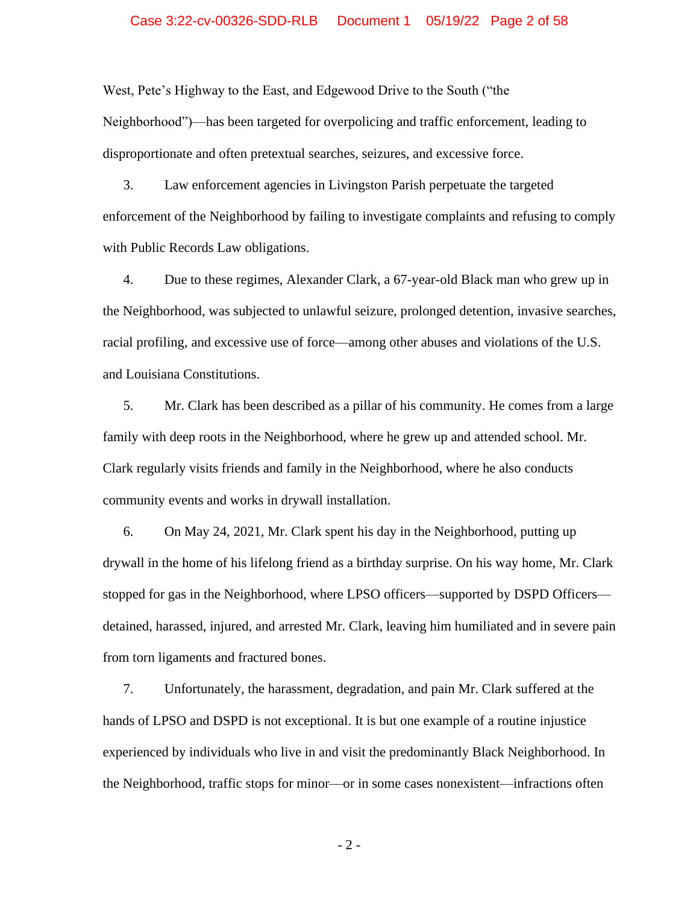West, Pete's Highway to the East, and Edgewood Drive to the South ("the Neighborhood")—has been targeted for overpolicing and traffic enforcement, leading to disproportionate and often pretextual searches, seizures, and excessive force.

3. Law enforcement agencies in Livingston Parish perpetuate the targeted enforcement of the Neighborhood by failing to investigate complaints and refusing to comply with Public Records Law obligations.

4. Due to these regimes, Alexander Clark, a 67-year-old Black man who grew up in the Neighborhood, was subjected to unlawful seizure, prolonged detention, invasive searches, racial profiling, and excessive use of force—among other abuses and violations of the U.S. and Louisiana Constitutions.

5. Mr. Clark has been described as a pillar of his community. He comes from a large family with deep roots in the Neighborhood, where he grew up and attended school. Mr. Clark regularly visits friends and family in the Neighborhood, where he also conducts community events and works in drywall installation.

6. On May 24, 2021, Mr. Clark spent his day in the Neighborhood, putting up drywall in the home of his lifelong friend as a birthday surprise. On his way home, Mr. Clark stopped for gas in the Neighborhood, where LPSO officers—supported by DSPD Officers—detained, harassed, injured, and arrested Mr. Clark, leaving him humiliated and in severe pain from torn ligaments and fractured bones.

7. Unfortunately, the harassment, degradation, and pain Mr. Clark suffered at the hands of LPSO and DSPD is not exceptional. It is but one example of a routine injustice experienced by individuals who live in and visit the predominantly Black Neighborhood. In the Neighborhood, traffic stops for minor—or in some cases nonexistent—infractions often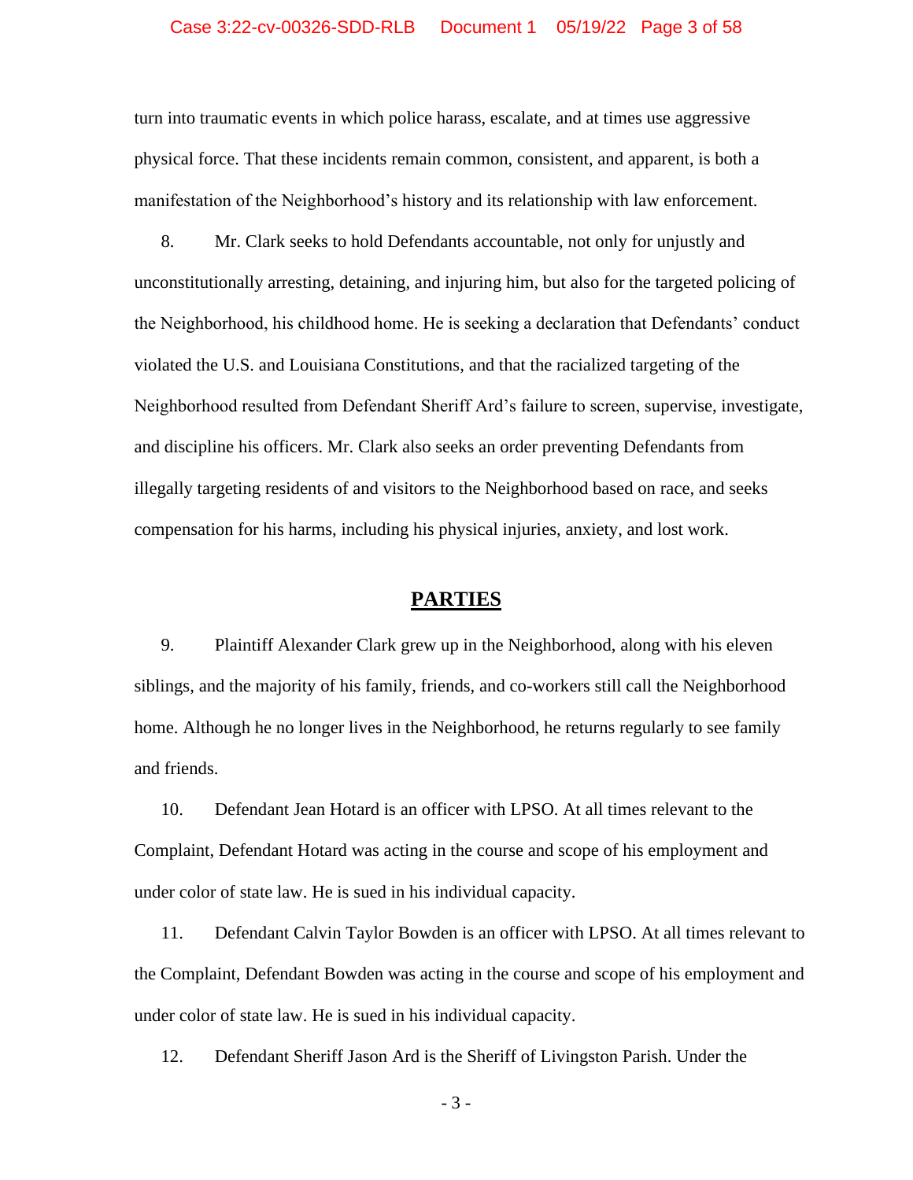turn into traumatic events in which police harass, escalate, and at times use aggressive physical force. That these incidents remain common, consistent, and apparent, is both a manifestation of the Neighborhood's history and its relationship with law enforcement.

8. Mr. Clark seeks to hold Defendants accountable, not only for unjustly and unconstitutionally arresting, detaining, and injuring him, but also for the targeted policing of the Neighborhood, his childhood home. He is seeking a declaration that Defendants' conduct violated the U.S. and Louisiana Constitutions, and that the racialized targeting of the Neighborhood resulted from Defendant Sheriff Ard's failure to screen, supervise, investigate, and discipline his officers. Mr. Clark also seeks an order preventing Defendants from illegally targeting residents of and visitors to the Neighborhood based on race, and seeks compensation for his harms, including his physical injuries, anxiety, and lost work.

## PARTIES

9. Plaintiff Alexander Clark grew up in the Neighborhood, along with his eleven siblings, and the majority of his family, friends, and co-workers still call the Neighborhood home. Although he no longer lives in the Neighborhood, he returns regularly to see family and friends.

10. Defendant Jean Hotard is an officer with LPSO. At all times relevant to the Complaint, Defendant Hotard was acting in the course and scope of his employment and under color of state law. He is sued in his individual capacity.

11. Defendant Calvin Taylor Bowden is an officer with LPSO. At all times relevant to the Complaint, Defendant Bowden was acting in the course and scope of his employment and under color of state law. He is sued in his individual capacity.

12. Defendant Sheriff Jason Ard is the Sheriff of Livingston Parish. Under the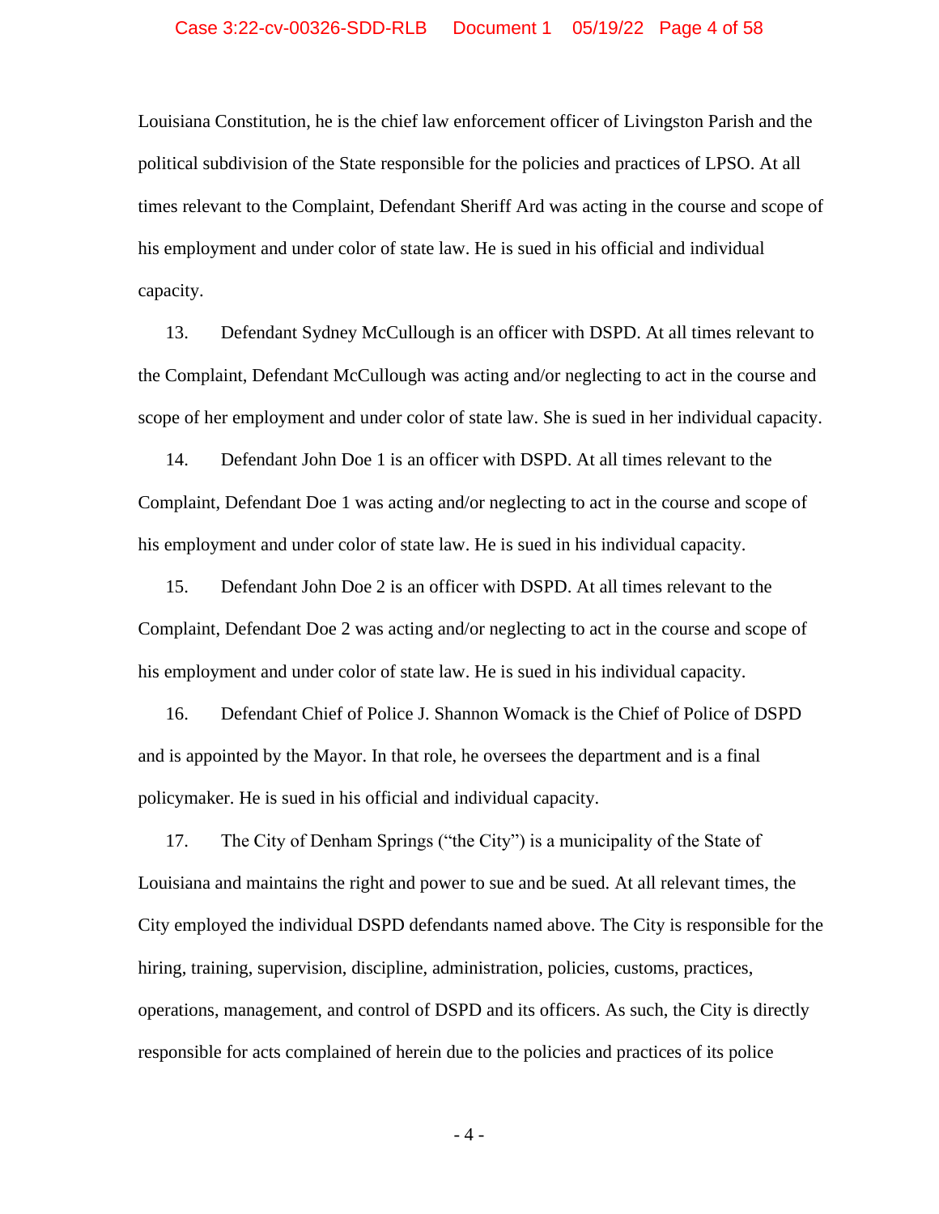Louisiana Constitution, he is the chief law enforcement officer of Livingston Parish and the political subdivision of the State responsible for the policies and practices of LPSO. At all times relevant to the Complaint, Defendant Sheriff Ard was acting in the course and scope of his employment and under color of state law. He is sued in his official and individual capacity.

13. Defendant Sydney McCullough is an officer with DSPD. At all times relevant to the Complaint, Defendant McCullough was acting and/or neglecting to act in the course and scope of her employment and under color of state law. She is sued in her individual capacity.

14. Defendant John Doe 1 is an officer with DSPD. At all times relevant to the Complaint, Defendant Doe 1 was acting and/or neglecting to act in the course and scope of his employment and under color of state law. He is sued in his individual capacity.

15. Defendant John Doe 2 is an officer with DSPD. At all times relevant to the Complaint, Defendant Doe 2 was acting and/or neglecting to act in the course and scope of his employment and under color of state law. He is sued in his individual capacity.

16. Defendant Chief of Police J. Shannon Womack is the Chief of Police of DSPD and is appointed by the Mayor. In that role, he oversees the department and is a final policymaker. He is sued in his official and individual capacity.

17. The City of Denham Springs ("the City") is a municipality of the State of Louisiana and maintains the right and power to sue and be sued. At all relevant times, the City employed the individual DSPD defendants named above. The City is responsible for the hiring, training, supervision, discipline, administration, policies, customs, practices, operations, management, and control of DSPD and its officers. As such, the City is directly responsible for acts complained of herein due to the policies and practices of its police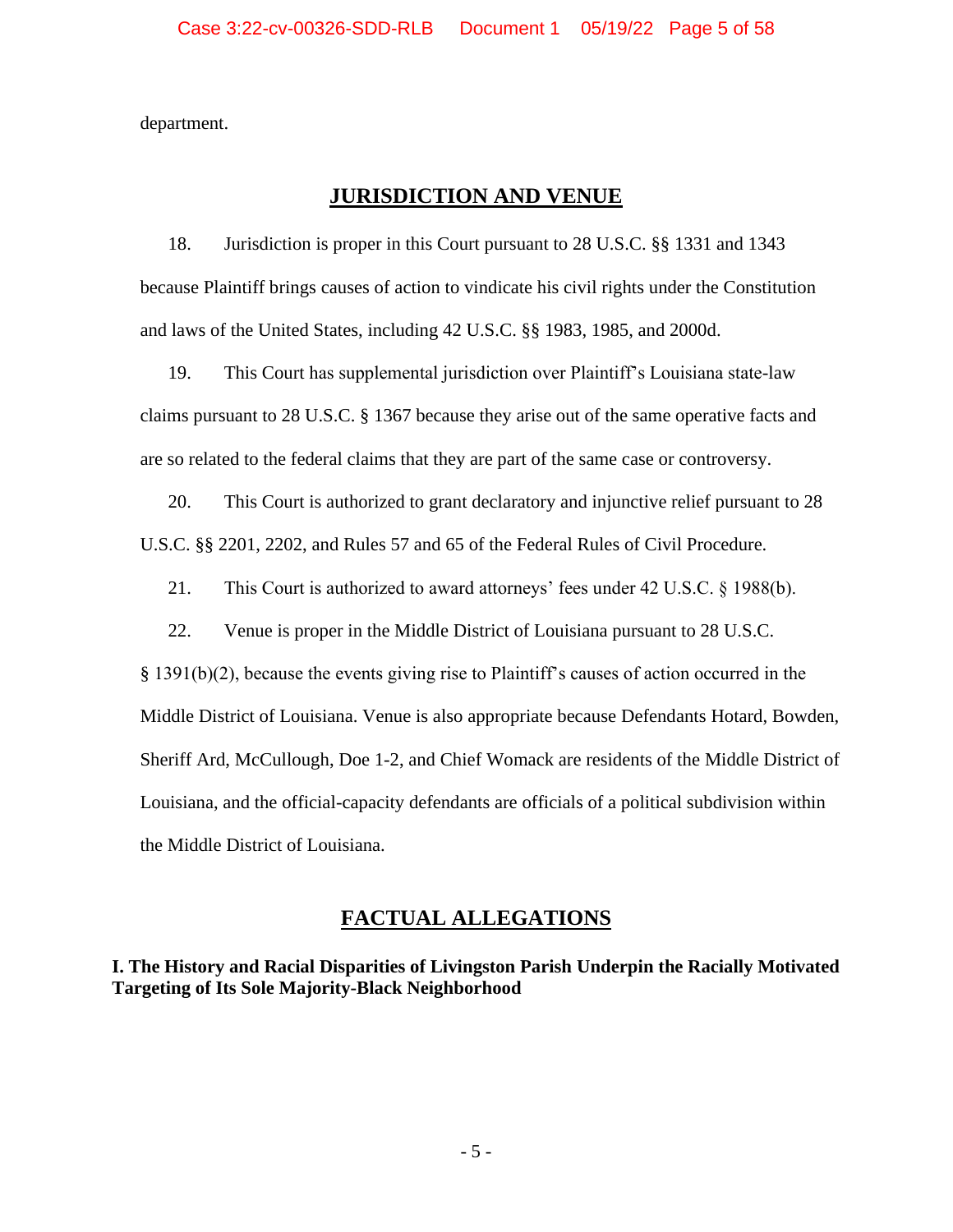department.

## JURISDICTION AND VENUE

18. Jurisdiction is proper in this Court pursuant to 28 U.S.C. §§ 1331 and 1343 because Plaintiff brings causes of action to vindicate his civil rights under the Constitution and laws of the United States, including 42 U.S.C. §§ 1983, 1985, and 2000d.

19. This Court has supplemental jurisdiction over Plaintiff's Louisiana state-law claims pursuant to 28 U.S.C. § 1367 because they arise out of the same operative facts and are so related to the federal claims that they are part of the same case or controversy.

20. This Court is authorized to grant declaratory and injunctive relief pursuant to 28 U.S.C. §§ 2201, 2202, and Rules 57 and 65 of the Federal Rules of Civil Procedure.

21. This Court is authorized to award attorneys' fees under 42 U.S.C. § 1988(b).

22. Venue is proper in the Middle District of Louisiana pursuant to 28 U.S.C. § 1391(b)(2), because the events giving rise to Plaintiff's causes of action occurred in the Middle District of Louisiana. Venue is also appropriate because Defendants Hotard, Bowden, Sheriff Ard, McCullough, Doe 1-2, and Chief Womack are residents of the Middle District of Louisiana, and the official-capacity defendants are officials of a political subdivision within the Middle District of Louisiana.

## FACTUAL ALLEGATIONS

### I. The History and Racial Disparities of Livingston Parish Underpin the Racially Motivated Targeting of Its Sole Majority-Black Neighborhood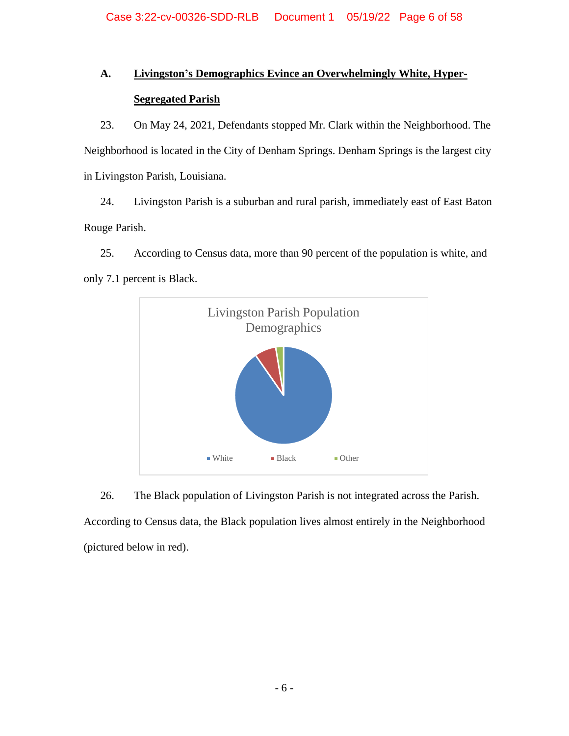## A. Livingston's Demographics Evince an Overwhelmingly White, Hyper-Segregated Parish

23. On May 24, 2021, Defendants stopped Mr. Clark within the Neighborhood. The Neighborhood is located in the City of Denham Springs. Denham Springs is the largest city in Livingston Parish, Louisiana.

24. Livingston Parish is a suburban and rural parish, immediately east of East Baton Rouge Parish.

25. According to Census data, more than 90 percent of the population is white, and only 7.1 percent is Black.

Livingston Parish Population Demographics

White · Black · Other

26. The Black population of Livingston Parish is not integrated across the Parish. According to Census data, the Black population lives almost entirely in the Neighborhood (pictured below in red).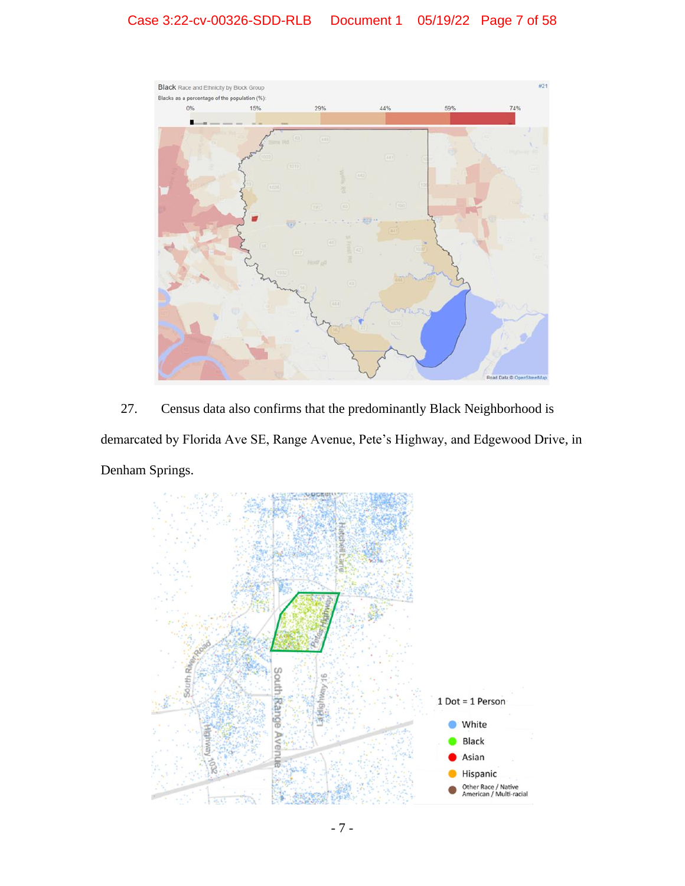27. Census data also confirms that the predominantly Black Neighborhood is demarcated by Florida Ave SE, Range Avenue, Pete's Highway, and Edgewood Drive, in Denham Springs.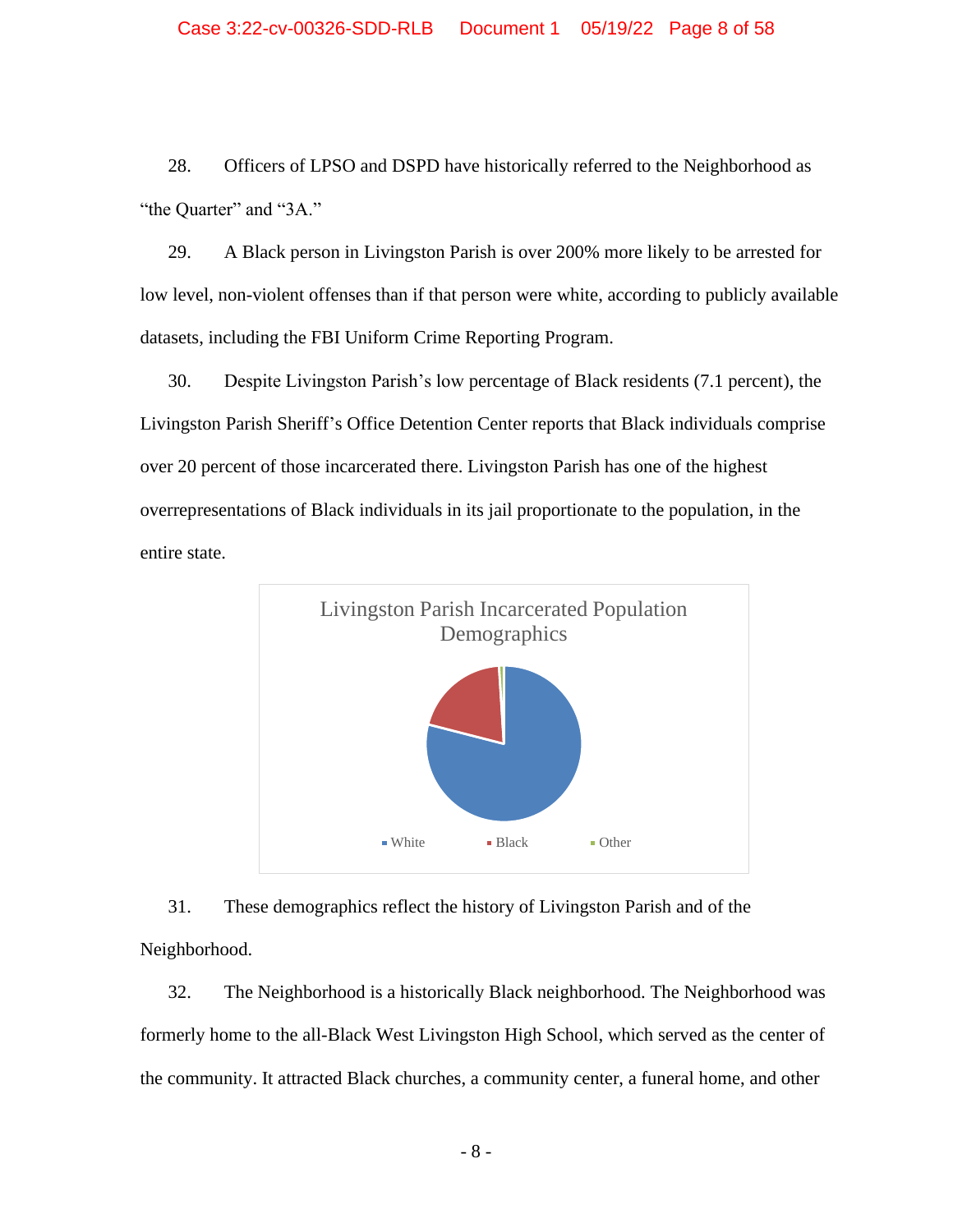28. Officers of LPSO and DSPD have historically referred to the Neighborhood as "the Quarter" and "3A."

29. A Black person in Livingston Parish is over 200% more likely to be arrested for low level, non-violent offenses than if that person were white, according to publicly available datasets, including the FBI Uniform Crime Reporting Program.

30. Despite Livingston Parish's low percentage of Black residents (7.1 percent), the Livingston Parish Sheriff's Office Detention Center reports that Black individuals comprise over 20 percent of those incarcerated there. Livingston Parish has one of the highest overrepresentations of Black individuals in its jail proportionate to the population, in the entire state.

Livingston Parish Incarcerated Population Demographics

White   Black   Other

31. These demographics reflect the history of Livingston Parish and of the Neighborhood.

32. The Neighborhood is a historically Black neighborhood. The Neighborhood was formerly home to the all-Black West Livingston High School, which served as the center of the community. It attracted Black churches, a community center, a funeral home, and other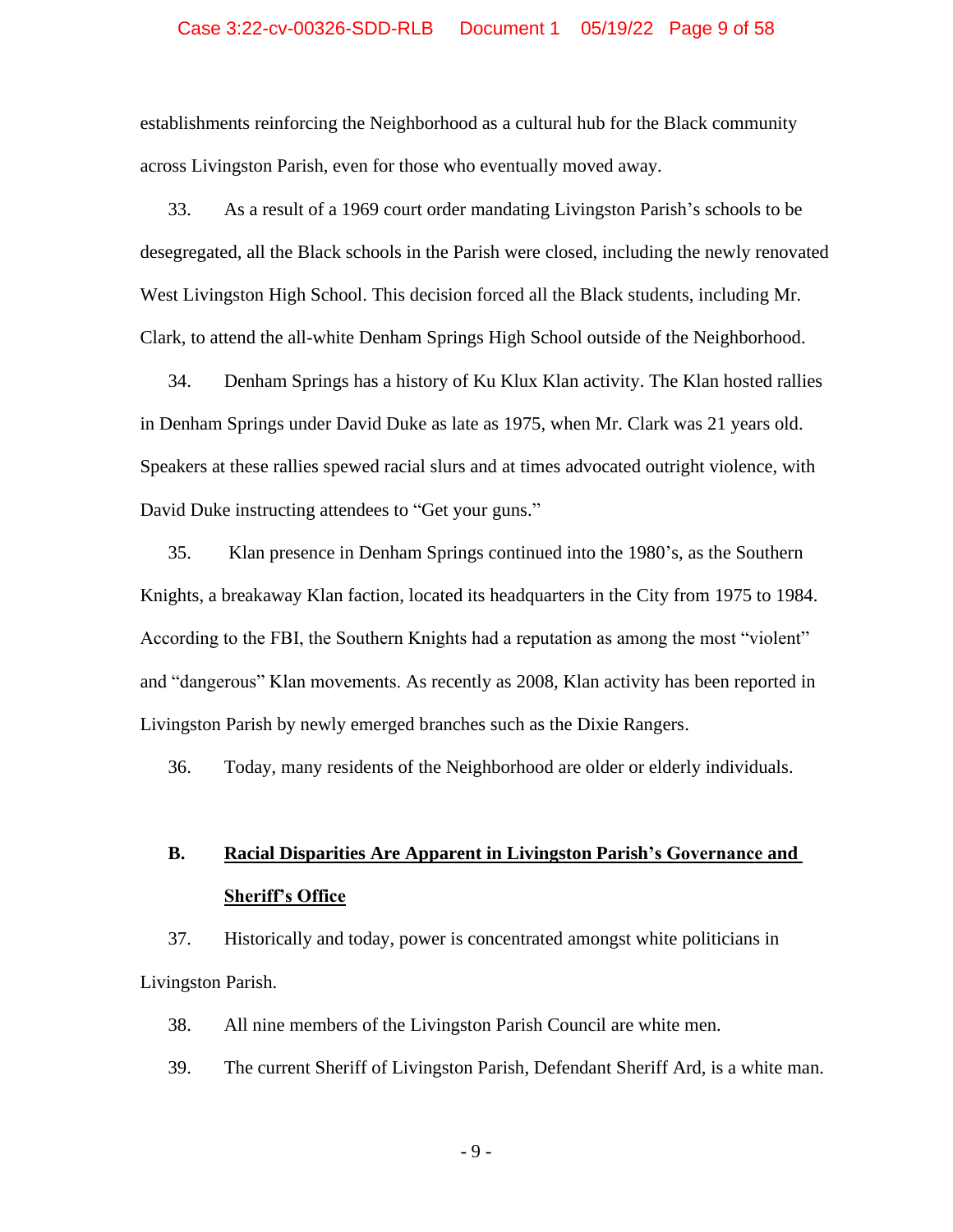establishments reinforcing the Neighborhood as a cultural hub for the Black community across Livingston Parish, even for those who eventually moved away.

33. As a result of a 1969 court order mandating Livingston Parish's schools to be desegregated, all the Black schools in the Parish were closed, including the newly renovated West Livingston High School. This decision forced all the Black students, including Mr. Clark, to attend the all-white Denham Springs High School outside of the Neighborhood.

34. Denham Springs has a history of Ku Klux Klan activity. The Klan hosted rallies in Denham Springs under David Duke as late as 1975, when Mr. Clark was 21 years old. Speakers at these rallies spewed racial slurs and at times advocated outright violence, with David Duke instructing attendees to "Get your guns."

35. Klan presence in Denham Springs continued into the 1980's, as the Southern Knights, a breakaway Klan faction, located its headquarters in the City from 1975 to 1984. According to the FBI, the Southern Knights had a reputation as among the most "violent" and "dangerous" Klan movements. As recently as 2008, Klan activity has been reported in Livingston Parish by newly emerged branches such as the Dixie Rangers.

36. Today, many residents of the Neighborhood are older or elderly individuals.

### B. Racial Disparities Are Apparent in Livingston Parish's Governance and Sheriff's Office

37. Historically and today, power is concentrated amongst white politicians in Livingston Parish.

38. All nine members of the Livingston Parish Council are white men.

39. The current Sheriff of Livingston Parish, Defendant Sheriff Ard, is a white man.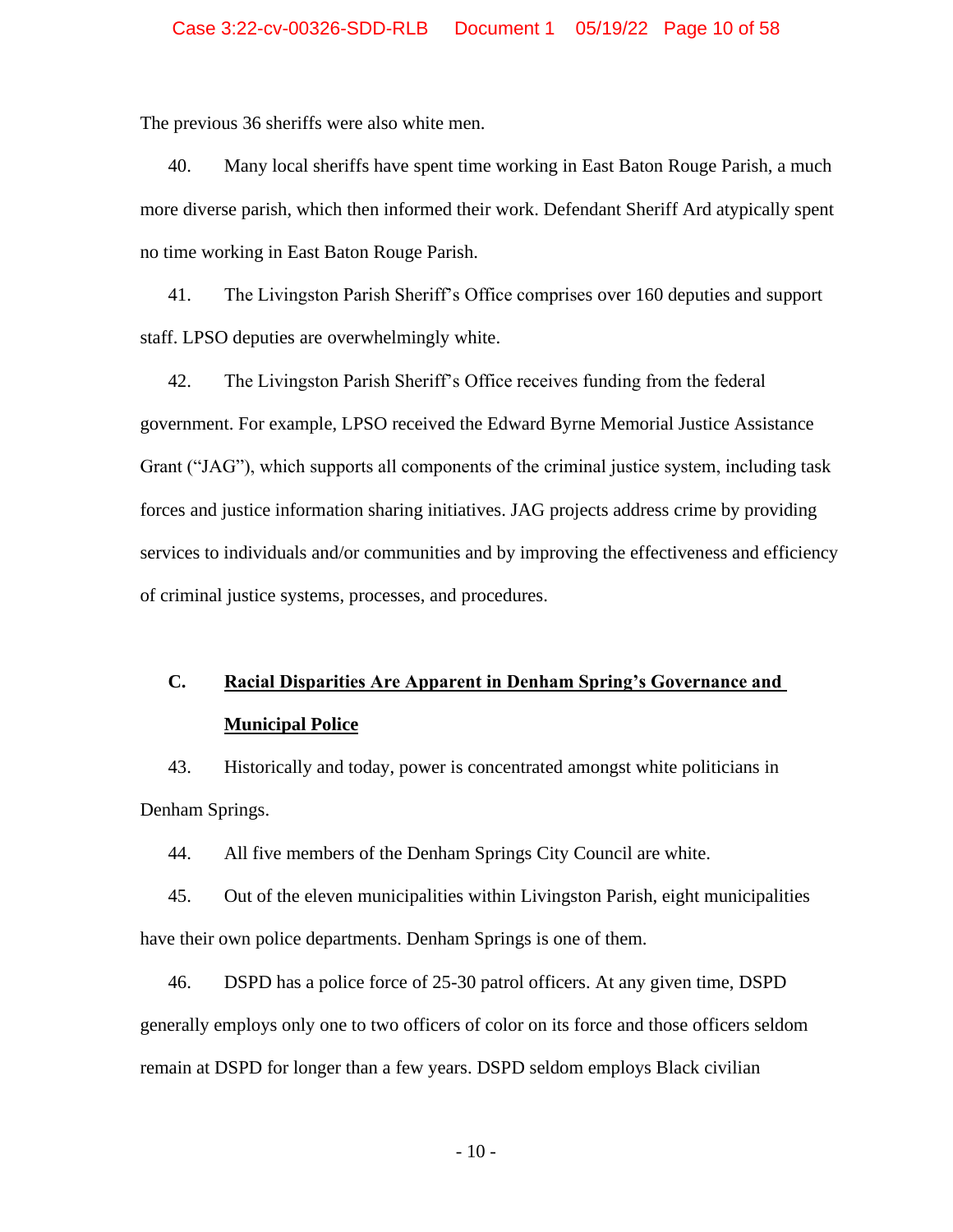The previous 36 sheriffs were also white men.

40. Many local sheriffs have spent time working in East Baton Rouge Parish, a much more diverse parish, which then informed their work. Defendant Sheriff Ard atypically spent no time working in East Baton Rouge Parish.

41. The Livingston Parish Sheriff's Office comprises over 160 deputies and support staff. LPSO deputies are overwhelmingly white.

42. The Livingston Parish Sheriff's Office receives funding from the federal government. For example, LPSO received the Edward Byrne Memorial Justice Assistance Grant ("JAG"), which supports all components of the criminal justice system, including task forces and justice information sharing initiatives. JAG projects address crime by providing services to individuals and/or communities and by improving the effectiveness and efficiency of criminal justice systems, processes, and procedures.

### C. <u>Racial Disparities Are Apparent in Denham Spring's Governance and Municipal Police</u>

43. Historically and today, power is concentrated amongst white politicians in Denham Springs.

44. All five members of the Denham Springs City Council are white.

45. Out of the eleven municipalities within Livingston Parish, eight municipalities have their own police departments. Denham Springs is one of them.

46. DSPD has a police force of 25-30 patrol officers. At any given time, DSPD generally employs only one to two officers of color on its force and those officers seldom remain at DSPD for longer than a few years. DSPD seldom employs Black civilian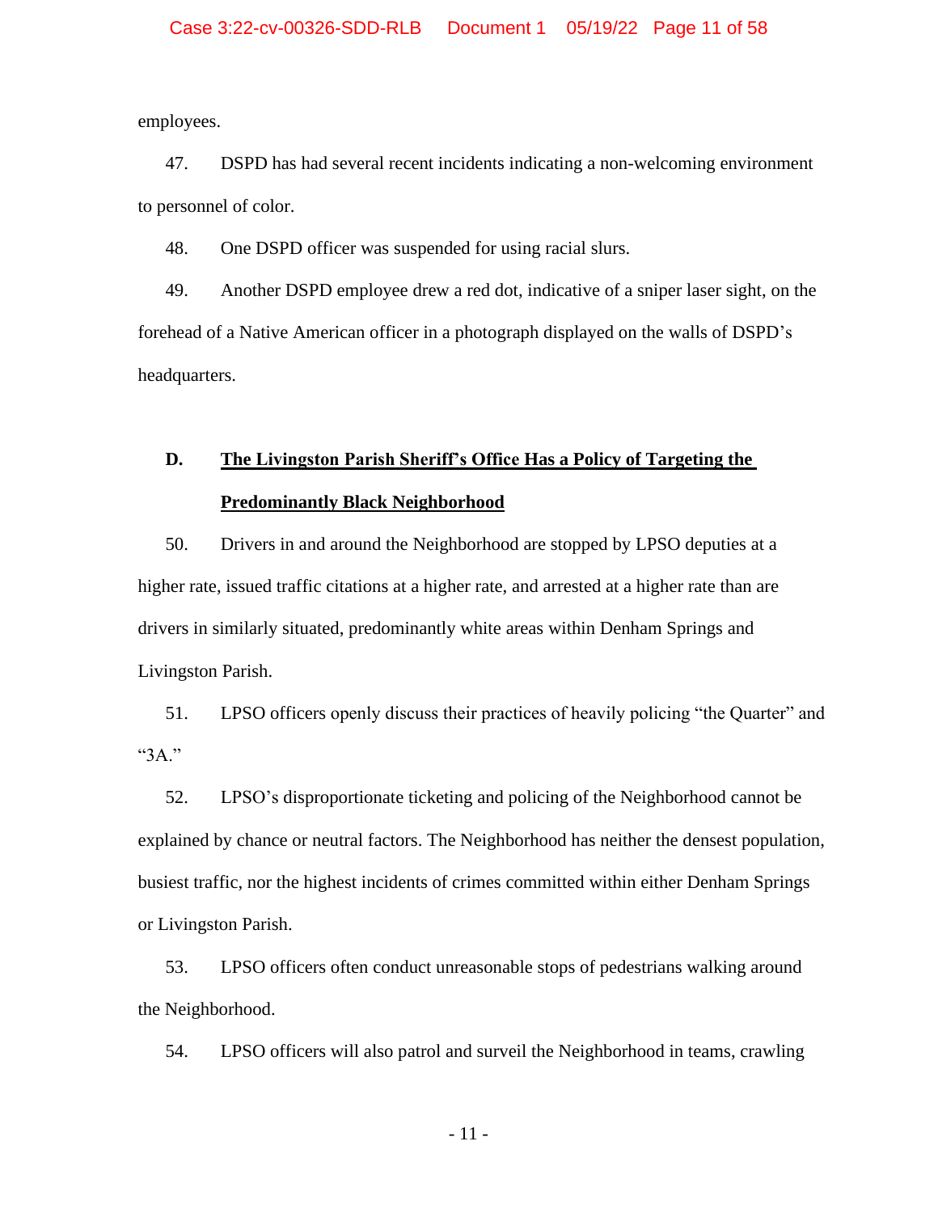employees.

47. DSPD has had several recent incidents indicating a non-welcoming environment to personnel of color.

48. One DSPD officer was suspended for using racial slurs.

49. Another DSPD employee drew a red dot, indicative of a sniper laser sight, on the forehead of a Native American officer in a photograph displayed on the walls of DSPD's headquarters.

### D. <u>The Livingston Parish Sheriff's Office Has a Policy of Targeting the Predominantly Black Neighborhood</u>

50. Drivers in and around the Neighborhood are stopped by LPSO deputies at a higher rate, issued traffic citations at a higher rate, and arrested at a higher rate than are drivers in similarly situated, predominantly white areas within Denham Springs and Livingston Parish.

51. LPSO officers openly discuss their practices of heavily policing "the Quarter" and "3A."

52. LPSO's disproportionate ticketing and policing of the Neighborhood cannot be explained by chance or neutral factors. The Neighborhood has neither the densest population, busiest traffic, nor the highest incidents of crimes committed within either Denham Springs or Livingston Parish.

53. LPSO officers often conduct unreasonable stops of pedestrians walking around the Neighborhood.

54. LPSO officers will also patrol and surveil the Neighborhood in teams, crawling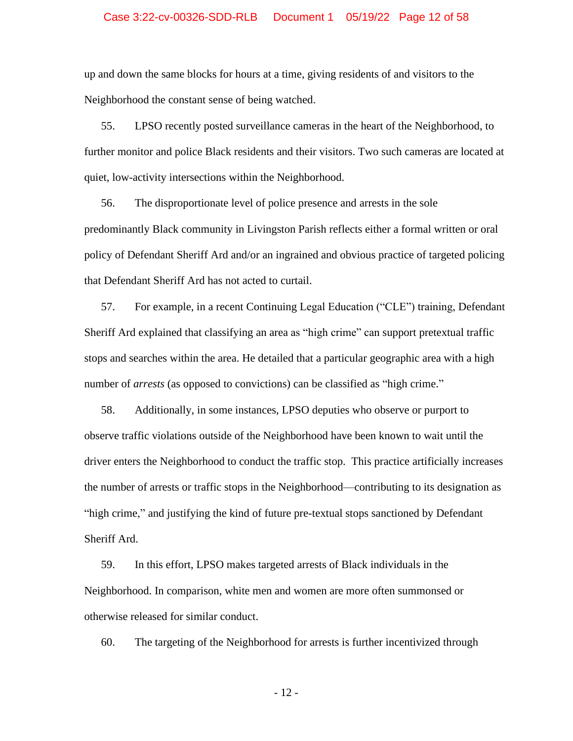up and down the same blocks for hours at a time, giving residents of and visitors to the Neighborhood the constant sense of being watched.

55. LPSO recently posted surveillance cameras in the heart of the Neighborhood, to further monitor and police Black residents and their visitors. Two such cameras are located at quiet, low-activity intersections within the Neighborhood.

56. The disproportionate level of police presence and arrests in the sole predominantly Black community in Livingston Parish reflects either a formal written or oral policy of Defendant Sheriff Ard and/or an ingrained and obvious practice of targeted policing that Defendant Sheriff Ard has not acted to curtail.

57. For example, in a recent Continuing Legal Education ("CLE") training, Defendant Sheriff Ard explained that classifying an area as "high crime" can support pretextual traffic stops and searches within the area. He detailed that a particular geographic area with a high number of *arrests* (as opposed to convictions) can be classified as "high crime."

58. Additionally, in some instances, LPSO deputies who observe or purport to observe traffic violations outside of the Neighborhood have been known to wait until the driver enters the Neighborhood to conduct the traffic stop. This practice artificially increases the number of arrests or traffic stops in the Neighborhood—contributing to its designation as "high crime," and justifying the kind of future pre-textual stops sanctioned by Defendant Sheriff Ard.

59. In this effort, LPSO makes targeted arrests of Black individuals in the Neighborhood. In comparison, white men and women are more often summonsed or otherwise released for similar conduct.

60. The targeting of the Neighborhood for arrests is further incentivized through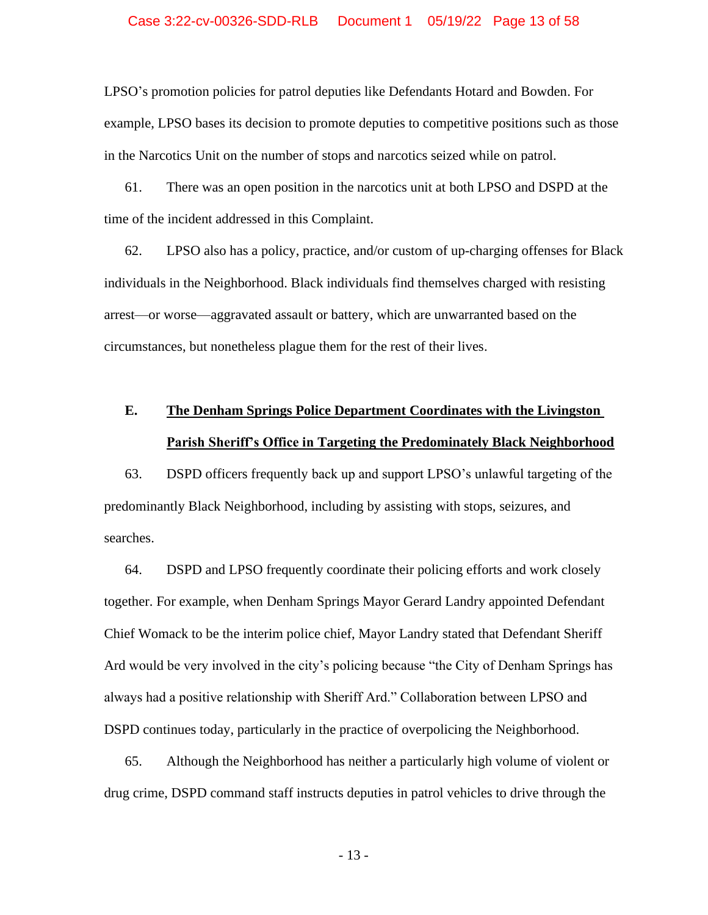LPSO's promotion policies for patrol deputies like Defendants Hotard and Bowden. For example, LPSO bases its decision to promote deputies to competitive positions such as those in the Narcotics Unit on the number of stops and narcotics seized while on patrol.

61. There was an open position in the narcotics unit at both LPSO and DSPD at the time of the incident addressed in this Complaint.

62. LPSO also has a policy, practice, and/or custom of up-charging offenses for Black individuals in the Neighborhood. Black individuals find themselves charged with resisting arrest—or worse—aggravated assault or battery, which are unwarranted based on the circumstances, but nonetheless plague them for the rest of their lives.

### E. The Denham Springs Police Department Coordinates with the Livingston Parish Sheriff's Office in Targeting the Predominately Black Neighborhood

63. DSPD officers frequently back up and support LPSO's unlawful targeting of the predominantly Black Neighborhood, including by assisting with stops, seizures, and searches.

64. DSPD and LPSO frequently coordinate their policing efforts and work closely together. For example, when Denham Springs Mayor Gerard Landry appointed Defendant Chief Womack to be the interim police chief, Mayor Landry stated that Defendant Sheriff Ard would be very involved in the city's policing because "the City of Denham Springs has always had a positive relationship with Sheriff Ard." Collaboration between LPSO and DSPD continues today, particularly in the practice of overpolicing the Neighborhood.

65. Although the Neighborhood has neither a particularly high volume of violent or drug crime, DSPD command staff instructs deputies in patrol vehicles to drive through the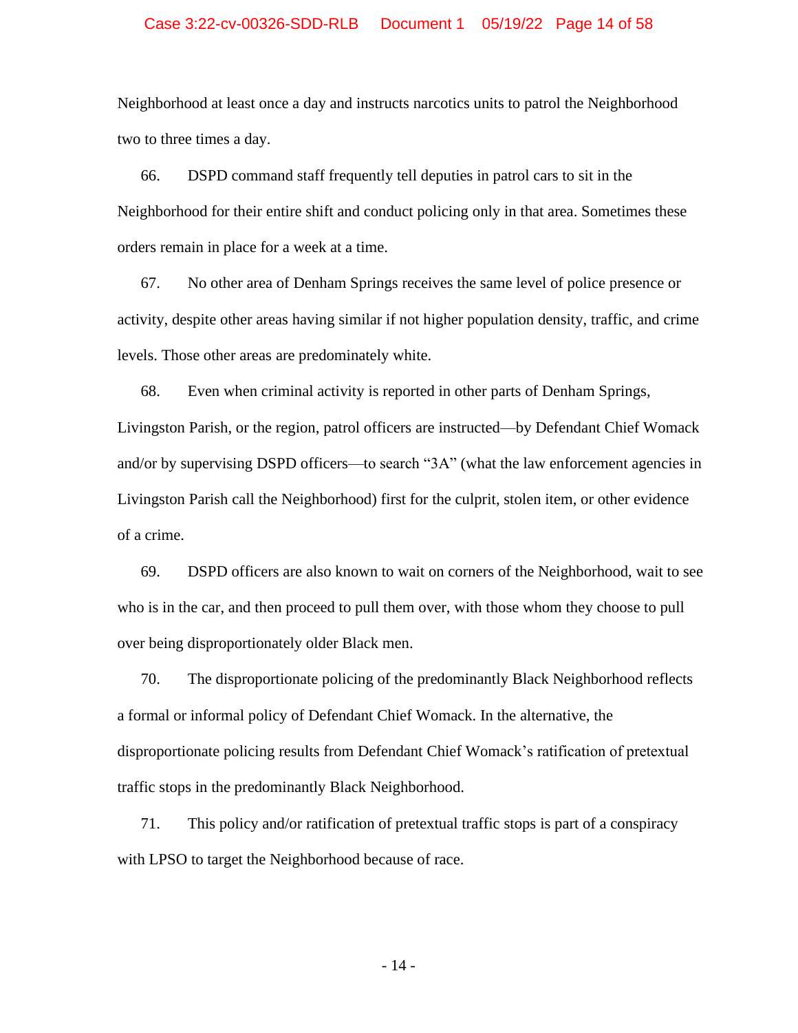Neighborhood at least once a day and instructs narcotics units to patrol the Neighborhood two to three times a day.

66. DSPD command staff frequently tell deputies in patrol cars to sit in the Neighborhood for their entire shift and conduct policing only in that area. Sometimes these orders remain in place for a week at a time.

67. No other area of Denham Springs receives the same level of police presence or activity, despite other areas having similar if not higher population density, traffic, and crime levels. Those other areas are predominately white.

68. Even when criminal activity is reported in other parts of Denham Springs, Livingston Parish, or the region, patrol officers are instructed—by Defendant Chief Womack and/or by supervising DSPD officers—to search "3A" (what the law enforcement agencies in Livingston Parish call the Neighborhood) first for the culprit, stolen item, or other evidence of a crime.

69. DSPD officers are also known to wait on corners of the Neighborhood, wait to see who is in the car, and then proceed to pull them over, with those whom they choose to pull over being disproportionately older Black men.

70. The disproportionate policing of the predominantly Black Neighborhood reflects a formal or informal policy of Defendant Chief Womack. In the alternative, the disproportionate policing results from Defendant Chief Womack's ratification of pretextual traffic stops in the predominantly Black Neighborhood.

71. This policy and/or ratification of pretextual traffic stops is part of a conspiracy with LPSO to target the Neighborhood because of race.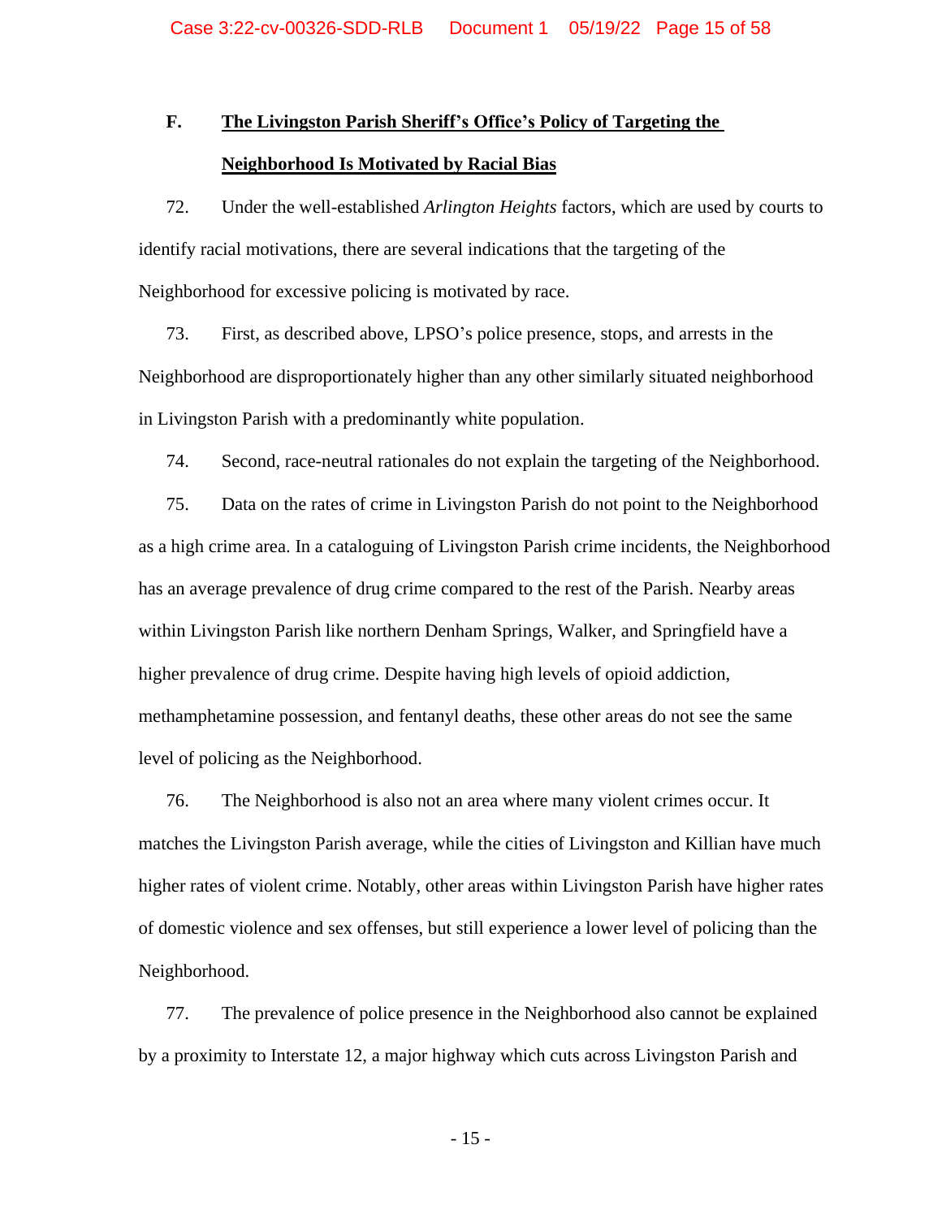### F. <u>The Livingston Parish Sheriff's Office's Policy of Targeting the Neighborhood Is Motivated by Racial Bias</u>

72. Under the well-established *Arlington Heights* factors, which are used by courts to identify racial motivations, there are several indications that the targeting of the Neighborhood for excessive policing is motivated by race.

73. First, as described above, LPSO's police presence, stops, and arrests in the Neighborhood are disproportionately higher than any other similarly situated neighborhood in Livingston Parish with a predominantly white population.

74. Second, race-neutral rationales do not explain the targeting of the Neighborhood.

75. Data on the rates of crime in Livingston Parish do not point to the Neighborhood as a high crime area. In a cataloguing of Livingston Parish crime incidents, the Neighborhood has an average prevalence of drug crime compared to the rest of the Parish. Nearby areas within Livingston Parish like northern Denham Springs, Walker, and Springfield have a higher prevalence of drug crime. Despite having high levels of opioid addiction, methamphetamine possession, and fentanyl deaths, these other areas do not see the same level of policing as the Neighborhood.

76. The Neighborhood is also not an area where many violent crimes occur. It matches the Livingston Parish average, while the cities of Livingston and Killian have much higher rates of violent crime. Notably, other areas within Livingston Parish have higher rates of domestic violence and sex offenses, but still experience a lower level of policing than the Neighborhood.

77. The prevalence of police presence in the Neighborhood also cannot be explained by a proximity to Interstate 12, a major highway which cuts across Livingston Parish and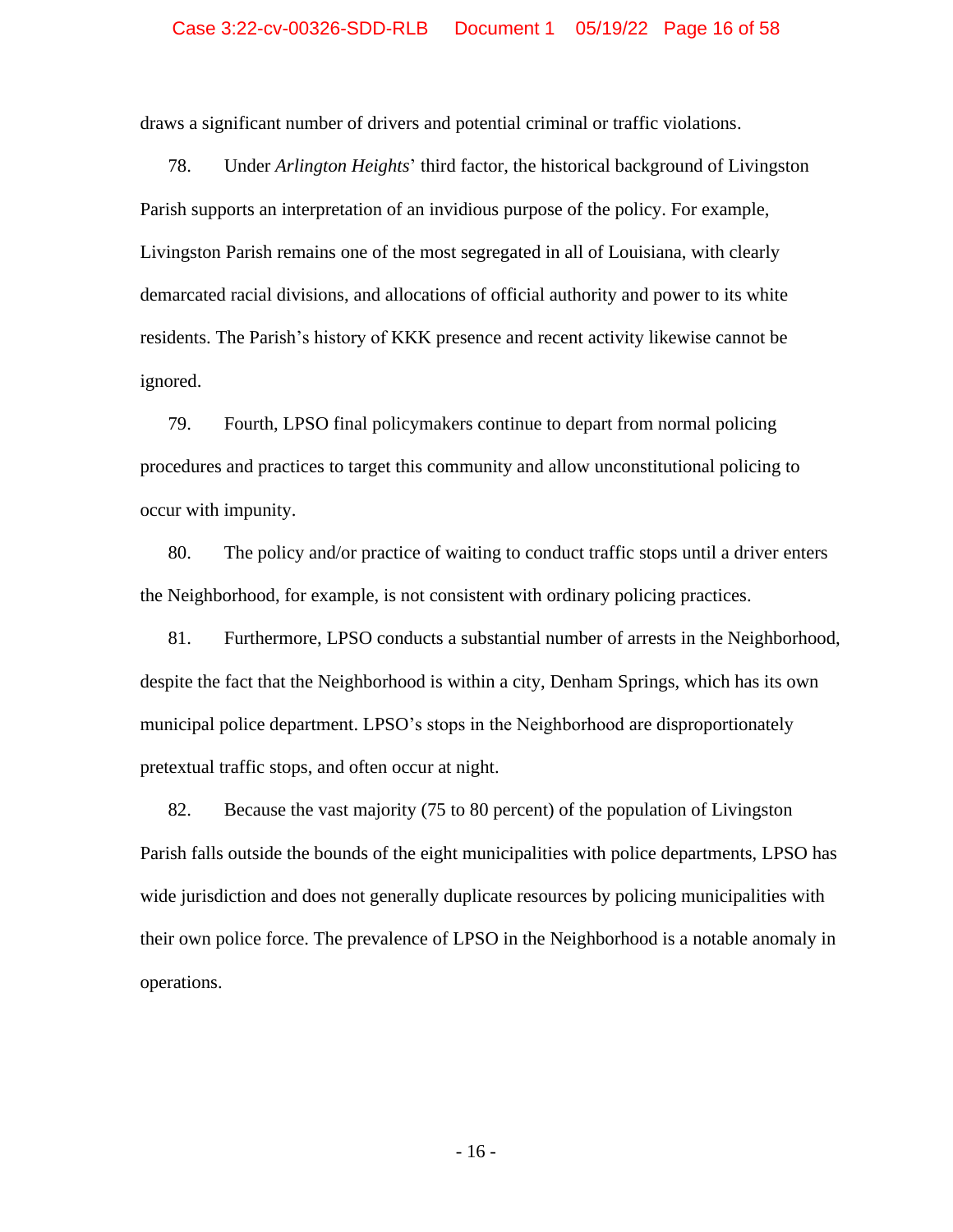draws a significant number of drivers and potential criminal or traffic violations.

78. Under *Arlington Heights*' third factor, the historical background of Livingston Parish supports an interpretation of an invidious purpose of the policy. For example, Livingston Parish remains one of the most segregated in all of Louisiana, with clearly demarcated racial divisions, and allocations of official authority and power to its white residents. The Parish's history of KKK presence and recent activity likewise cannot be ignored.

79. Fourth, LPSO final policymakers continue to depart from normal policing procedures and practices to target this community and allow unconstitutional policing to occur with impunity.

80. The policy and/or practice of waiting to conduct traffic stops until a driver enters the Neighborhood, for example, is not consistent with ordinary policing practices.

81. Furthermore, LPSO conducts a substantial number of arrests in the Neighborhood, despite the fact that the Neighborhood is within a city, Denham Springs, which has its own municipal police department. LPSO's stops in the Neighborhood are disproportionately pretextual traffic stops, and often occur at night.

82. Because the vast majority (75 to 80 percent) of the population of Livingston Parish falls outside the bounds of the eight municipalities with police departments, LPSO has wide jurisdiction and does not generally duplicate resources by policing municipalities with their own police force. The prevalence of LPSO in the Neighborhood is a notable anomaly in operations.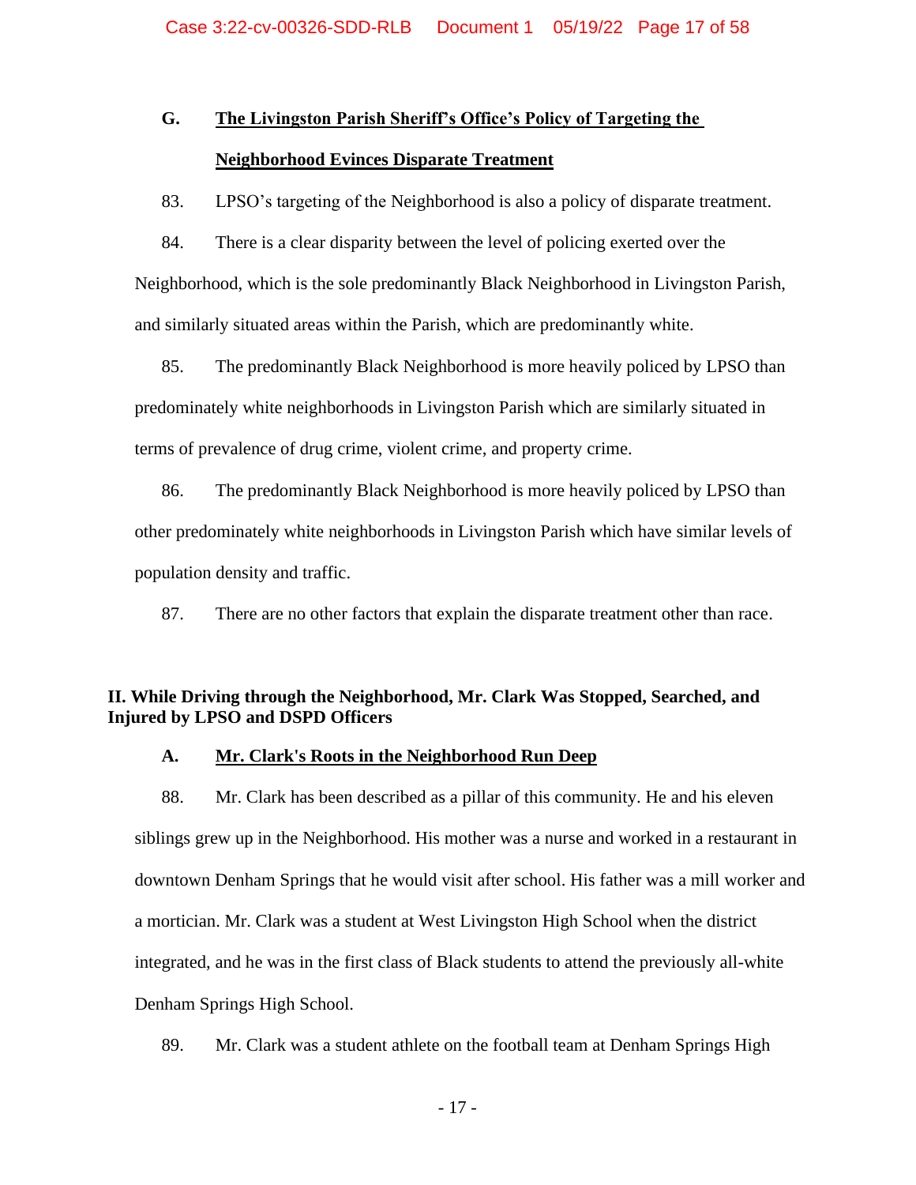### G. <u>The Livingston Parish Sheriff's Office's Policy of Targeting the Neighborhood Evinces Disparate Treatment</u>

83. LPSO's targeting of the Neighborhood is also a policy of disparate treatment.

84. There is a clear disparity between the level of policing exerted over the Neighborhood, which is the sole predominantly Black Neighborhood in Livingston Parish, and similarly situated areas within the Parish, which are predominantly white.

85. The predominantly Black Neighborhood is more heavily policed by LPSO than predominately white neighborhoods in Livingston Parish which are similarly situated in terms of prevalence of drug crime, violent crime, and property crime.

86. The predominantly Black Neighborhood is more heavily policed by LPSO than other predominately white neighborhoods in Livingston Parish which have similar levels of population density and traffic.

87. There are no other factors that explain the disparate treatment other than race.

## II. While Driving through the Neighborhood, Mr. Clark Was Stopped, Searched, and Injured by LPSO and DSPD Officers

### A. <u>Mr. Clark's Roots in the Neighborhood Run Deep</u>

88. Mr. Clark has been described as a pillar of this community. He and his eleven siblings grew up in the Neighborhood. His mother was a nurse and worked in a restaurant in downtown Denham Springs that he would visit after school. His father was a mill worker and a mortician. Mr. Clark was a student at West Livingston High School when the district integrated, and he was in the first class of Black students to attend the previously all-white Denham Springs High School.

89. Mr. Clark was a student athlete on the football team at Denham Springs High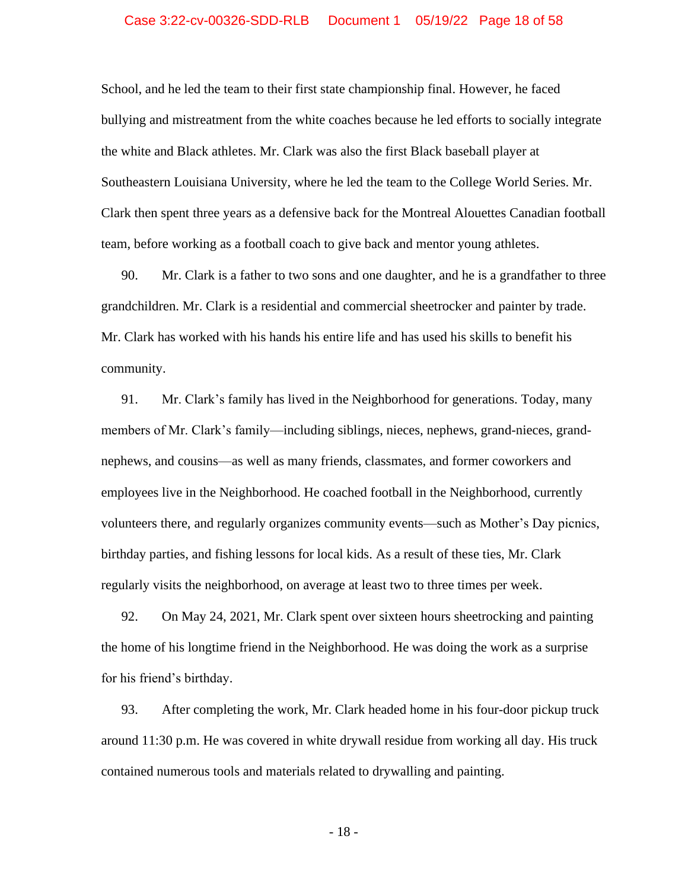School, and he led the team to their first state championship final. However, he faced bullying and mistreatment from the white coaches because he led efforts to socially integrate the white and Black athletes. Mr. Clark was also the first Black baseball player at Southeastern Louisiana University, where he led the team to the College World Series. Mr. Clark then spent three years as a defensive back for the Montreal Alouettes Canadian football team, before working as a football coach to give back and mentor young athletes.

90. Mr. Clark is a father to two sons and one daughter, and he is a grandfather to three grandchildren. Mr. Clark is a residential and commercial sheetrocker and painter by trade. Mr. Clark has worked with his hands his entire life and has used his skills to benefit his community.

91. Mr. Clark's family has lived in the Neighborhood for generations. Today, many members of Mr. Clark's family—including siblings, nieces, nephews, grand-nieces, grand-nephews, and cousins—as well as many friends, classmates, and former coworkers and employees live in the Neighborhood. He coached football in the Neighborhood, currently volunteers there, and regularly organizes community events—such as Mother's Day picnics, birthday parties, and fishing lessons for local kids. As a result of these ties, Mr. Clark regularly visits the neighborhood, on average at least two to three times per week.

92. On May 24, 2021, Mr. Clark spent over sixteen hours sheetrocking and painting the home of his longtime friend in the Neighborhood. He was doing the work as a surprise for his friend's birthday.

93. After completing the work, Mr. Clark headed home in his four-door pickup truck around 11:30 p.m. He was covered in white drywall residue from working all day. His truck contained numerous tools and materials related to drywalling and painting.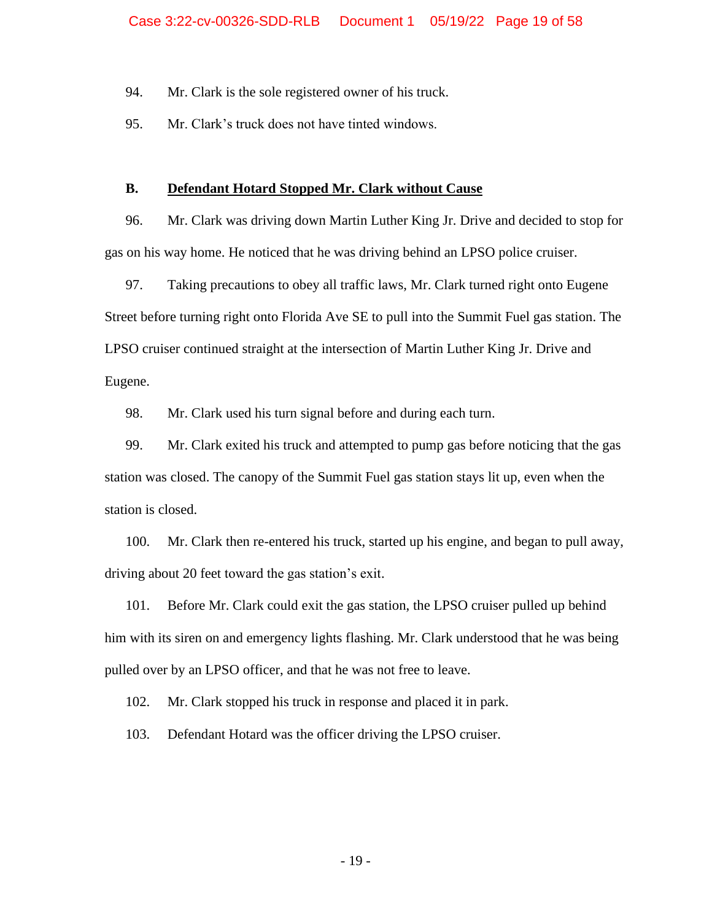94. Mr. Clark is the sole registered owner of his truck.

95. Mr. Clark's truck does not have tinted windows.

### B. <u>Defendant Hotard Stopped Mr. Clark without Cause</u>

96. Mr. Clark was driving down Martin Luther King Jr. Drive and decided to stop for gas on his way home. He noticed that he was driving behind an LPSO police cruiser.

97. Taking precautions to obey all traffic laws, Mr. Clark turned right onto Eugene Street before turning right onto Florida Ave SE to pull into the Summit Fuel gas station. The LPSO cruiser continued straight at the intersection of Martin Luther King Jr. Drive and Eugene.

98. Mr. Clark used his turn signal before and during each turn.

99. Mr. Clark exited his truck and attempted to pump gas before noticing that the gas station was closed. The canopy of the Summit Fuel gas station stays lit up, even when the station is closed.

100. Mr. Clark then re-entered his truck, started up his engine, and began to pull away, driving about 20 feet toward the gas station's exit.

101. Before Mr. Clark could exit the gas station, the LPSO cruiser pulled up behind him with its siren on and emergency lights flashing. Mr. Clark understood that he was being pulled over by an LPSO officer, and that he was not free to leave.

102. Mr. Clark stopped his truck in response and placed it in park.

103. Defendant Hotard was the officer driving the LPSO cruiser.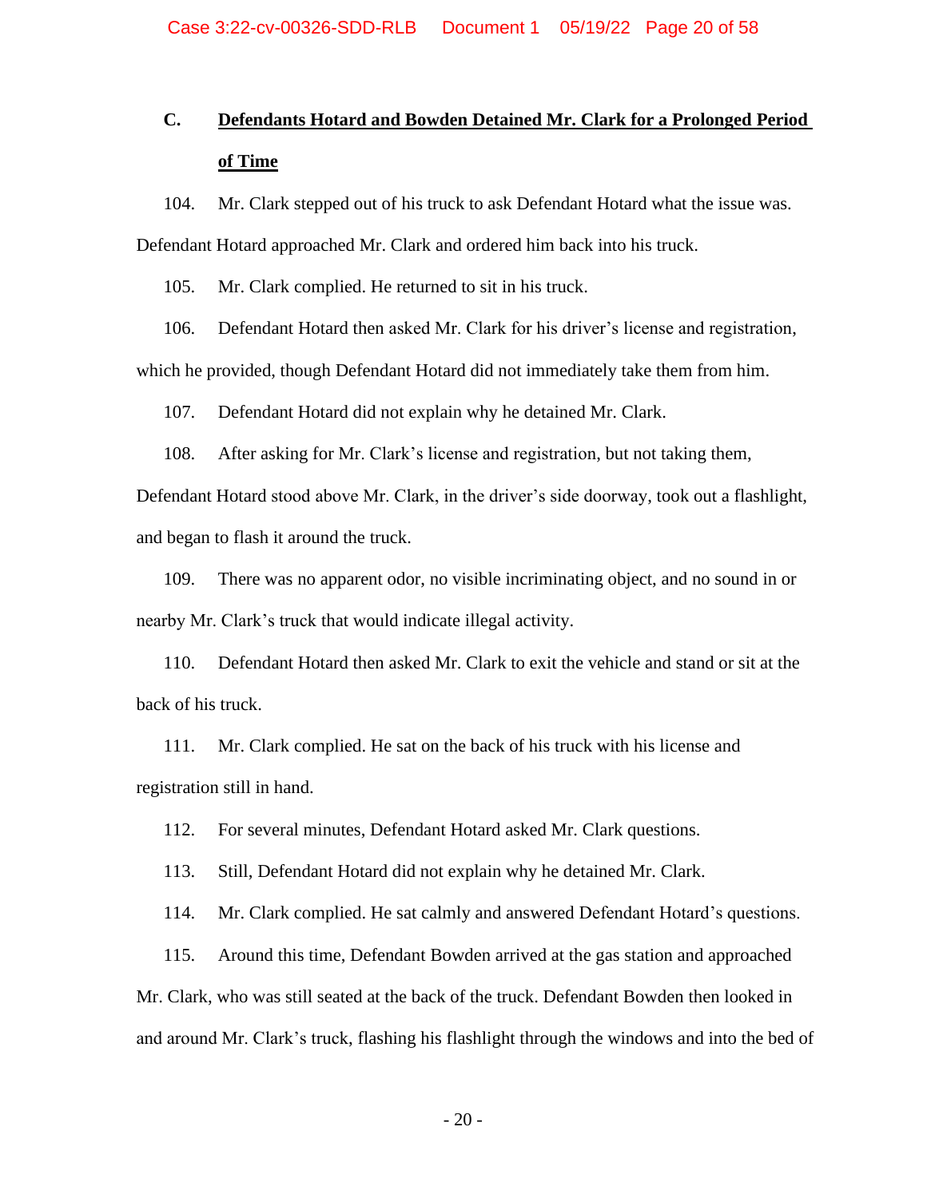### C. Defendants Hotard and Bowden Detained Mr. Clark for a Prolonged Period of Time

104. Mr. Clark stepped out of his truck to ask Defendant Hotard what the issue was. Defendant Hotard approached Mr. Clark and ordered him back into his truck.

105. Mr. Clark complied. He returned to sit in his truck.

106. Defendant Hotard then asked Mr. Clark for his driver's license and registration, which he provided, though Defendant Hotard did not immediately take them from him.

107. Defendant Hotard did not explain why he detained Mr. Clark.

108. After asking for Mr. Clark's license and registration, but not taking them, Defendant Hotard stood above Mr. Clark, in the driver's side doorway, took out a flashlight, and began to flash it around the truck.

109. There was no apparent odor, no visible incriminating object, and no sound in or nearby Mr. Clark's truck that would indicate illegal activity.

110. Defendant Hotard then asked Mr. Clark to exit the vehicle and stand or sit at the back of his truck.

111. Mr. Clark complied. He sat on the back of his truck with his license and registration still in hand.

112. For several minutes, Defendant Hotard asked Mr. Clark questions.

113. Still, Defendant Hotard did not explain why he detained Mr. Clark.

114. Mr. Clark complied. He sat calmly and answered Defendant Hotard's questions.

115. Around this time, Defendant Bowden arrived at the gas station and approached Mr. Clark, who was still seated at the back of the truck. Defendant Bowden then looked in and around Mr. Clark's truck, flashing his flashlight through the windows and into the bed of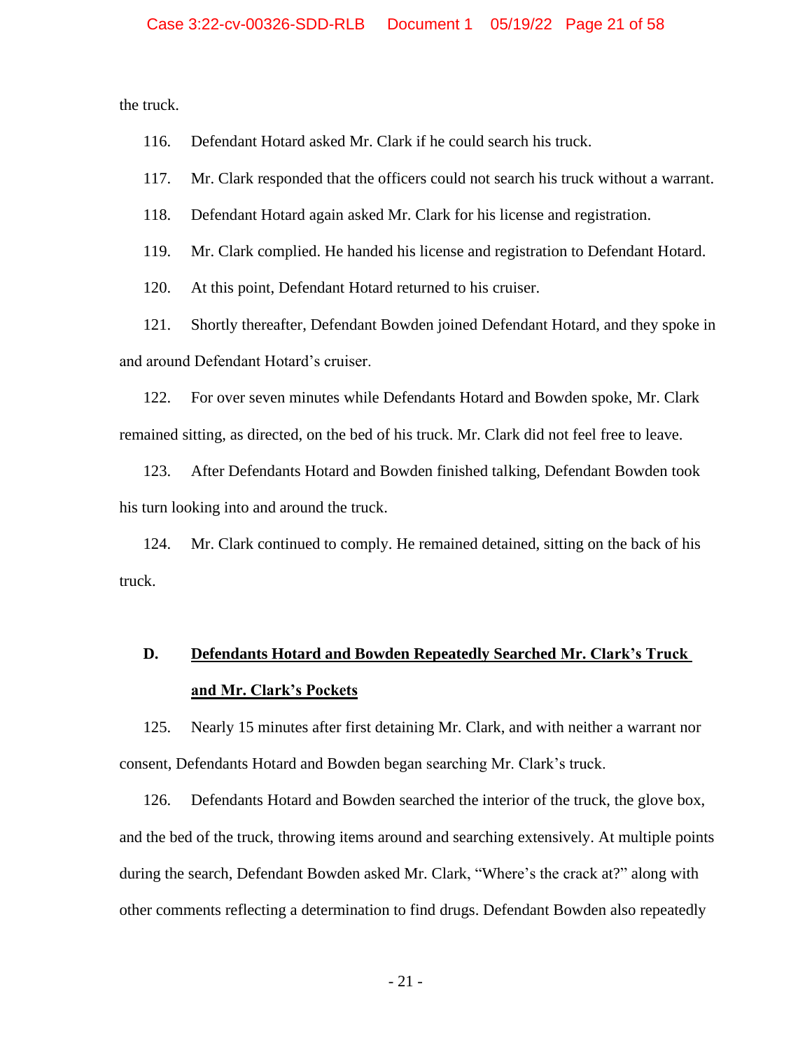the truck.

116. Defendant Hotard asked Mr. Clark if he could search his truck.

117. Mr. Clark responded that the officers could not search his truck without a warrant.

118. Defendant Hotard again asked Mr. Clark for his license and registration.

119. Mr. Clark complied. He handed his license and registration to Defendant Hotard.

120. At this point, Defendant Hotard returned to his cruiser.

121. Shortly thereafter, Defendant Bowden joined Defendant Hotard, and they spoke in and around Defendant Hotard's cruiser.

122. For over seven minutes while Defendants Hotard and Bowden spoke, Mr. Clark remained sitting, as directed, on the bed of his truck. Mr. Clark did not feel free to leave.

123. After Defendants Hotard and Bowden finished talking, Defendant Bowden took his turn looking into and around the truck.

124. Mr. Clark continued to comply. He remained detained, sitting on the back of his truck.

### D. Defendants Hotard and Bowden Repeatedly Searched Mr. Clark's Truck and Mr. Clark's Pockets

125. Nearly 15 minutes after first detaining Mr. Clark, and with neither a warrant nor consent, Defendants Hotard and Bowden began searching Mr. Clark's truck.

126. Defendants Hotard and Bowden searched the interior of the truck, the glove box, and the bed of the truck, throwing items around and searching extensively. At multiple points during the search, Defendant Bowden asked Mr. Clark, "Where's the crack at?" along with other comments reflecting a determination to find drugs. Defendant Bowden also repeatedly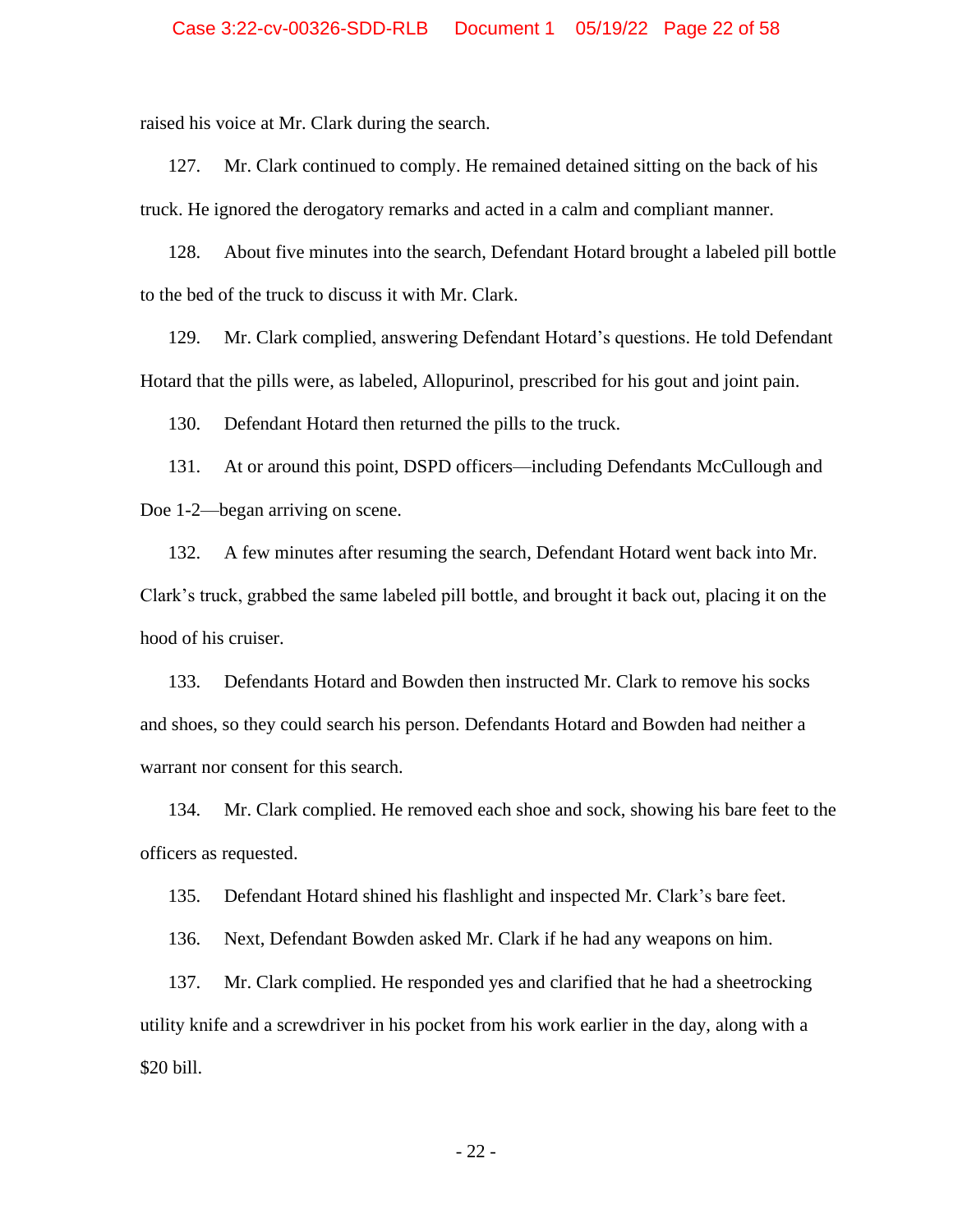raised his voice at Mr. Clark during the search.

127. Mr. Clark continued to comply. He remained detained sitting on the back of his truck. He ignored the derogatory remarks and acted in a calm and compliant manner.

128. About five minutes into the search, Defendant Hotard brought a labeled pill bottle to the bed of the truck to discuss it with Mr. Clark.

129. Mr. Clark complied, answering Defendant Hotard's questions. He told Defendant Hotard that the pills were, as labeled, Allopurinol, prescribed for his gout and joint pain.

130. Defendant Hotard then returned the pills to the truck.

131. At or around this point, DSPD officers—including Defendants McCullough and Doe 1-2—began arriving on scene.

132. A few minutes after resuming the search, Defendant Hotard went back into Mr. Clark's truck, grabbed the same labeled pill bottle, and brought it back out, placing it on the hood of his cruiser.

133. Defendants Hotard and Bowden then instructed Mr. Clark to remove his socks and shoes, so they could search his person. Defendants Hotard and Bowden had neither a warrant nor consent for this search.

134. Mr. Clark complied. He removed each shoe and sock, showing his bare feet to the officers as requested.

135. Defendant Hotard shined his flashlight and inspected Mr. Clark's bare feet.

136. Next, Defendant Bowden asked Mr. Clark if he had any weapons on him.

137. Mr. Clark complied. He responded yes and clarified that he had a sheetrocking utility knife and a screwdriver in his pocket from his work earlier in the day, along with a $20 bill.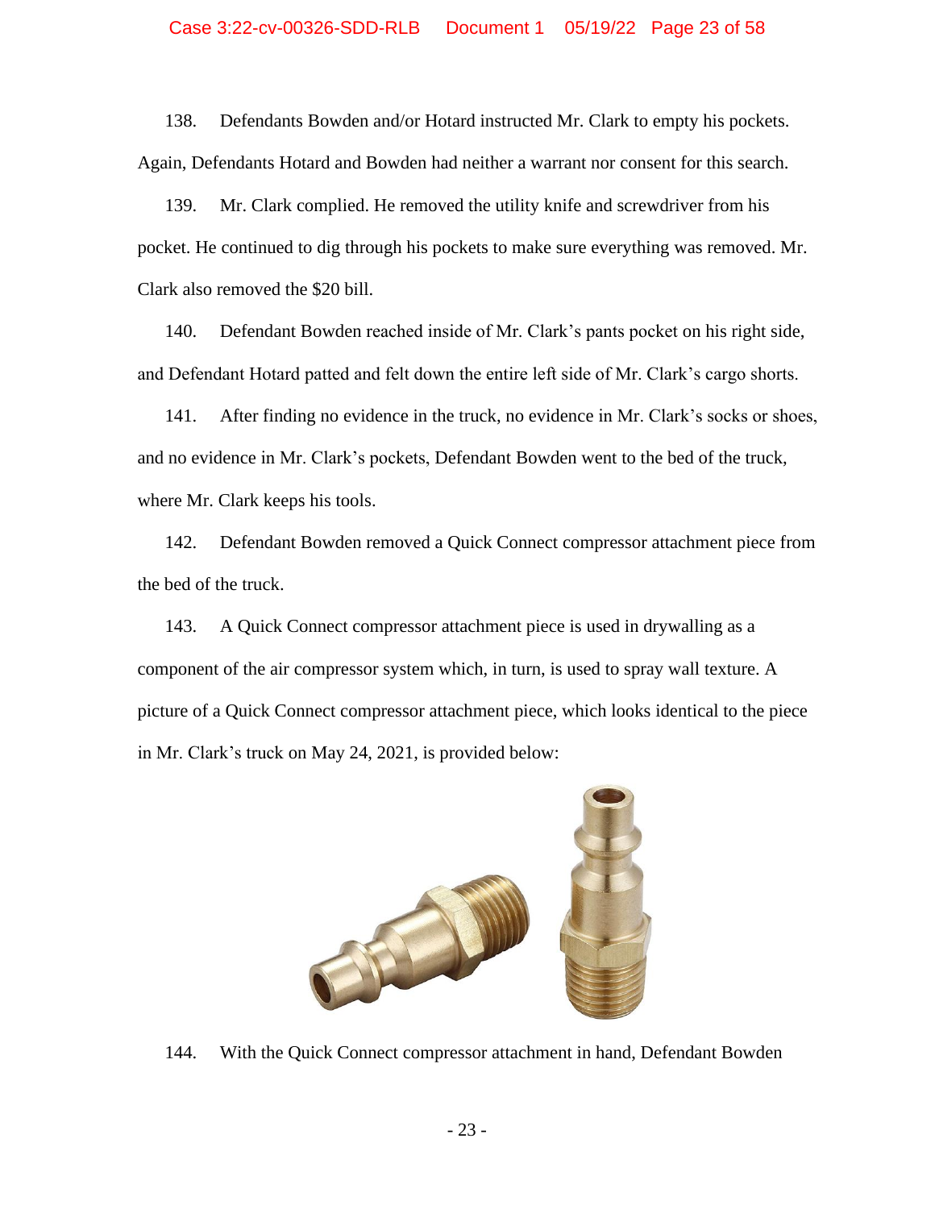138. Defendants Bowden and/or Hotard instructed Mr. Clark to empty his pockets. Again, Defendants Hotard and Bowden had neither a warrant nor consent for this search.

139. Mr. Clark complied. He removed the utility knife and screwdriver from his pocket. He continued to dig through his pockets to make sure everything was removed. Mr. Clark also removed the $20 bill.

140. Defendant Bowden reached inside of Mr. Clark's pants pocket on his right side, and Defendant Hotard patted and felt down the entire left side of Mr. Clark's cargo shorts.

141. After finding no evidence in the truck, no evidence in Mr. Clark's socks or shoes, and no evidence in Mr. Clark's pockets, Defendant Bowden went to the bed of the truck, where Mr. Clark keeps his tools.

142. Defendant Bowden removed a Quick Connect compressor attachment piece from the bed of the truck.

143. A Quick Connect compressor attachment piece is used in drywalling as a component of the air compressor system which, in turn, is used to spray wall texture. A picture of a Quick Connect compressor attachment piece, which looks identical to the piece in Mr. Clark's truck on May 24, 2021, is provided below:

144. With the Quick Connect compressor attachment in hand, Defendant Bowden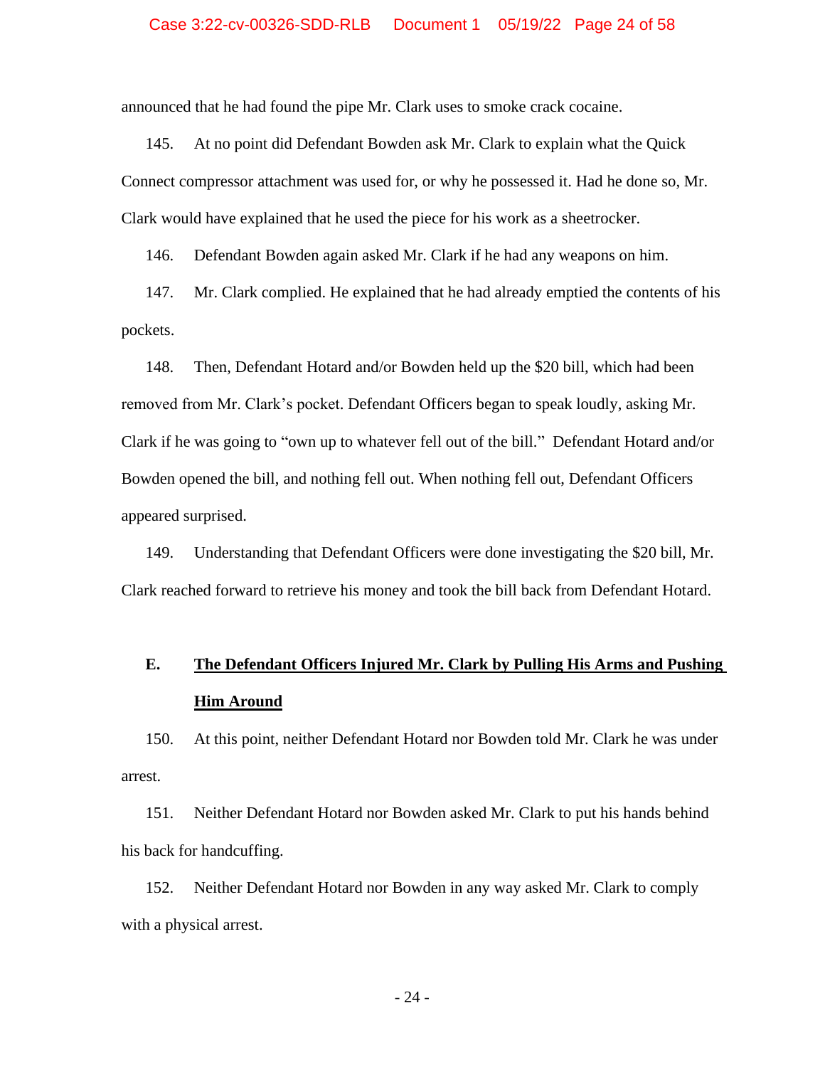announced that he had found the pipe Mr. Clark uses to smoke crack cocaine.

145. At no point did Defendant Bowden ask Mr. Clark to explain what the Quick Connect compressor attachment was used for, or why he possessed it. Had he done so, Mr. Clark would have explained that he used the piece for his work as a sheetrocker.

146. Defendant Bowden again asked Mr. Clark if he had any weapons on him.

147. Mr. Clark complied. He explained that he had already emptied the contents of his pockets.

148. Then, Defendant Hotard and/or Bowden held up the $20 bill, which had been removed from Mr. Clark's pocket. Defendant Officers began to speak loudly, asking Mr. Clark if he was going to "own up to whatever fell out of the bill." Defendant Hotard and/or Bowden opened the bill, and nothing fell out. When nothing fell out, Defendant Officers appeared surprised.

149. Understanding that Defendant Officers were done investigating the $20 bill, Mr. Clark reached forward to retrieve his money and took the bill back from Defendant Hotard.

## E. The Defendant Officers Injured Mr. Clark by Pulling His Arms and Pushing Him Around

150. At this point, neither Defendant Hotard nor Bowden told Mr. Clark he was under arrest.

151. Neither Defendant Hotard nor Bowden asked Mr. Clark to put his hands behind his back for handcuffing.

152. Neither Defendant Hotard nor Bowden in any way asked Mr. Clark to comply with a physical arrest.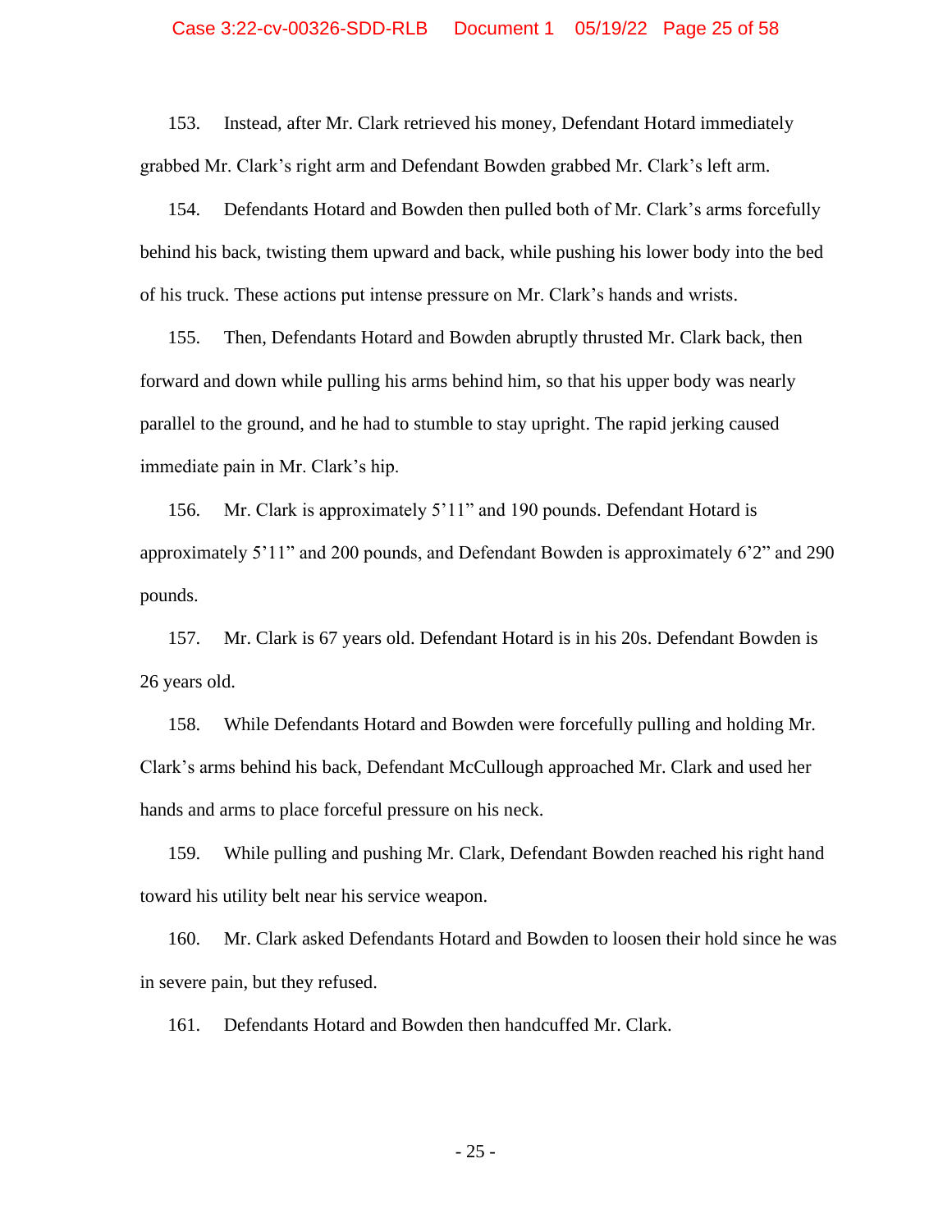153. Instead, after Mr. Clark retrieved his money, Defendant Hotard immediately grabbed Mr. Clark's right arm and Defendant Bowden grabbed Mr. Clark's left arm.

154. Defendants Hotard and Bowden then pulled both of Mr. Clark's arms forcefully behind his back, twisting them upward and back, while pushing his lower body into the bed of his truck. These actions put intense pressure on Mr. Clark's hands and wrists.

155. Then, Defendants Hotard and Bowden abruptly thrusted Mr. Clark back, then forward and down while pulling his arms behind him, so that his upper body was nearly parallel to the ground, and he had to stumble to stay upright. The rapid jerking caused immediate pain in Mr. Clark's hip.

156. Mr. Clark is approximately 5'11" and 190 pounds. Defendant Hotard is approximately 5'11" and 200 pounds, and Defendant Bowden is approximately 6'2" and 290 pounds.

157. Mr. Clark is 67 years old. Defendant Hotard is in his 20s. Defendant Bowden is 26 years old.

158. While Defendants Hotard and Bowden were forcefully pulling and holding Mr. Clark's arms behind his back, Defendant McCullough approached Mr. Clark and used her hands and arms to place forceful pressure on his neck.

159. While pulling and pushing Mr. Clark, Defendant Bowden reached his right hand toward his utility belt near his service weapon.

160. Mr. Clark asked Defendants Hotard and Bowden to loosen their hold since he was in severe pain, but they refused.

161. Defendants Hotard and Bowden then handcuffed Mr. Clark.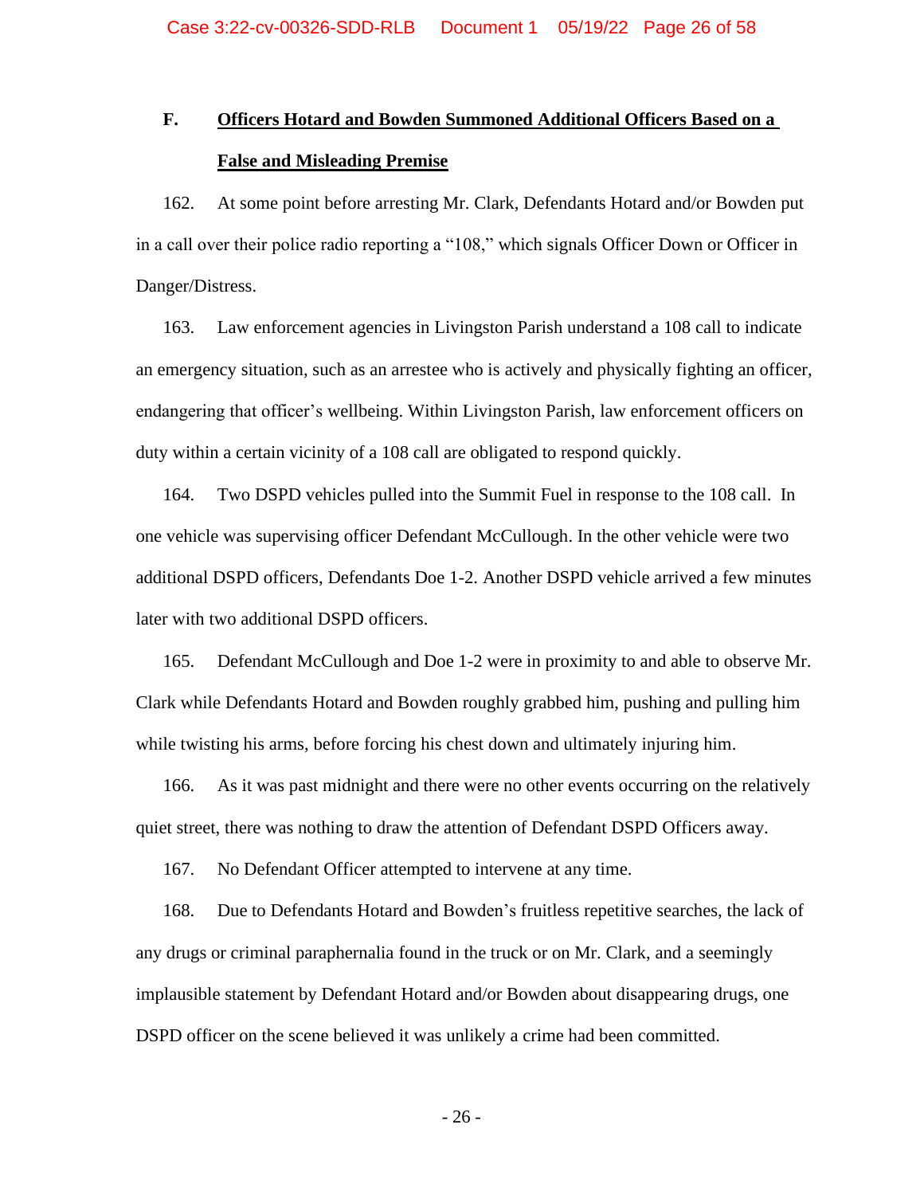### F. Officers Hotard and Bowden Summoned Additional Officers Based on a False and Misleading Premise

162. At some point before arresting Mr. Clark, Defendants Hotard and/or Bowden put in a call over their police radio reporting a "108," which signals Officer Down or Officer in Danger/Distress.

163. Law enforcement agencies in Livingston Parish understand a 108 call to indicate an emergency situation, such as an arrestee who is actively and physically fighting an officer, endangering that officer's wellbeing. Within Livingston Parish, law enforcement officers on duty within a certain vicinity of a 108 call are obligated to respond quickly.

164. Two DSPD vehicles pulled into the Summit Fuel in response to the 108 call. In one vehicle was supervising officer Defendant McCullough. In the other vehicle were two additional DSPD officers, Defendants Doe 1-2. Another DSPD vehicle arrived a few minutes later with two additional DSPD officers.

165. Defendant McCullough and Doe 1-2 were in proximity to and able to observe Mr. Clark while Defendants Hotard and Bowden roughly grabbed him, pushing and pulling him while twisting his arms, before forcing his chest down and ultimately injuring him.

166. As it was past midnight and there were no other events occurring on the relatively quiet street, there was nothing to draw the attention of Defendant DSPD Officers away.

167. No Defendant Officer attempted to intervene at any time.

168. Due to Defendants Hotard and Bowden's fruitless repetitive searches, the lack of any drugs or criminal paraphernalia found in the truck or on Mr. Clark, and a seemingly implausible statement by Defendant Hotard and/or Bowden about disappearing drugs, one DSPD officer on the scene believed it was unlikely a crime had been committed.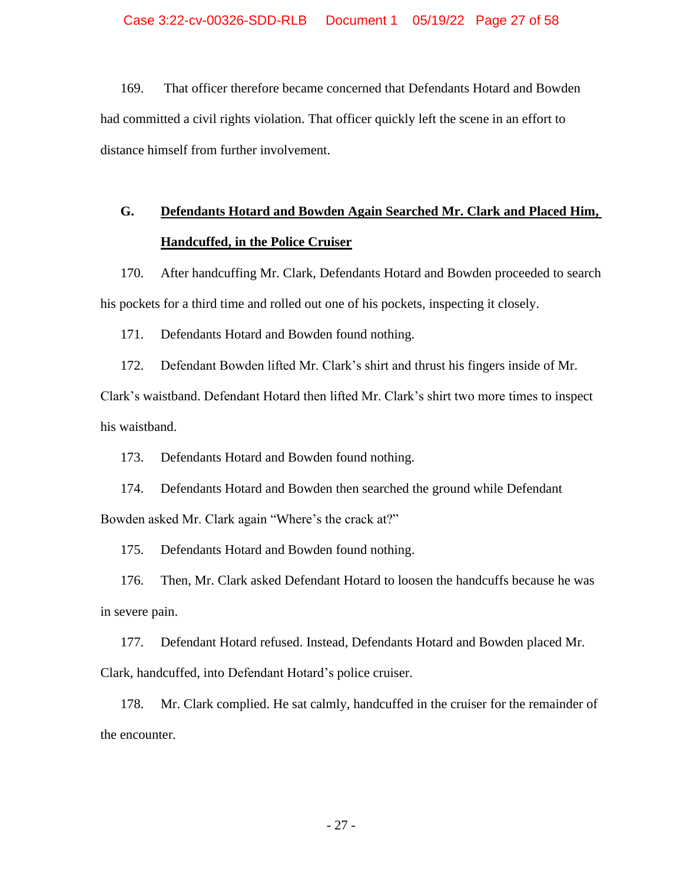169. That officer therefore became concerned that Defendants Hotard and Bowden had committed a civil rights violation. That officer quickly left the scene in an effort to distance himself from further involvement.

### G. **Defendants Hotard and Bowden Again Searched Mr. Clark and Placed Him, Handcuffed, in the Police Cruiser**

170. After handcuffing Mr. Clark, Defendants Hotard and Bowden proceeded to search his pockets for a third time and rolled out one of his pockets, inspecting it closely.

171. Defendants Hotard and Bowden found nothing.

172. Defendant Bowden lifted Mr. Clark's shirt and thrust his fingers inside of Mr. Clark's waistband. Defendant Hotard then lifted Mr. Clark's shirt two more times to inspect his waistband.

173. Defendants Hotard and Bowden found nothing.

174. Defendants Hotard and Bowden then searched the ground while Defendant Bowden asked Mr. Clark again "Where's the crack at?"

175. Defendants Hotard and Bowden found nothing.

176. Then, Mr. Clark asked Defendant Hotard to loosen the handcuffs because he was in severe pain.

177. Defendant Hotard refused. Instead, Defendants Hotard and Bowden placed Mr. Clark, handcuffed, into Defendant Hotard's police cruiser.

178. Mr. Clark complied. He sat calmly, handcuffed in the cruiser for the remainder of the encounter.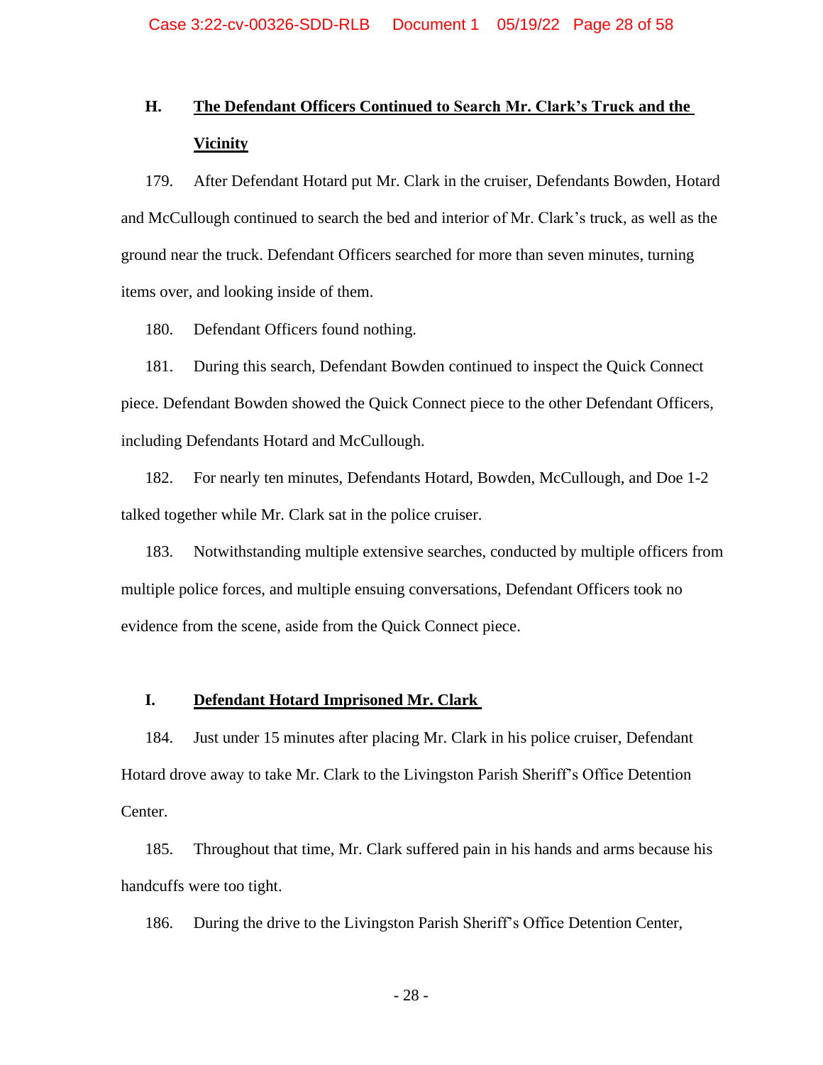### H. The Defendant Officers Continued to Search Mr. Clark's Truck and the Vicinity

179. After Defendant Hotard put Mr. Clark in the cruiser, Defendants Bowden, Hotard and McCullough continued to search the bed and interior of Mr. Clark's truck, as well as the ground near the truck. Defendant Officers searched for more than seven minutes, turning items over, and looking inside of them.

180. Defendant Officers found nothing.

181. During this search, Defendant Bowden continued to inspect the Quick Connect piece. Defendant Bowden showed the Quick Connect piece to the other Defendant Officers, including Defendants Hotard and McCullough.

182. For nearly ten minutes, Defendants Hotard, Bowden, McCullough, and Doe 1-2 talked together while Mr. Clark sat in the police cruiser.

183. Notwithstanding multiple extensive searches, conducted by multiple officers from multiple police forces, and multiple ensuing conversations, Defendant Officers took no evidence from the scene, aside from the Quick Connect piece.

### I. Defendant Hotard Imprisoned Mr. Clark

184. Just under 15 minutes after placing Mr. Clark in his police cruiser, Defendant Hotard drove away to take Mr. Clark to the Livingston Parish Sheriff's Office Detention Center.

185. Throughout that time, Mr. Clark suffered pain in his hands and arms because his handcuffs were too tight.

186. During the drive to the Livingston Parish Sheriff's Office Detention Center,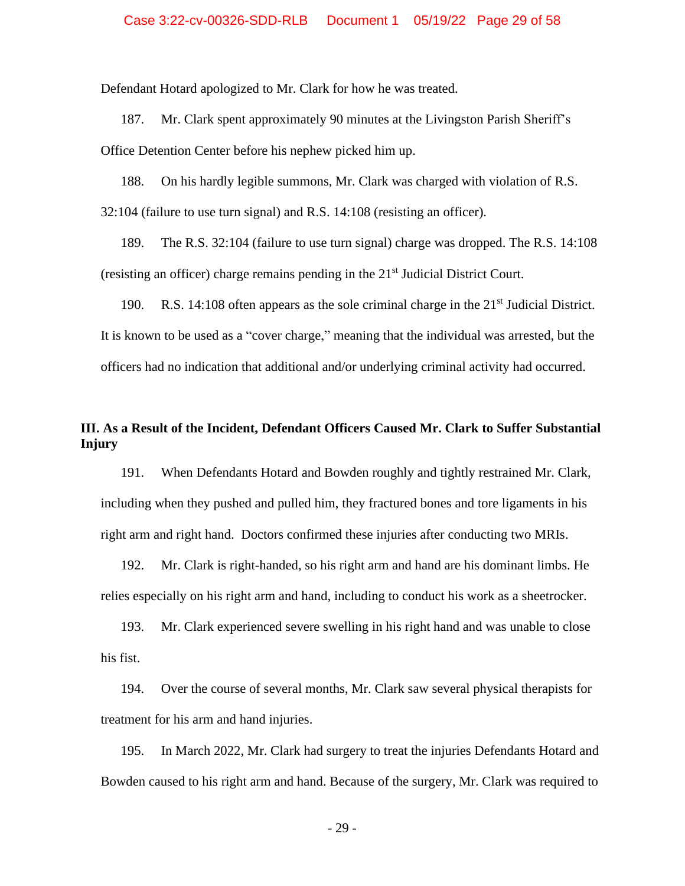Defendant Hotard apologized to Mr. Clark for how he was treated.

187. Mr. Clark spent approximately 90 minutes at the Livingston Parish Sheriff's Office Detention Center before his nephew picked him up.

188. On his hardly legible summons, Mr. Clark was charged with violation of R.S. 32:104 (failure to use turn signal) and R.S. 14:108 (resisting an officer).

189. The R.S. 32:104 (failure to use turn signal) charge was dropped. The R.S. 14:108 (resisting an officer) charge remains pending in the 21st Judicial District Court.

190. R.S. 14:108 often appears as the sole criminal charge in the 21st Judicial District. It is known to be used as a "cover charge," meaning that the individual was arrested, but the officers had no indication that additional and/or underlying criminal activity had occurred.

## III. As a Result of the Incident, Defendant Officers Caused Mr. Clark to Suffer Substantial Injury

191. When Defendants Hotard and Bowden roughly and tightly restrained Mr. Clark, including when they pushed and pulled him, they fractured bones and tore ligaments in his right arm and right hand. Doctors confirmed these injuries after conducting two MRIs.

192. Mr. Clark is right-handed, so his right arm and hand are his dominant limbs. He relies especially on his right arm and hand, including to conduct his work as a sheetrocker.

193. Mr. Clark experienced severe swelling in his right hand and was unable to close his fist.

194. Over the course of several months, Mr. Clark saw several physical therapists for treatment for his arm and hand injuries.

195. In March 2022, Mr. Clark had surgery to treat the injuries Defendants Hotard and Bowden caused to his right arm and hand. Because of the surgery, Mr. Clark was required to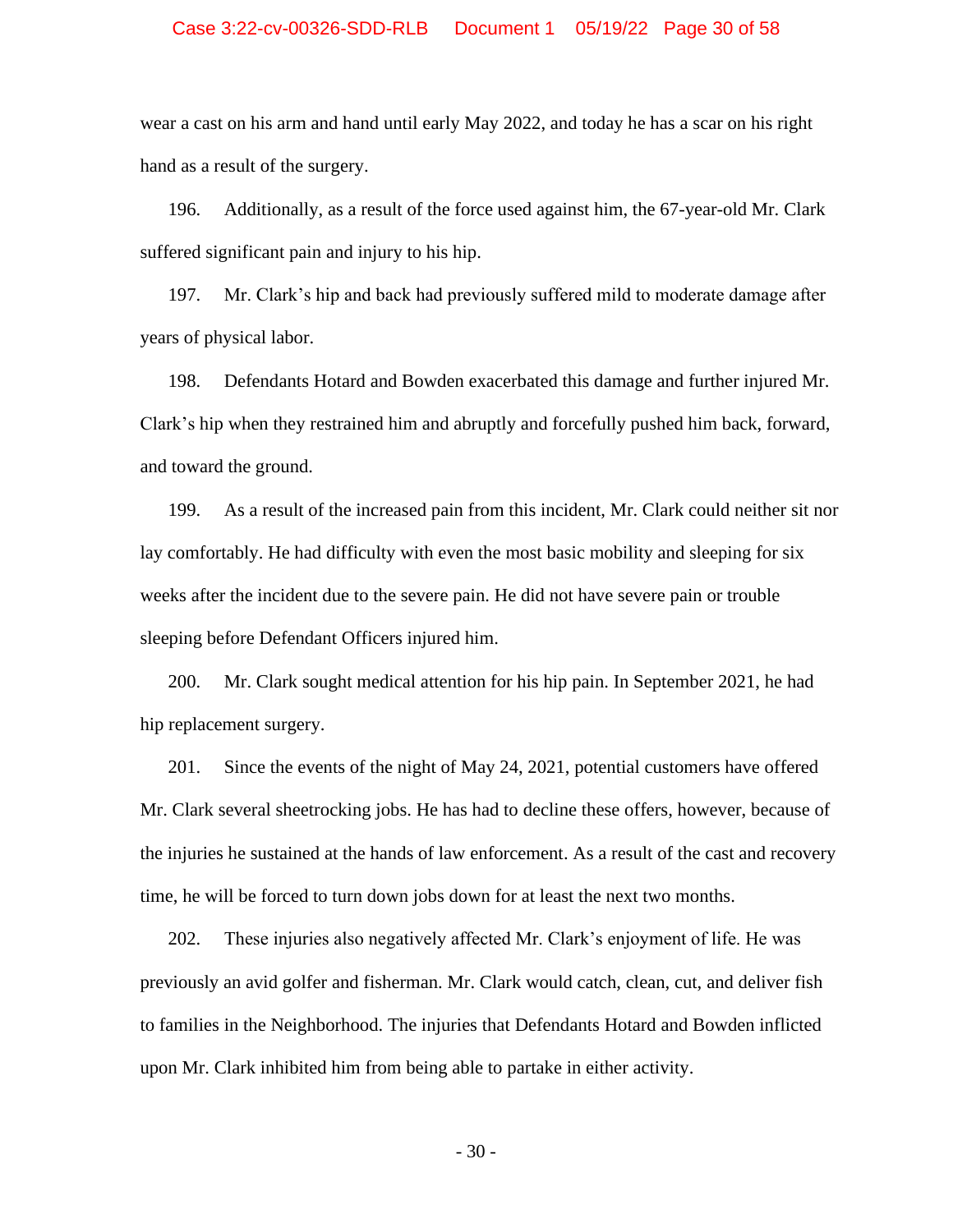wear a cast on his arm and hand until early May 2022, and today he has a scar on his right hand as a result of the surgery.

196. Additionally, as a result of the force used against him, the 67-year-old Mr. Clark suffered significant pain and injury to his hip.

197. Mr. Clark's hip and back had previously suffered mild to moderate damage after years of physical labor.

198. Defendants Hotard and Bowden exacerbated this damage and further injured Mr. Clark's hip when they restrained him and abruptly and forcefully pushed him back, forward, and toward the ground.

199. As a result of the increased pain from this incident, Mr. Clark could neither sit nor lay comfortably. He had difficulty with even the most basic mobility and sleeping for six weeks after the incident due to the severe pain. He did not have severe pain or trouble sleeping before Defendant Officers injured him.

200. Mr. Clark sought medical attention for his hip pain. In September 2021, he had hip replacement surgery.

201. Since the events of the night of May 24, 2021, potential customers have offered Mr. Clark several sheetrocking jobs. He has had to decline these offers, however, because of the injuries he sustained at the hands of law enforcement. As a result of the cast and recovery time, he will be forced to turn down jobs down for at least the next two months.

202. These injuries also negatively affected Mr. Clark's enjoyment of life. He was previously an avid golfer and fisherman. Mr. Clark would catch, clean, cut, and deliver fish to families in the Neighborhood. The injuries that Defendants Hotard and Bowden inflicted upon Mr. Clark inhibited him from being able to partake in either activity.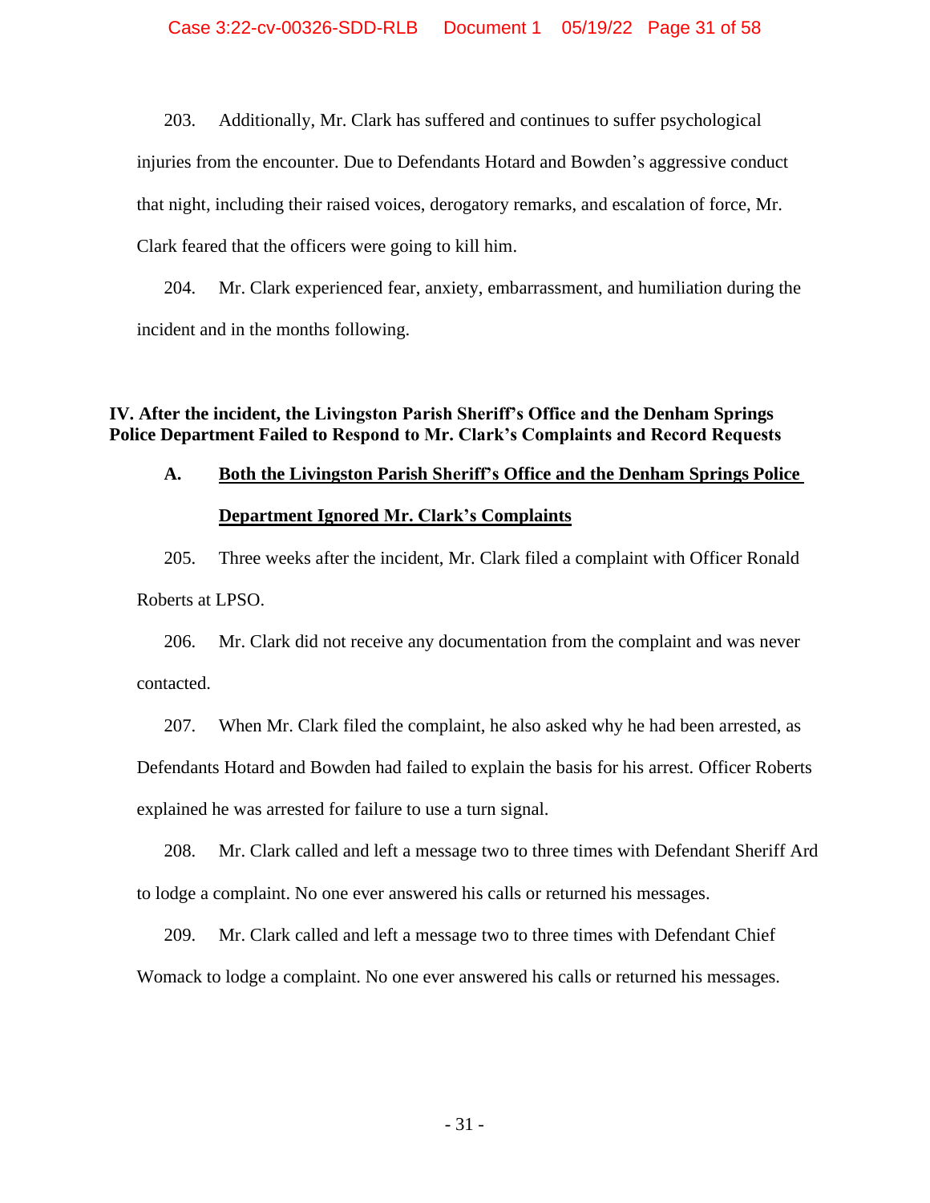203. Additionally, Mr. Clark has suffered and continues to suffer psychological injuries from the encounter. Due to Defendants Hotard and Bowden's aggressive conduct that night, including their raised voices, derogatory remarks, and escalation of force, Mr. Clark feared that the officers were going to kill him.

204. Mr. Clark experienced fear, anxiety, embarrassment, and humiliation during the incident and in the months following.

## IV. After the incident, the Livingston Parish Sheriff's Office and the Denham Springs Police Department Failed to Respond to Mr. Clark's Complaints and Record Requests

### A. <u>Both the Livingston Parish Sheriff's Office and the Denham Springs Police Department Ignored Mr. Clark's Complaints</u>

205. Three weeks after the incident, Mr. Clark filed a complaint with Officer Ronald Roberts at LPSO.

206. Mr. Clark did not receive any documentation from the complaint and was never contacted.

207. When Mr. Clark filed the complaint, he also asked why he had been arrested, as Defendants Hotard and Bowden had failed to explain the basis for his arrest. Officer Roberts explained he was arrested for failure to use a turn signal.

208. Mr. Clark called and left a message two to three times with Defendant Sheriff Ard to lodge a complaint. No one ever answered his calls or returned his messages.

209. Mr. Clark called and left a message two to three times with Defendant Chief Womack to lodge a complaint. No one ever answered his calls or returned his messages.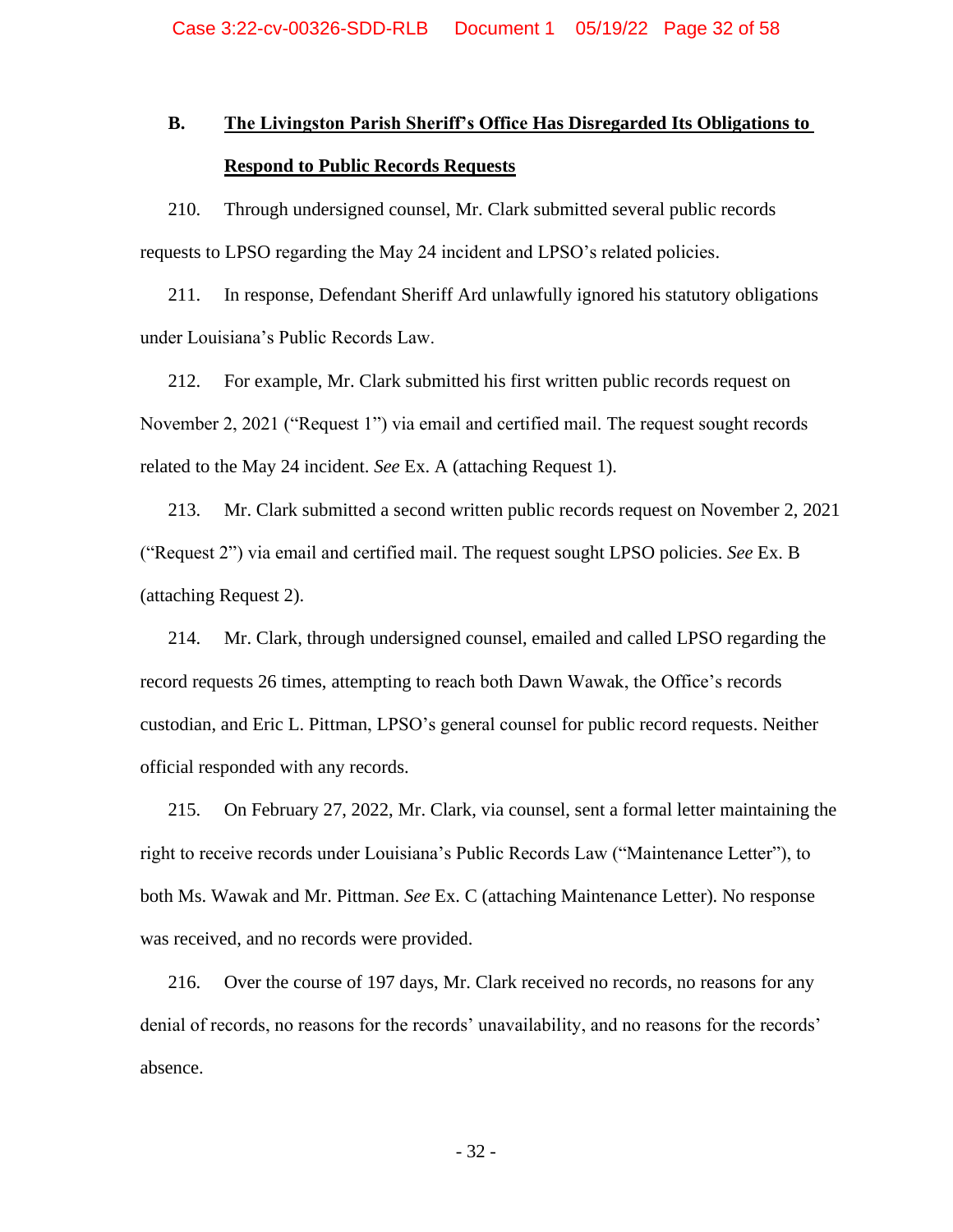### B. <u>The Livingston Parish Sheriff's Office Has Disregarded Its Obligations to Respond to Public Records Requests</u>

210. Through undersigned counsel, Mr. Clark submitted several public records requests to LPSO regarding the May 24 incident and LPSO's related policies.

211. In response, Defendant Sheriff Ard unlawfully ignored his statutory obligations under Louisiana's Public Records Law.

212. For example, Mr. Clark submitted his first written public records request on November 2, 2021 ("Request 1") via email and certified mail. The request sought records related to the May 24 incident. *See* Ex. A (attaching Request 1).

213. Mr. Clark submitted a second written public records request on November 2, 2021 ("Request 2") via email and certified mail. The request sought LPSO policies. *See* Ex. B (attaching Request 2).

214. Mr. Clark, through undersigned counsel, emailed and called LPSO regarding the record requests 26 times, attempting to reach both Dawn Wawak, the Office's records custodian, and Eric L. Pittman, LPSO's general counsel for public record requests. Neither official responded with any records.

215. On February 27, 2022, Mr. Clark, via counsel, sent a formal letter maintaining the right to receive records under Louisiana's Public Records Law ("Maintenance Letter"), to both Ms. Wawak and Mr. Pittman. *See* Ex. C (attaching Maintenance Letter). No response was received, and no records were provided.

216. Over the course of 197 days, Mr. Clark received no records, no reasons for any denial of records, no reasons for the records' unavailability, and no reasons for the records' absence.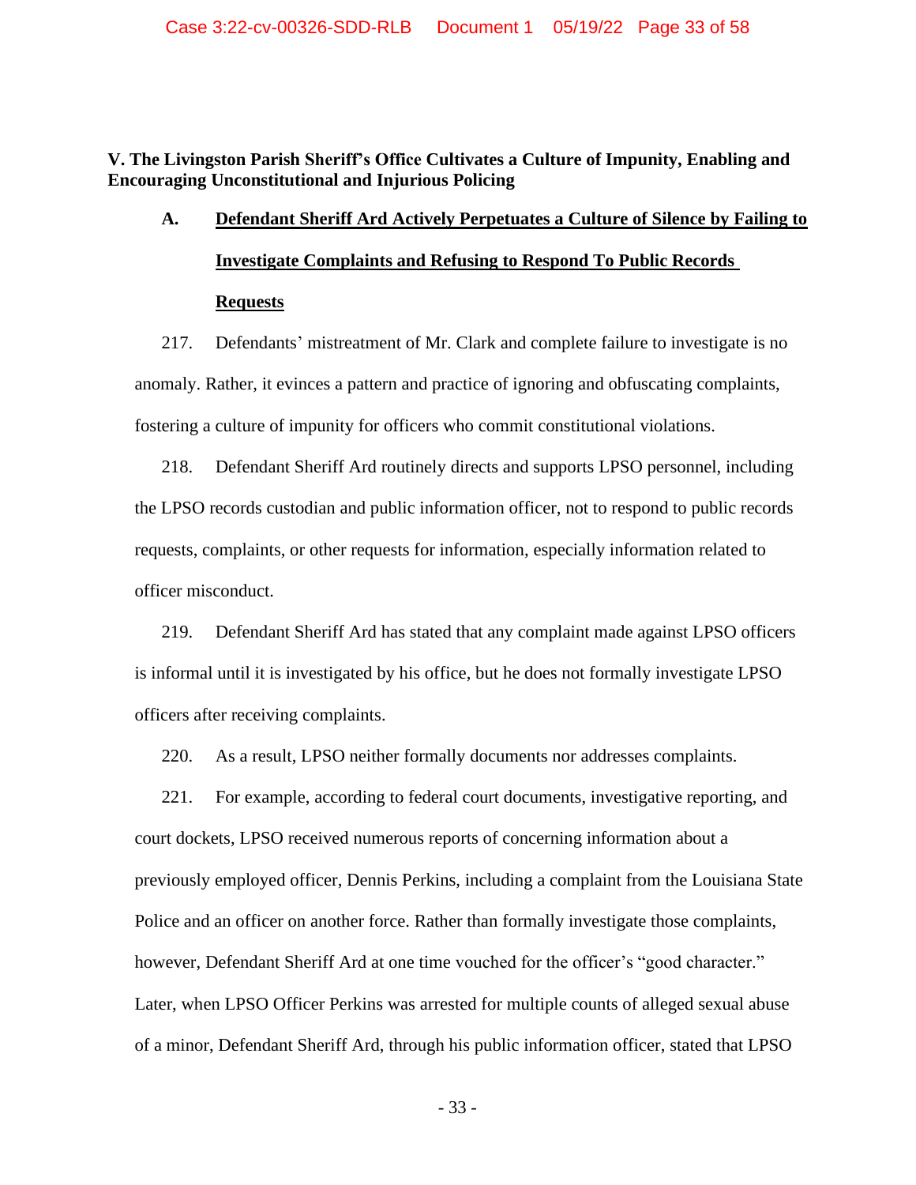## V. The Livingston Parish Sheriff's Office Cultivates a Culture of Impunity, Enabling and Encouraging Unconstitutional and Injurious Policing

### A. Defendant Sheriff Ard Actively Perpetuates a Culture of Silence by Failing to Investigate Complaints and Refusing to Respond To Public Records Requests

217. Defendants' mistreatment of Mr. Clark and complete failure to investigate is no anomaly. Rather, it evinces a pattern and practice of ignoring and obfuscating complaints, fostering a culture of impunity for officers who commit constitutional violations.

218. Defendant Sheriff Ard routinely directs and supports LPSO personnel, including the LPSO records custodian and public information officer, not to respond to public records requests, complaints, or other requests for information, especially information related to officer misconduct.

219. Defendant Sheriff Ard has stated that any complaint made against LPSO officers is informal until it is investigated by his office, but he does not formally investigate LPSO officers after receiving complaints.

220. As a result, LPSO neither formally documents nor addresses complaints.

221. For example, according to federal court documents, investigative reporting, and court dockets, LPSO received numerous reports of concerning information about a previously employed officer, Dennis Perkins, including a complaint from the Louisiana State Police and an officer on another force. Rather than formally investigate those complaints, however, Defendant Sheriff Ard at one time vouched for the officer's "good character." Later, when LPSO Officer Perkins was arrested for multiple counts of alleged sexual abuse of a minor, Defendant Sheriff Ard, through his public information officer, stated that LPSO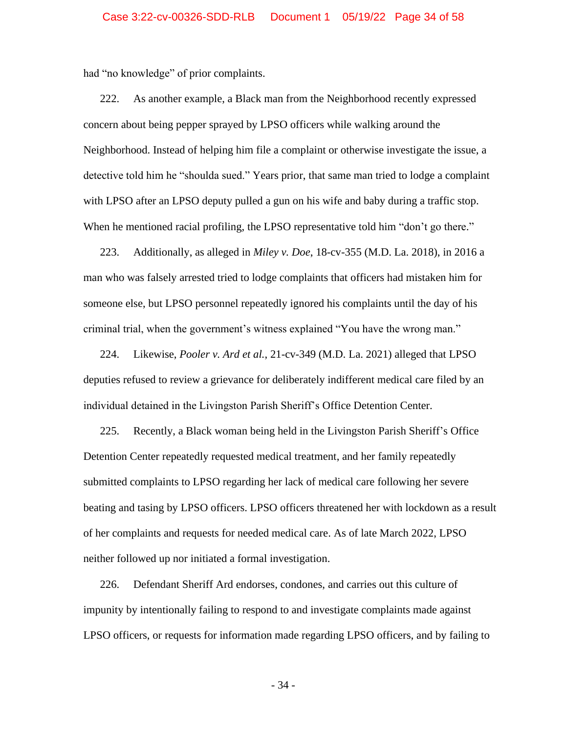had "no knowledge" of prior complaints.

222. As another example, a Black man from the Neighborhood recently expressed concern about being pepper sprayed by LPSO officers while walking around the Neighborhood. Instead of helping him file a complaint or otherwise investigate the issue, a detective told him he "shoulda sued." Years prior, that same man tried to lodge a complaint with LPSO after an LPSO deputy pulled a gun on his wife and baby during a traffic stop. When he mentioned racial profiling, the LPSO representative told him "don't go there."

223. Additionally, as alleged in *Miley v. Doe*, 18-cv-355 (M.D. La. 2018), in 2016 a man who was falsely arrested tried to lodge complaints that officers had mistaken him for someone else, but LPSO personnel repeatedly ignored his complaints until the day of his criminal trial, when the government's witness explained "You have the wrong man."

224. Likewise, *Pooler v. Ard et al.*, 21-cv-349 (M.D. La. 2021) alleged that LPSO deputies refused to review a grievance for deliberately indifferent medical care filed by an individual detained in the Livingston Parish Sheriff's Office Detention Center.

225. Recently, a Black woman being held in the Livingston Parish Sheriff's Office Detention Center repeatedly requested medical treatment, and her family repeatedly submitted complaints to LPSO regarding her lack of medical care following her severe beating and tasing by LPSO officers. LPSO officers threatened her with lockdown as a result of her complaints and requests for needed medical care. As of late March 2022, LPSO neither followed up nor initiated a formal investigation.

226. Defendant Sheriff Ard endorses, condones, and carries out this culture of impunity by intentionally failing to respond to and investigate complaints made against LPSO officers, or requests for information made regarding LPSO officers, and by failing to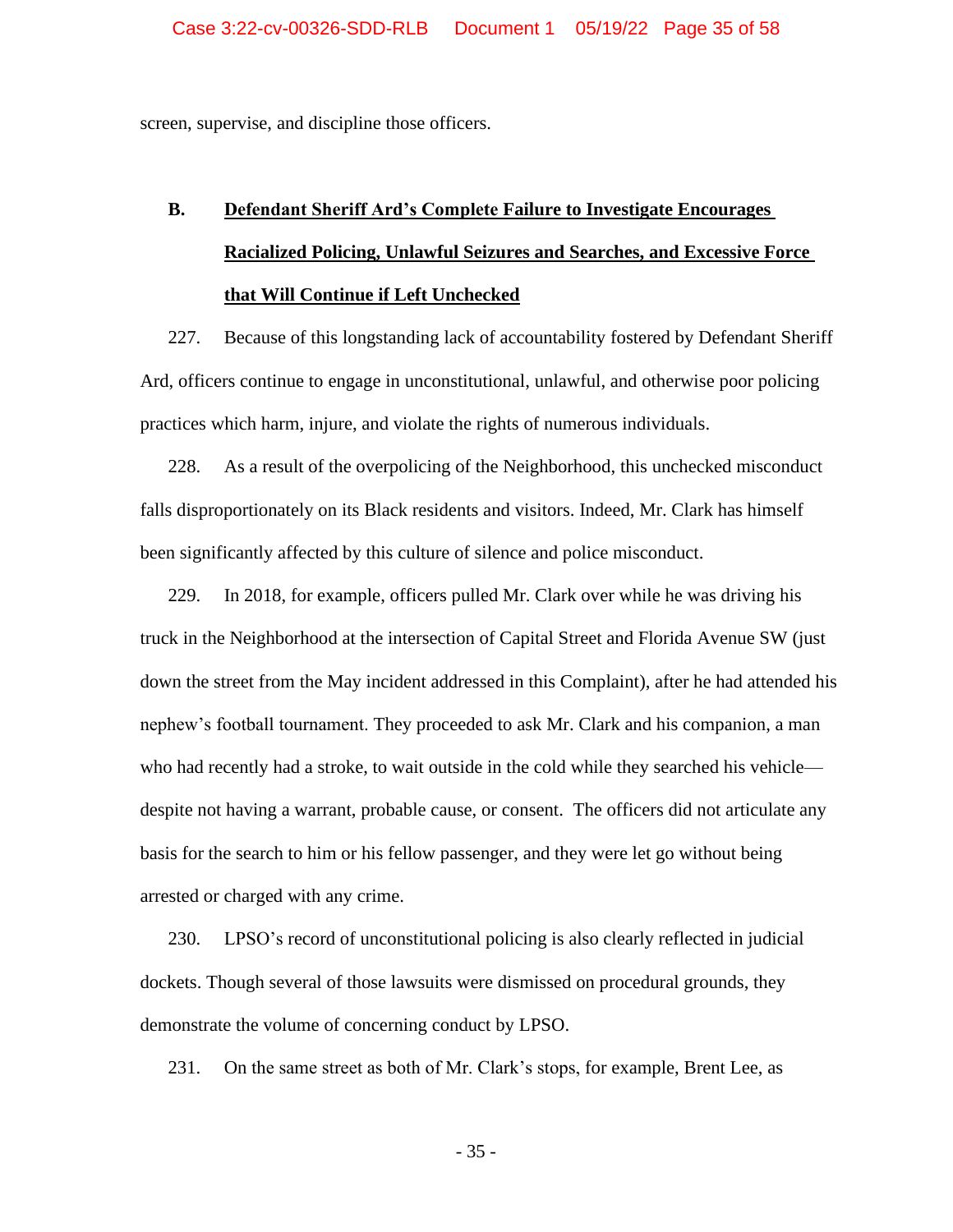screen, supervise, and discipline those officers.

### B. Defendant Sheriff Ard's Complete Failure to Investigate Encourages Racialized Policing, Unlawful Seizures and Searches, and Excessive Force that Will Continue if Left Unchecked

227. Because of this longstanding lack of accountability fostered by Defendant Sheriff Ard, officers continue to engage in unconstitutional, unlawful, and otherwise poor policing practices which harm, injure, and violate the rights of numerous individuals.

228. As a result of the overpolicing of the Neighborhood, this unchecked misconduct falls disproportionately on its Black residents and visitors. Indeed, Mr. Clark has himself been significantly affected by this culture of silence and police misconduct.

229. In 2018, for example, officers pulled Mr. Clark over while he was driving his truck in the Neighborhood at the intersection of Capital Street and Florida Avenue SW (just down the street from the May incident addressed in this Complaint), after he had attended his nephew's football tournament. They proceeded to ask Mr. Clark and his companion, a man who had recently had a stroke, to wait outside in the cold while they searched his vehicle—despite not having a warrant, probable cause, or consent. The officers did not articulate any basis for the search to him or his fellow passenger, and they were let go without being arrested or charged with any crime.

230. LPSO's record of unconstitutional policing is also clearly reflected in judicial dockets. Though several of those lawsuits were dismissed on procedural grounds, they demonstrate the volume of concerning conduct by LPSO.

231. On the same street as both of Mr. Clark's stops, for example, Brent Lee, as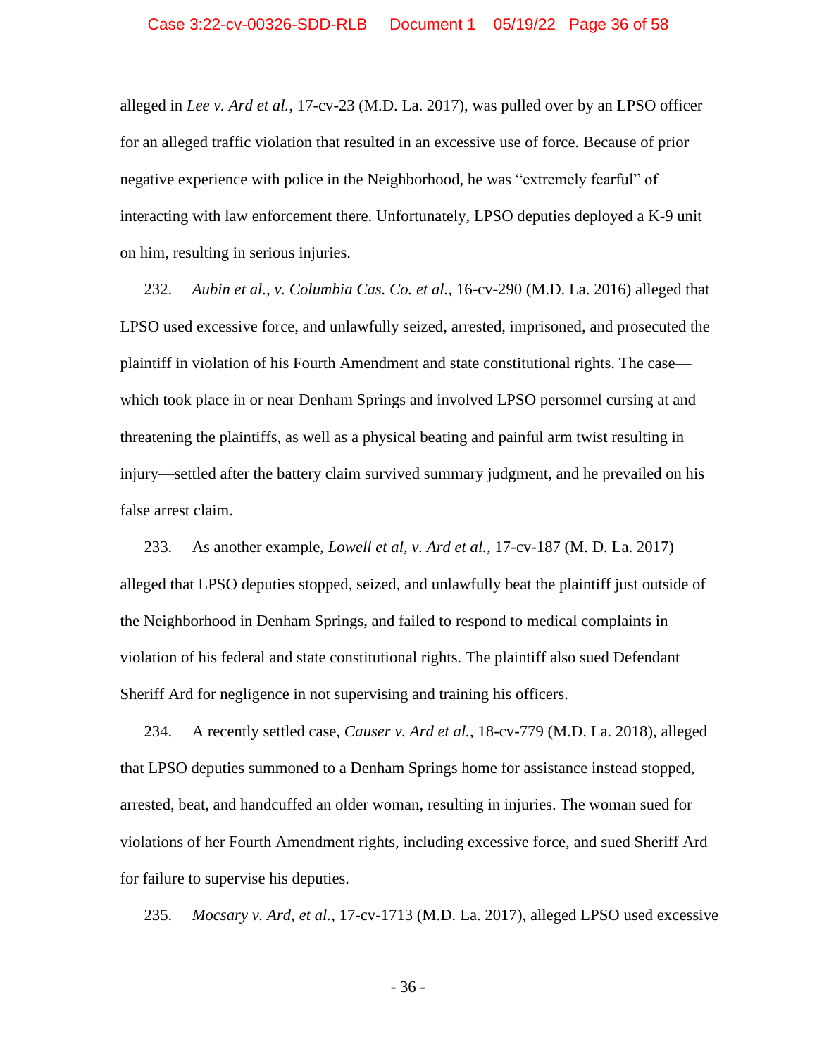alleged in *Lee v. Ard et al.*, 17-cv-23 (M.D. La. 2017), was pulled over by an LPSO officer for an alleged traffic violation that resulted in an excessive use of force. Because of prior negative experience with police in the Neighborhood, he was "extremely fearful" of interacting with law enforcement there. Unfortunately, LPSO deputies deployed a K-9 unit on him, resulting in serious injuries.

232. *Aubin et al., v. Columbia Cas. Co. et al.*, 16-cv-290 (M.D. La. 2016) alleged that LPSO used excessive force, and unlawfully seized, arrested, imprisoned, and prosecuted the plaintiff in violation of his Fourth Amendment and state constitutional rights. The case—which took place in or near Denham Springs and involved LPSO personnel cursing at and threatening the plaintiffs, as well as a physical beating and painful arm twist resulting in injury—settled after the battery claim survived summary judgment, and he prevailed on his false arrest claim.

233. As another example, *Lowell et al, v. Ard et al.*, 17-cv-187 (M. D. La. 2017) alleged that LPSO deputies stopped, seized, and unlawfully beat the plaintiff just outside of the Neighborhood in Denham Springs, and failed to respond to medical complaints in violation of his federal and state constitutional rights. The plaintiff also sued Defendant Sheriff Ard for negligence in not supervising and training his officers.

234. A recently settled case, *Causer v. Ard et al.*, 18-cv-779 (M.D. La. 2018), alleged that LPSO deputies summoned to a Denham Springs home for assistance instead stopped, arrested, beat, and handcuffed an older woman, resulting in injuries. The woman sued for violations of her Fourth Amendment rights, including excessive force, and sued Sheriff Ard for failure to supervise his deputies.

235. *Mocsary v. Ard, et al.*, 17-cv-1713 (M.D. La. 2017), alleged LPSO used excessive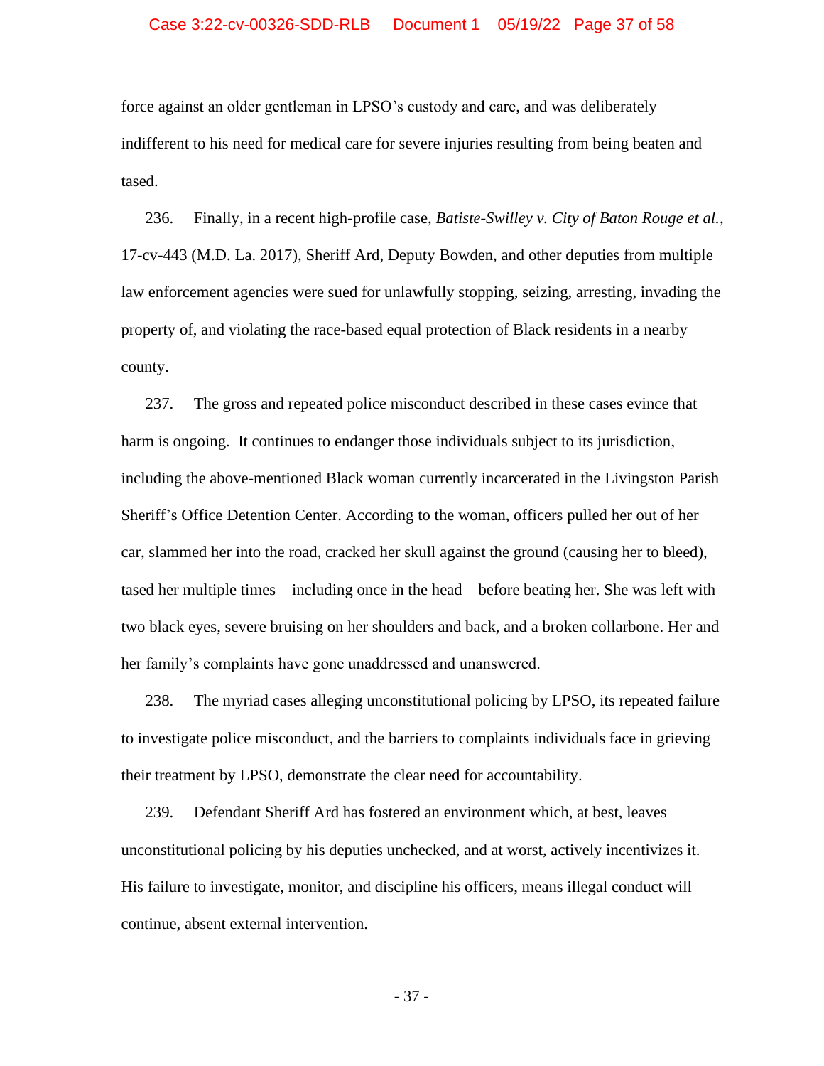force against an older gentleman in LPSO's custody and care, and was deliberately indifferent to his need for medical care for severe injuries resulting from being beaten and tased.

236. Finally, in a recent high-profile case, *Batiste-Swilley v. City of Baton Rouge et al.*, 17-cv-443 (M.D. La. 2017), Sheriff Ard, Deputy Bowden, and other deputies from multiple law enforcement agencies were sued for unlawfully stopping, seizing, arresting, invading the property of, and violating the race-based equal protection of Black residents in a nearby county.

237. The gross and repeated police misconduct described in these cases evince that harm is ongoing. It continues to endanger those individuals subject to its jurisdiction, including the above-mentioned Black woman currently incarcerated in the Livingston Parish Sheriff's Office Detention Center. According to the woman, officers pulled her out of her car, slammed her into the road, cracked her skull against the ground (causing her to bleed), tased her multiple times—including once in the head—before beating her. She was left with two black eyes, severe bruising on her shoulders and back, and a broken collarbone. Her and her family's complaints have gone unaddressed and unanswered.

238. The myriad cases alleging unconstitutional policing by LPSO, its repeated failure to investigate police misconduct, and the barriers to complaints individuals face in grieving their treatment by LPSO, demonstrate the clear need for accountability.

239. Defendant Sheriff Ard has fostered an environment which, at best, leaves unconstitutional policing by his deputies unchecked, and at worst, actively incentivizes it. His failure to investigate, monitor, and discipline his officers, means illegal conduct will continue, absent external intervention.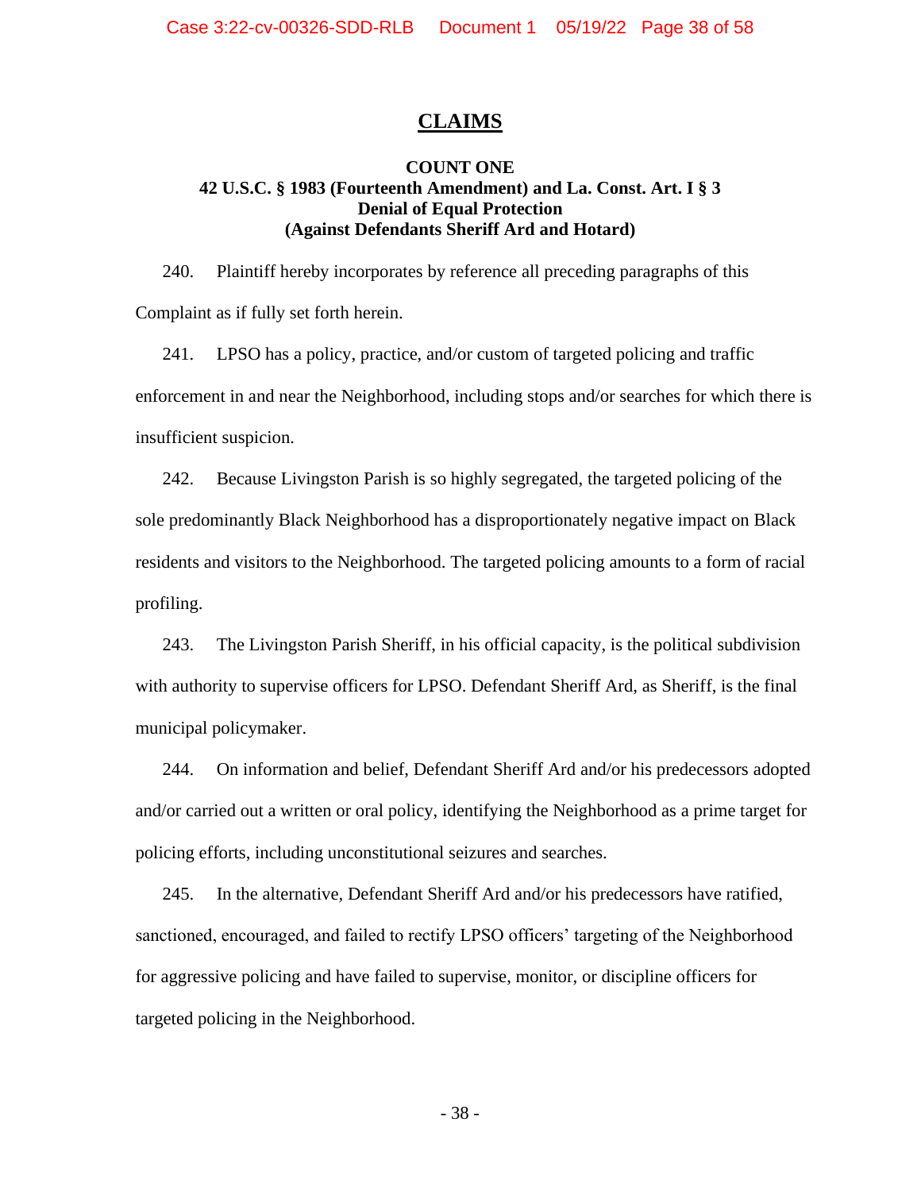## CLAIMS

### COUNT ONE
### 42 U.S.C. § 1983 (Fourteenth Amendment) and La. Const. Art. I § 3
### Denial of Equal Protection
### (Against Defendants Sheriff Ard and Hotard)

240. Plaintiff hereby incorporates by reference all preceding paragraphs of this Complaint as if fully set forth herein.

241. LPSO has a policy, practice, and/or custom of targeted policing and traffic enforcement in and near the Neighborhood, including stops and/or searches for which there is insufficient suspicion.

242. Because Livingston Parish is so highly segregated, the targeted policing of the sole predominantly Black Neighborhood has a disproportionately negative impact on Black residents and visitors to the Neighborhood. The targeted policing amounts to a form of racial profiling.

243. The Livingston Parish Sheriff, in his official capacity, is the political subdivision with authority to supervise officers for LPSO. Defendant Sheriff Ard, as Sheriff, is the final municipal policymaker.

244. On information and belief, Defendant Sheriff Ard and/or his predecessors adopted and/or carried out a written or oral policy, identifying the Neighborhood as a prime target for policing efforts, including unconstitutional seizures and searches.

245. In the alternative, Defendant Sheriff Ard and/or his predecessors have ratified, sanctioned, encouraged, and failed to rectify LPSO officers' targeting of the Neighborhood for aggressive policing and have failed to supervise, monitor, or discipline officers for targeted policing in the Neighborhood.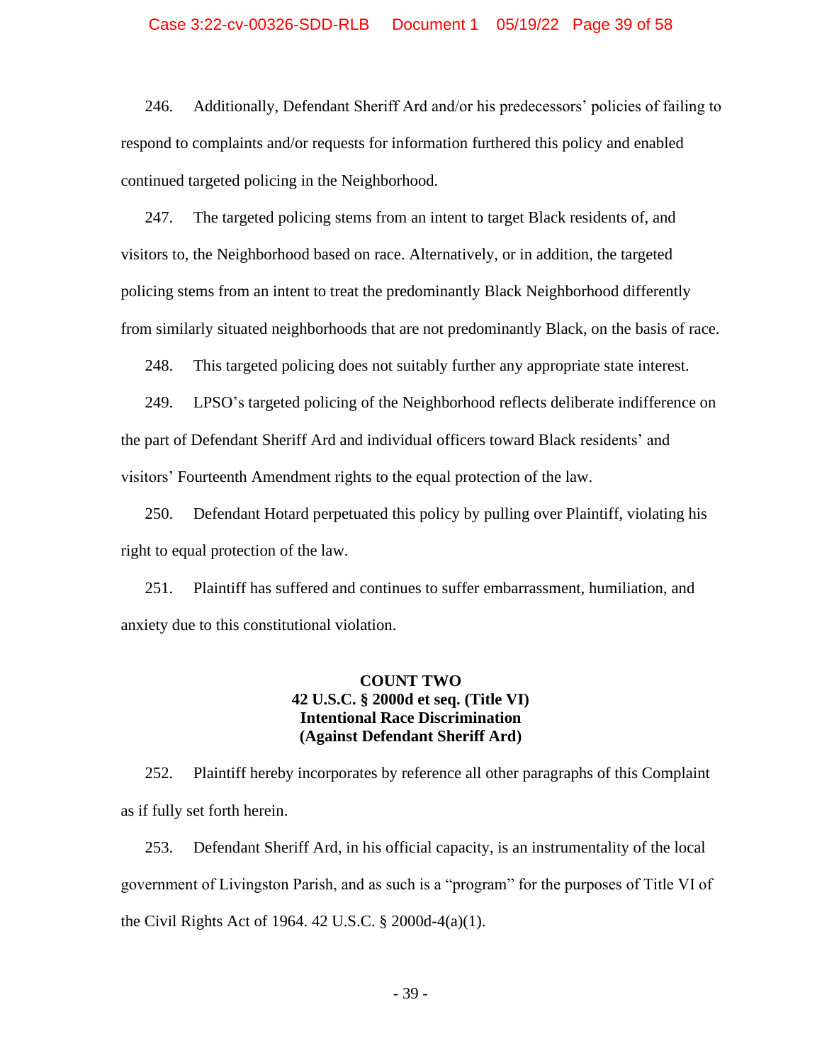246. Additionally, Defendant Sheriff Ard and/or his predecessors' policies of failing to respond to complaints and/or requests for information furthered this policy and enabled continued targeted policing in the Neighborhood.

247. The targeted policing stems from an intent to target Black residents of, and visitors to, the Neighborhood based on race. Alternatively, or in addition, the targeted policing stems from an intent to treat the predominantly Black Neighborhood differently from similarly situated neighborhoods that are not predominantly Black, on the basis of race.

248. This targeted policing does not suitably further any appropriate state interest.

249. LPSO's targeted policing of the Neighborhood reflects deliberate indifference on the part of Defendant Sheriff Ard and individual officers toward Black residents' and visitors' Fourteenth Amendment rights to the equal protection of the law.

250. Defendant Hotard perpetuated this policy by pulling over Plaintiff, violating his right to equal protection of the law.

251. Plaintiff has suffered and continues to suffer embarrassment, humiliation, and anxiety due to this constitutional violation.

**COUNT TWO**
**42 U.S.C. § 2000d et seq. (Title VI)**
**Intentional Race Discrimination**
**(Against Defendant Sheriff Ard)**

252. Plaintiff hereby incorporates by reference all other paragraphs of this Complaint as if fully set forth herein.

253. Defendant Sheriff Ard, in his official capacity, is an instrumentality of the local government of Livingston Parish, and as such is a "program" for the purposes of Title VI of the Civil Rights Act of 1964. 42 U.S.C. § 2000d-4(a)(1).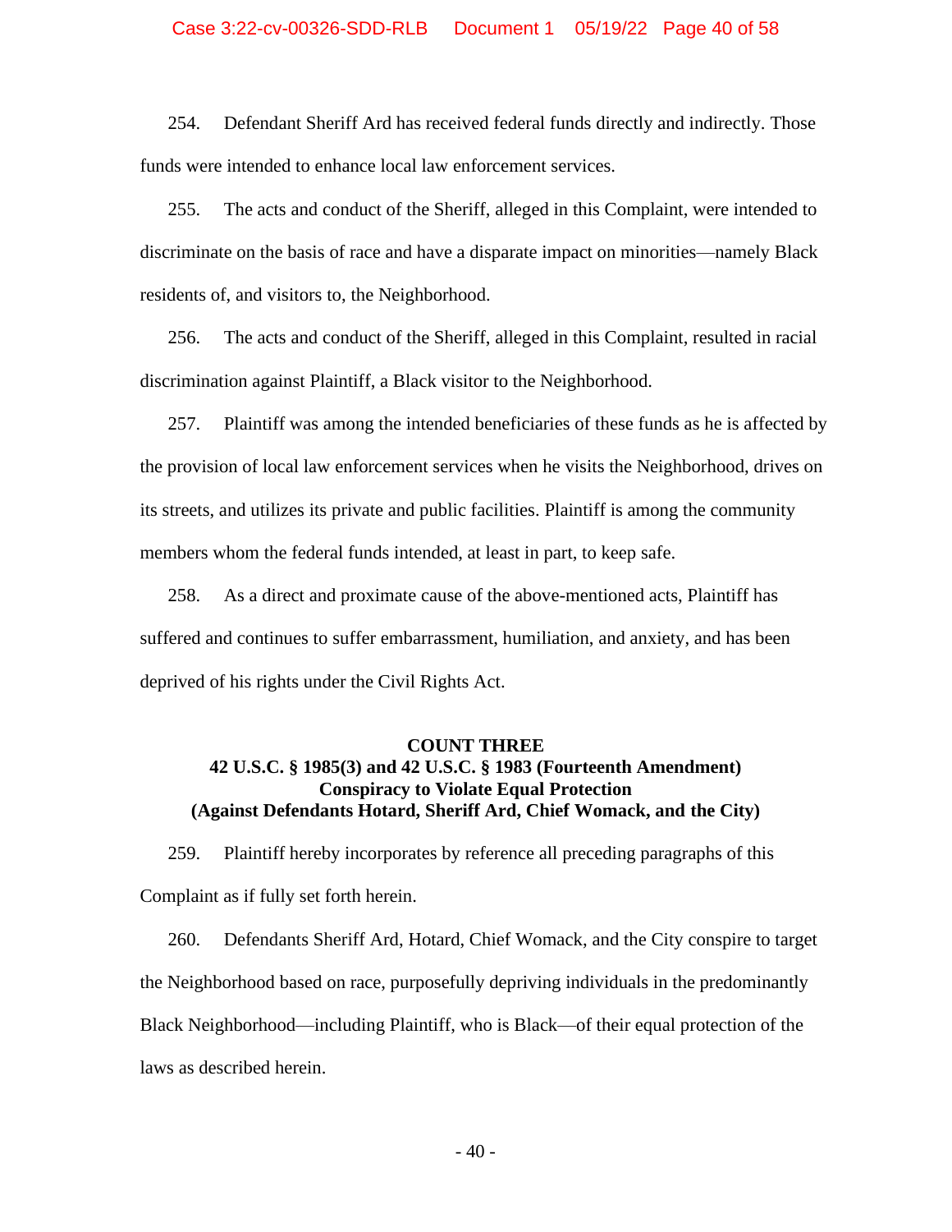254. Defendant Sheriff Ard has received federal funds directly and indirectly. Those funds were intended to enhance local law enforcement services.

255. The acts and conduct of the Sheriff, alleged in this Complaint, were intended to discriminate on the basis of race and have a disparate impact on minorities—namely Black residents of, and visitors to, the Neighborhood.

256. The acts and conduct of the Sheriff, alleged in this Complaint, resulted in racial discrimination against Plaintiff, a Black visitor to the Neighborhood.

257. Plaintiff was among the intended beneficiaries of these funds as he is affected by the provision of local law enforcement services when he visits the Neighborhood, drives on its streets, and utilizes its private and public facilities. Plaintiff is among the community members whom the federal funds intended, at least in part, to keep safe.

258. As a direct and proximate cause of the above-mentioned acts, Plaintiff has suffered and continues to suffer embarrassment, humiliation, and anxiety, and has been deprived of his rights under the Civil Rights Act.

**COUNT THREE**
**42 U.S.C. § 1985(3) and 42 U.S.C. § 1983 (Fourteenth Amendment)**
**Conspiracy to Violate Equal Protection**
**(Against Defendants Hotard, Sheriff Ard, Chief Womack, and the City)**

259. Plaintiff hereby incorporates by reference all preceding paragraphs of this Complaint as if fully set forth herein.

260. Defendants Sheriff Ard, Hotard, Chief Womack, and the City conspire to target the Neighborhood based on race, purposefully depriving individuals in the predominantly Black Neighborhood—including Plaintiff, who is Black—of their equal protection of the laws as described herein.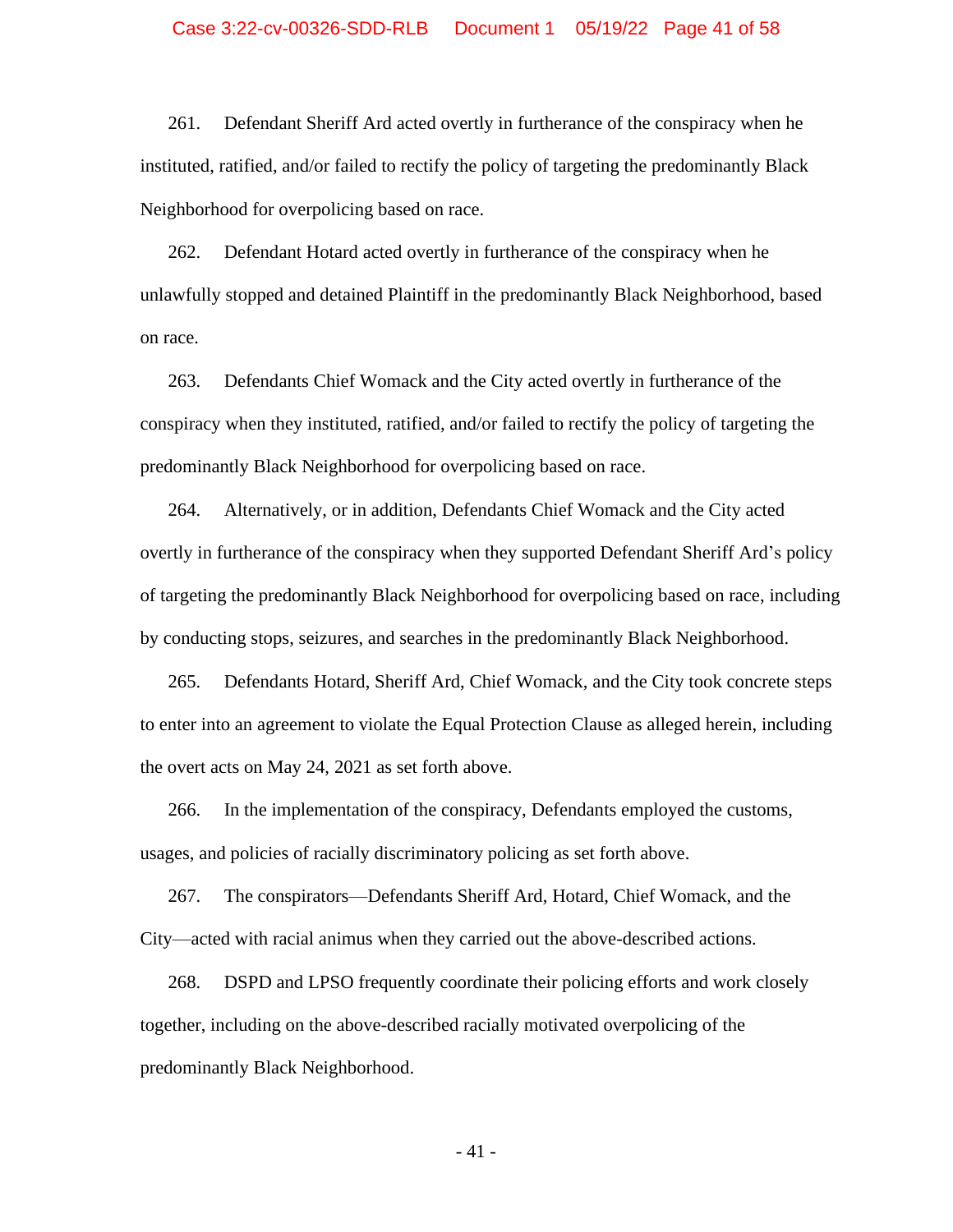261. Defendant Sheriff Ard acted overtly in furtherance of the conspiracy when he instituted, ratified, and/or failed to rectify the policy of targeting the predominantly Black Neighborhood for overpolicing based on race.

262. Defendant Hotard acted overtly in furtherance of the conspiracy when he unlawfully stopped and detained Plaintiff in the predominantly Black Neighborhood, based on race.

263. Defendants Chief Womack and the City acted overtly in furtherance of the conspiracy when they instituted, ratified, and/or failed to rectify the policy of targeting the predominantly Black Neighborhood for overpolicing based on race.

264. Alternatively, or in addition, Defendants Chief Womack and the City acted overtly in furtherance of the conspiracy when they supported Defendant Sheriff Ard's policy of targeting the predominantly Black Neighborhood for overpolicing based on race, including by conducting stops, seizures, and searches in the predominantly Black Neighborhood.

265. Defendants Hotard, Sheriff Ard, Chief Womack, and the City took concrete steps to enter into an agreement to violate the Equal Protection Clause as alleged herein, including the overt acts on May 24, 2021 as set forth above.

266. In the implementation of the conspiracy, Defendants employed the customs, usages, and policies of racially discriminatory policing as set forth above.

267. The conspirators—Defendants Sheriff Ard, Hotard, Chief Womack, and the City—acted with racial animus when they carried out the above-described actions.

268. DSPD and LPSO frequently coordinate their policing efforts and work closely together, including on the above-described racially motivated overpolicing of the predominantly Black Neighborhood.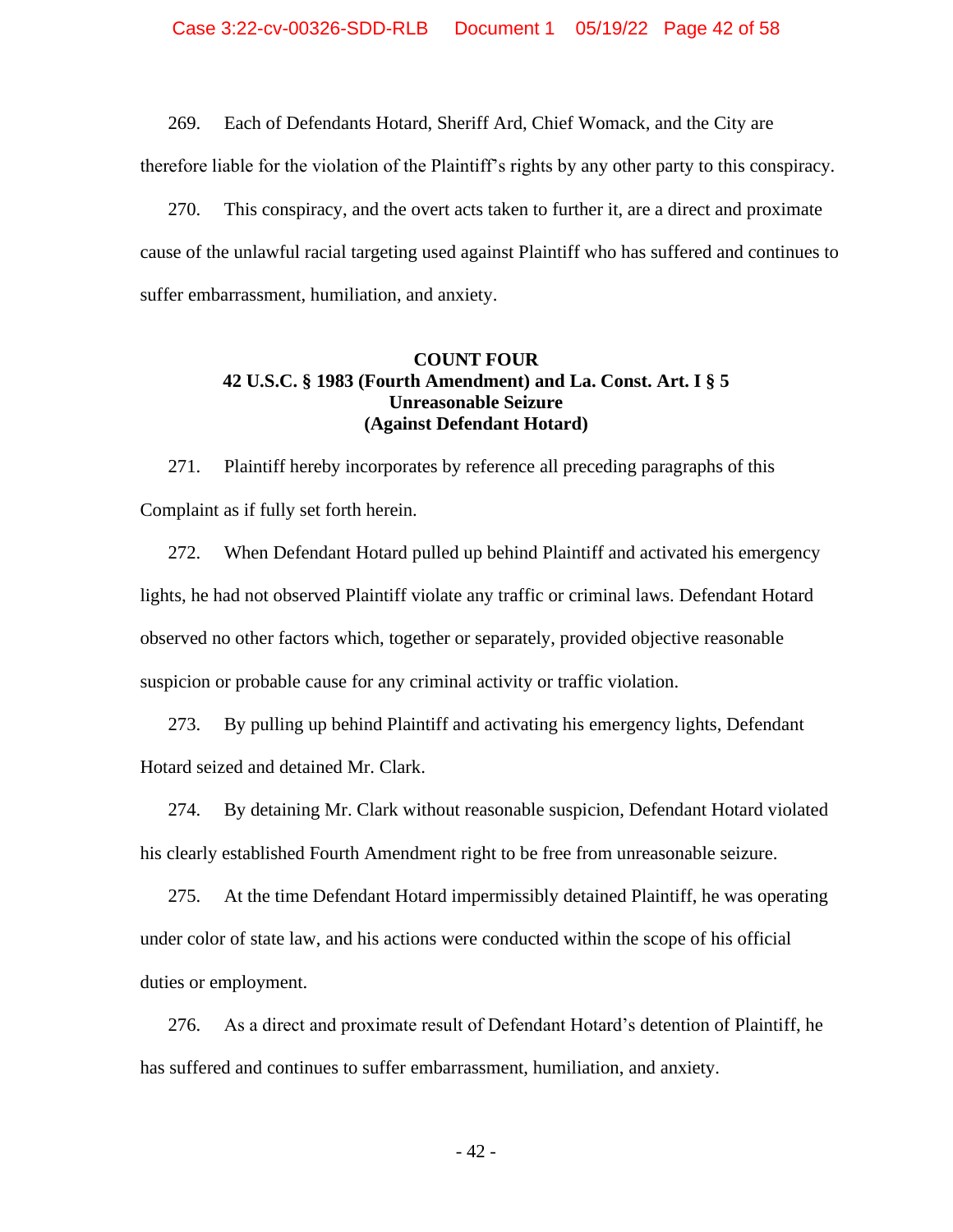269. Each of Defendants Hotard, Sheriff Ard, Chief Womack, and the City are therefore liable for the violation of the Plaintiff's rights by any other party to this conspiracy.

270. This conspiracy, and the overt acts taken to further it, are a direct and proximate cause of the unlawful racial targeting used against Plaintiff who has suffered and continues to suffer embarrassment, humiliation, and anxiety.

**COUNT FOUR**
**42 U.S.C. § 1983 (Fourth Amendment) and La. Const. Art. I § 5**
**Unreasonable Seizure**
**(Against Defendant Hotard)**

271. Plaintiff hereby incorporates by reference all preceding paragraphs of this Complaint as if fully set forth herein.

272. When Defendant Hotard pulled up behind Plaintiff and activated his emergency lights, he had not observed Plaintiff violate any traffic or criminal laws. Defendant Hotard observed no other factors which, together or separately, provided objective reasonable suspicion or probable cause for any criminal activity or traffic violation.

273. By pulling up behind Plaintiff and activating his emergency lights, Defendant Hotard seized and detained Mr. Clark.

274. By detaining Mr. Clark without reasonable suspicion, Defendant Hotard violated his clearly established Fourth Amendment right to be free from unreasonable seizure.

275. At the time Defendant Hotard impermissibly detained Plaintiff, he was operating under color of state law, and his actions were conducted within the scope of his official duties or employment.

276. As a direct and proximate result of Defendant Hotard's detention of Plaintiff, he has suffered and continues to suffer embarrassment, humiliation, and anxiety.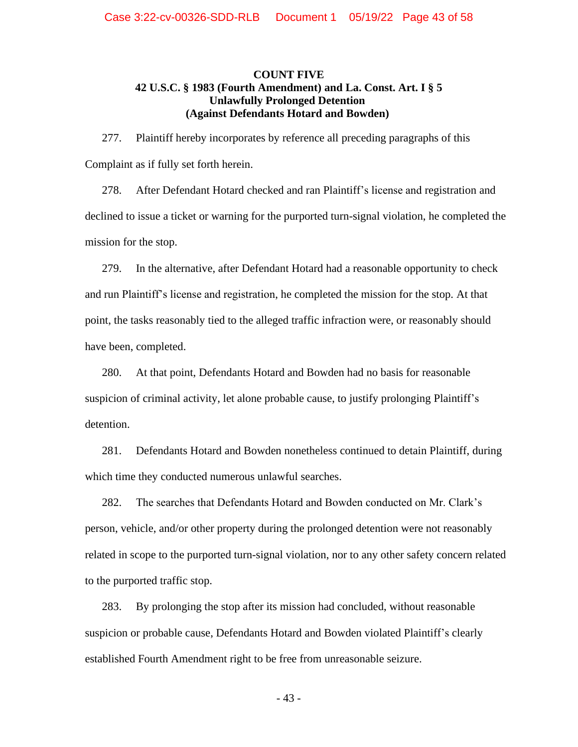**COUNT FIVE**
**42 U.S.C. § 1983 (Fourth Amendment) and La. Const. Art. I § 5**
**Unlawfully Prolonged Detention**
**(Against Defendants Hotard and Bowden)**

277. Plaintiff hereby incorporates by reference all preceding paragraphs of this Complaint as if fully set forth herein.

278. After Defendant Hotard checked and ran Plaintiff's license and registration and declined to issue a ticket or warning for the purported turn-signal violation, he completed the mission for the stop.

279. In the alternative, after Defendant Hotard had a reasonable opportunity to check and run Plaintiff's license and registration, he completed the mission for the stop. At that point, the tasks reasonably tied to the alleged traffic infraction were, or reasonably should have been, completed.

280. At that point, Defendants Hotard and Bowden had no basis for reasonable suspicion of criminal activity, let alone probable cause, to justify prolonging Plaintiff's detention.

281. Defendants Hotard and Bowden nonetheless continued to detain Plaintiff, during which time they conducted numerous unlawful searches.

282. The searches that Defendants Hotard and Bowden conducted on Mr. Clark's person, vehicle, and/or other property during the prolonged detention were not reasonably related in scope to the purported turn-signal violation, nor to any other safety concern related to the purported traffic stop.

283. By prolonging the stop after its mission had concluded, without reasonable suspicion or probable cause, Defendants Hotard and Bowden violated Plaintiff's clearly established Fourth Amendment right to be free from unreasonable seizure.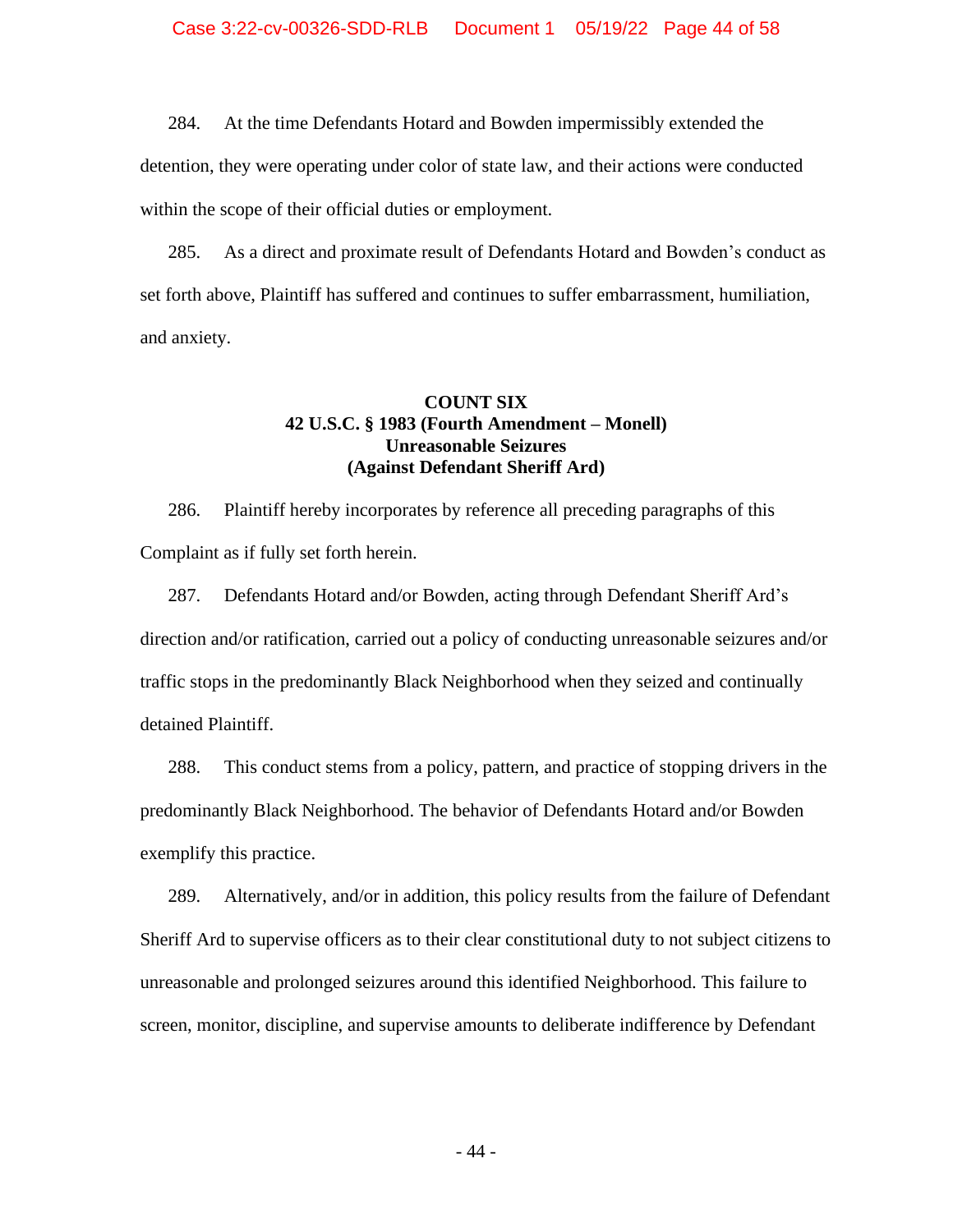284. At the time Defendants Hotard and Bowden impermissibly extended the detention, they were operating under color of state law, and their actions were conducted within the scope of their official duties or employment.

285. As a direct and proximate result of Defendants Hotard and Bowden's conduct as set forth above, Plaintiff has suffered and continues to suffer embarrassment, humiliation, and anxiety.

**COUNT SIX**
**42 U.S.C. § 1983 (Fourth Amendment – Monell)**
**Unreasonable Seizures**
**(Against Defendant Sheriff Ard)**

286. Plaintiff hereby incorporates by reference all preceding paragraphs of this Complaint as if fully set forth herein.

287. Defendants Hotard and/or Bowden, acting through Defendant Sheriff Ard's direction and/or ratification, carried out a policy of conducting unreasonable seizures and/or traffic stops in the predominantly Black Neighborhood when they seized and continually detained Plaintiff.

288. This conduct stems from a policy, pattern, and practice of stopping drivers in the predominantly Black Neighborhood. The behavior of Defendants Hotard and/or Bowden exemplify this practice.

289. Alternatively, and/or in addition, this policy results from the failure of Defendant Sheriff Ard to supervise officers as to their clear constitutional duty to not subject citizens to unreasonable and prolonged seizures around this identified Neighborhood. This failure to screen, monitor, discipline, and supervise amounts to deliberate indifference by Defendant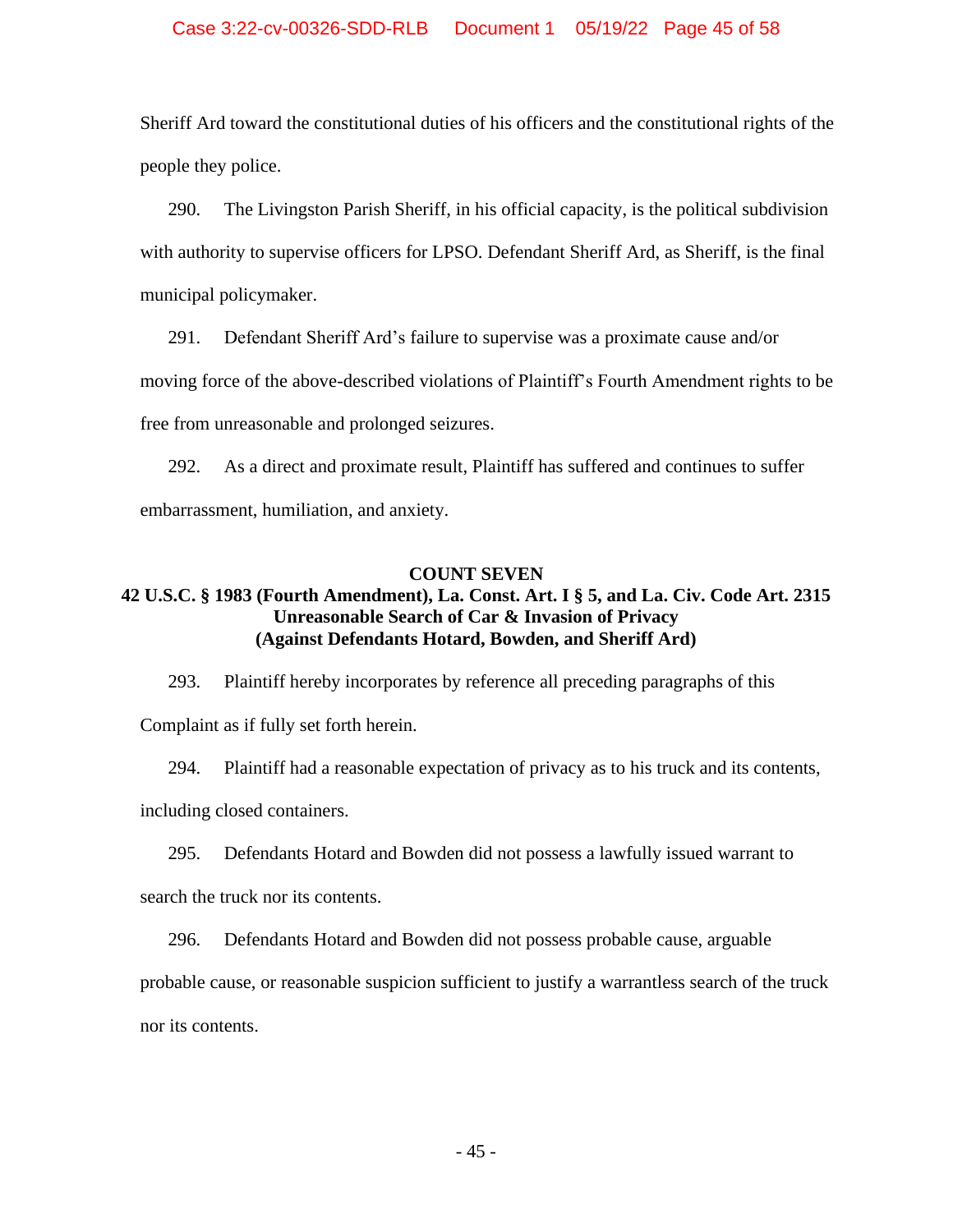Sheriff Ard toward the constitutional duties of his officers and the constitutional rights of the people they police.

290. The Livingston Parish Sheriff, in his official capacity, is the political subdivision with authority to supervise officers for LPSO. Defendant Sheriff Ard, as Sheriff, is the final municipal policymaker.

291. Defendant Sheriff Ard's failure to supervise was a proximate cause and/or moving force of the above-described violations of Plaintiff's Fourth Amendment rights to be free from unreasonable and prolonged seizures.

292. As a direct and proximate result, Plaintiff has suffered and continues to suffer embarrassment, humiliation, and anxiety.

**COUNT SEVEN**

**42 U.S.C. § 1983 (Fourth Amendment), La. Const. Art. I § 5, and La. Civ. Code Art. 2315**
**Unreasonable Search of Car & Invasion of Privacy**
**(Against Defendants Hotard, Bowden, and Sheriff Ard)**

293. Plaintiff hereby incorporates by reference all preceding paragraphs of this Complaint as if fully set forth herein.

294. Plaintiff had a reasonable expectation of privacy as to his truck and its contents, including closed containers.

295. Defendants Hotard and Bowden did not possess a lawfully issued warrant to search the truck nor its contents.

296. Defendants Hotard and Bowden did not possess probable cause, arguable probable cause, or reasonable suspicion sufficient to justify a warrantless search of the truck nor its contents.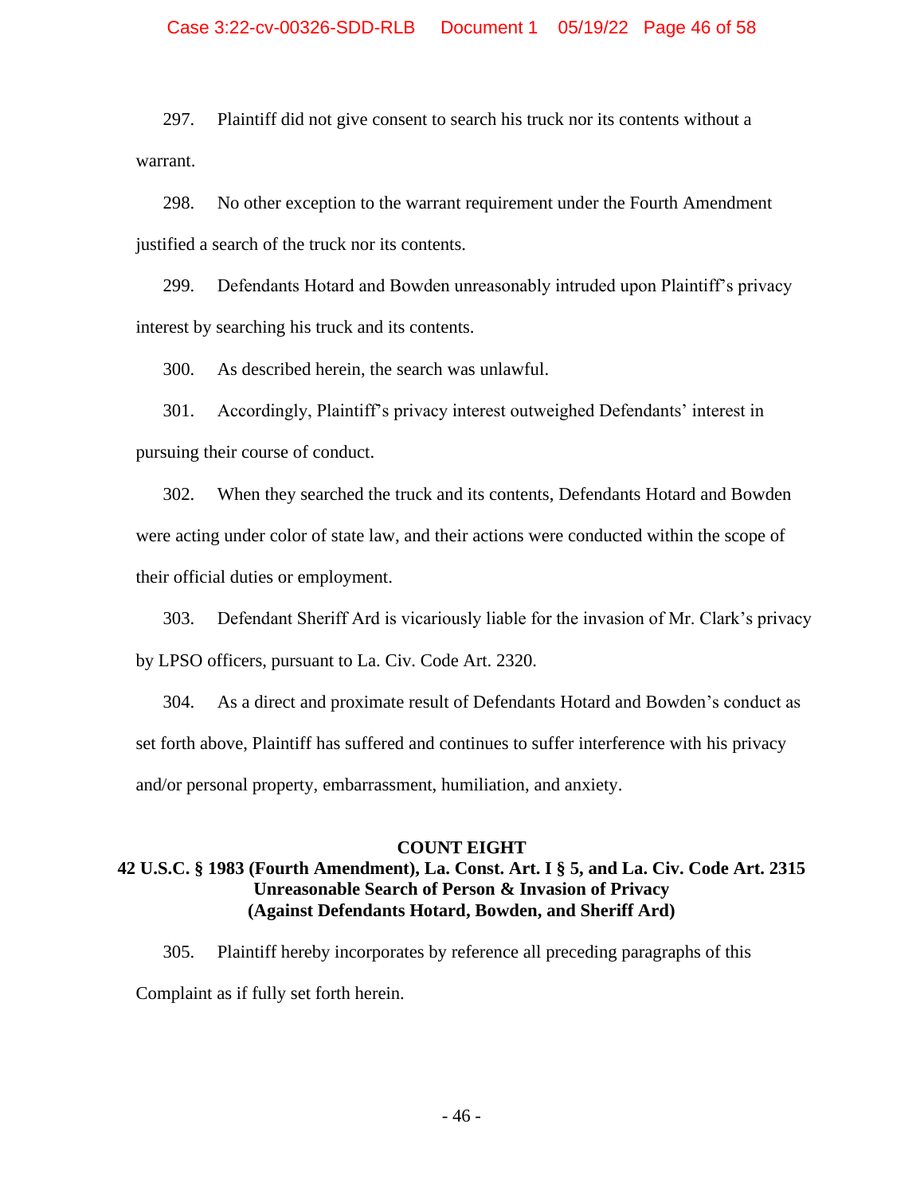297. Plaintiff did not give consent to search his truck nor its contents without a warrant.

298. No other exception to the warrant requirement under the Fourth Amendment justified a search of the truck nor its contents.

299. Defendants Hotard and Bowden unreasonably intruded upon Plaintiff's privacy interest by searching his truck and its contents.

300. As described herein, the search was unlawful.

301. Accordingly, Plaintiff's privacy interest outweighed Defendants' interest in pursuing their course of conduct.

302. When they searched the truck and its contents, Defendants Hotard and Bowden were acting under color of state law, and their actions were conducted within the scope of their official duties or employment.

303. Defendant Sheriff Ard is vicariously liable for the invasion of Mr. Clark's privacy by LPSO officers, pursuant to La. Civ. Code Art. 2320.

304. As a direct and proximate result of Defendants Hotard and Bowden's conduct as set forth above, Plaintiff has suffered and continues to suffer interference with his privacy and/or personal property, embarrassment, humiliation, and anxiety.

## COUNT EIGHT
## 42 U.S.C. § 1983 (Fourth Amendment), La. Const. Art. I § 5, and La. Civ. Code Art. 2315
## Unreasonable Search of Person & Invasion of Privacy
## (Against Defendants Hotard, Bowden, and Sheriff Ard)

305. Plaintiff hereby incorporates by reference all preceding paragraphs of this Complaint as if fully set forth herein.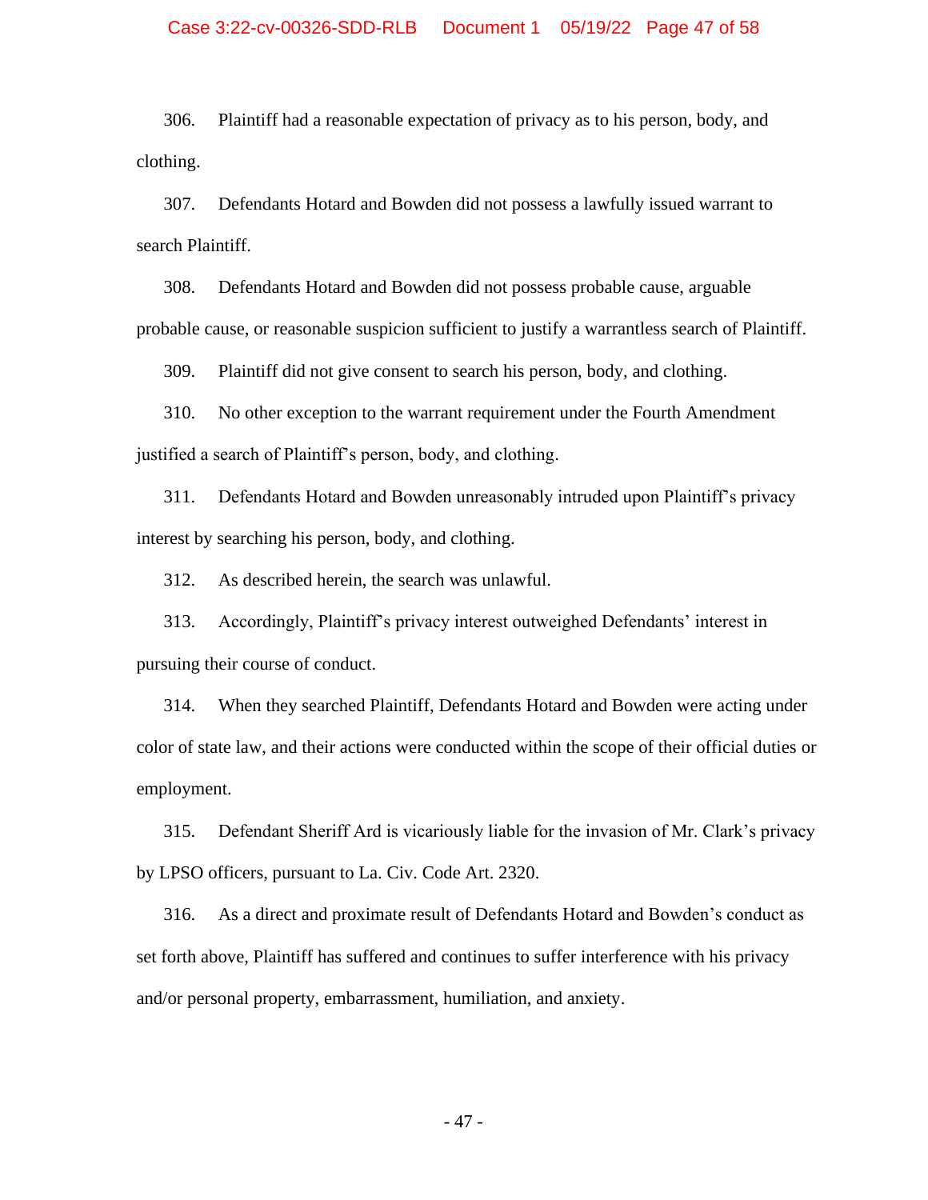306. Plaintiff had a reasonable expectation of privacy as to his person, body, and clothing.

307. Defendants Hotard and Bowden did not possess a lawfully issued warrant to search Plaintiff.

308. Defendants Hotard and Bowden did not possess probable cause, arguable probable cause, or reasonable suspicion sufficient to justify a warrantless search of Plaintiff.

309. Plaintiff did not give consent to search his person, body, and clothing.

310. No other exception to the warrant requirement under the Fourth Amendment justified a search of Plaintiff's person, body, and clothing.

311. Defendants Hotard and Bowden unreasonably intruded upon Plaintiff's privacy interest by searching his person, body, and clothing.

312. As described herein, the search was unlawful.

313. Accordingly, Plaintiff's privacy interest outweighed Defendants' interest in pursuing their course of conduct.

314. When they searched Plaintiff, Defendants Hotard and Bowden were acting under color of state law, and their actions were conducted within the scope of their official duties or employment.

315. Defendant Sheriff Ard is vicariously liable for the invasion of Mr. Clark's privacy by LPSO officers, pursuant to La. Civ. Code Art. 2320.

316. As a direct and proximate result of Defendants Hotard and Bowden's conduct as set forth above, Plaintiff has suffered and continues to suffer interference with his privacy and/or personal property, embarrassment, humiliation, and anxiety.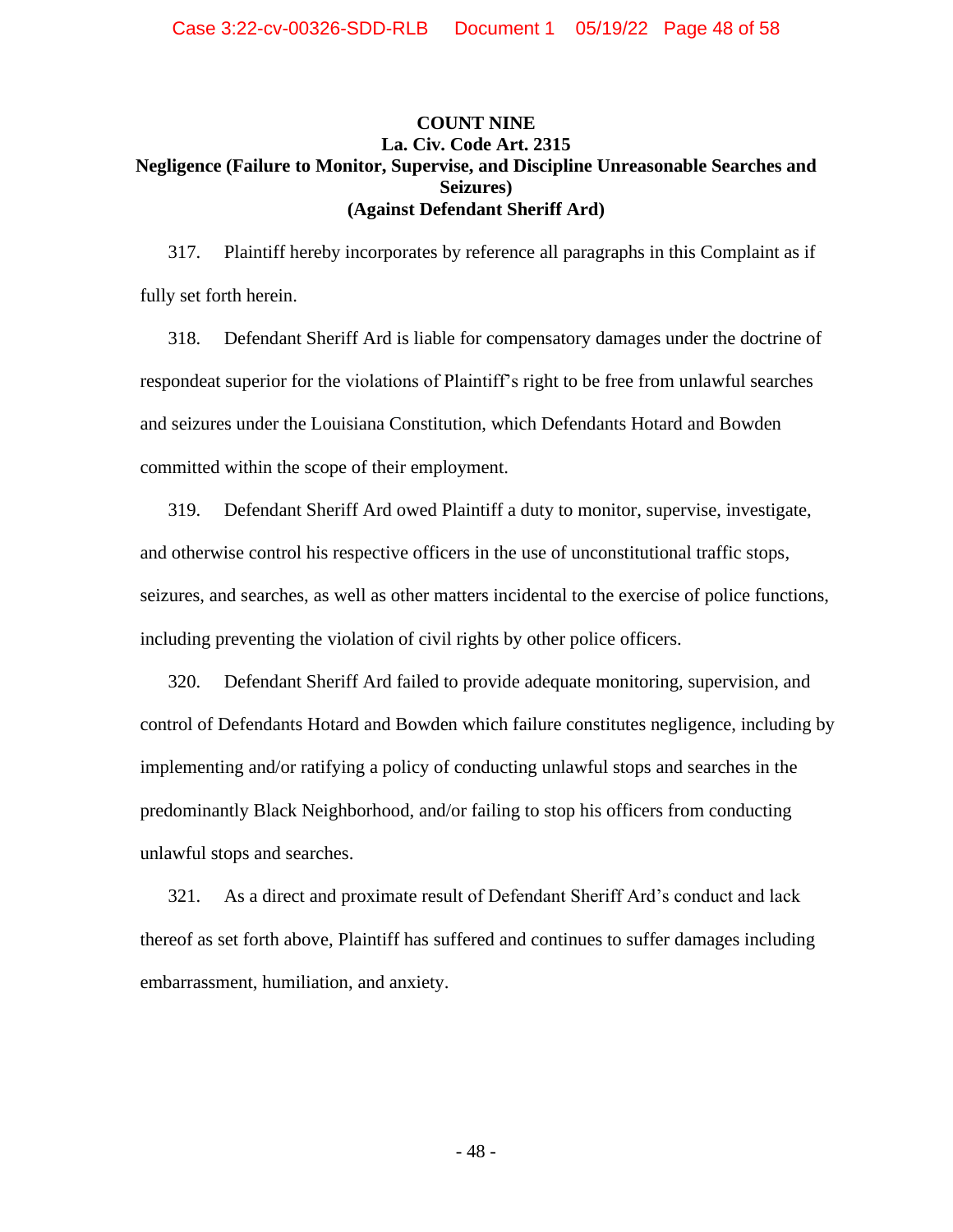**COUNT NINE**
**La. Civ. Code Art. 2315**
**Negligence (Failure to Monitor, Supervise, and Discipline Unreasonable Searches and Seizures)**
**(Against Defendant Sheriff Ard)**

317. Plaintiff hereby incorporates by reference all paragraphs in this Complaint as if fully set forth herein.

318. Defendant Sheriff Ard is liable for compensatory damages under the doctrine of respondeat superior for the violations of Plaintiff's right to be free from unlawful searches and seizures under the Louisiana Constitution, which Defendants Hotard and Bowden committed within the scope of their employment.

319. Defendant Sheriff Ard owed Plaintiff a duty to monitor, supervise, investigate, and otherwise control his respective officers in the use of unconstitutional traffic stops, seizures, and searches, as well as other matters incidental to the exercise of police functions, including preventing the violation of civil rights by other police officers.

320. Defendant Sheriff Ard failed to provide adequate monitoring, supervision, and control of Defendants Hotard and Bowden which failure constitutes negligence, including by implementing and/or ratifying a policy of conducting unlawful stops and searches in the predominantly Black Neighborhood, and/or failing to stop his officers from conducting unlawful stops and searches.

321. As a direct and proximate result of Defendant Sheriff Ard's conduct and lack thereof as set forth above, Plaintiff has suffered and continues to suffer damages including embarrassment, humiliation, and anxiety.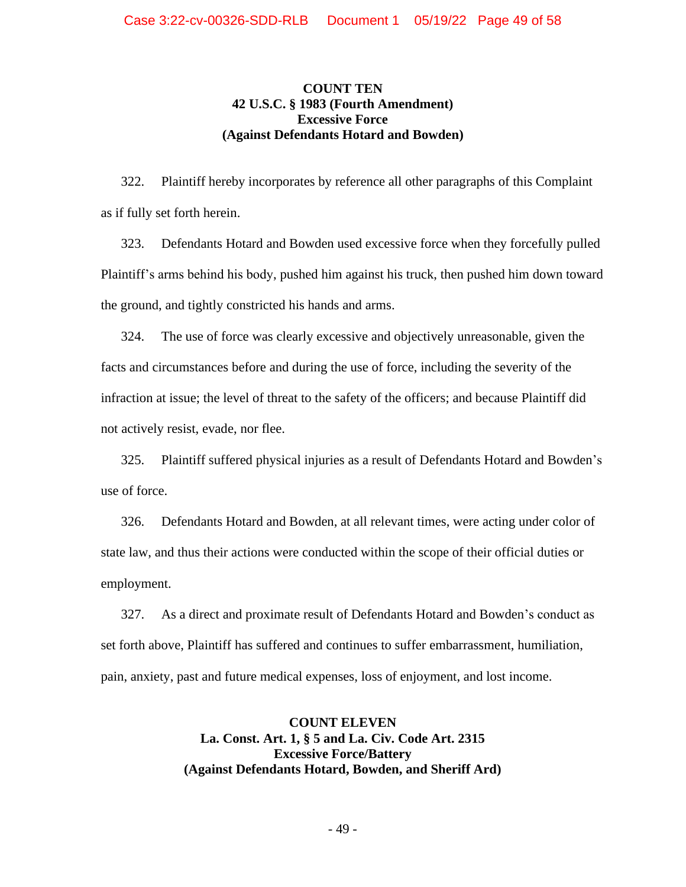**COUNT TEN**
**42 U.S.C. § 1983 (Fourth Amendment)**
**Excessive Force**
**(Against Defendants Hotard and Bowden)**

322. Plaintiff hereby incorporates by reference all other paragraphs of this Complaint as if fully set forth herein.

323. Defendants Hotard and Bowden used excessive force when they forcefully pulled Plaintiff's arms behind his body, pushed him against his truck, then pushed him down toward the ground, and tightly constricted his hands and arms.

324. The use of force was clearly excessive and objectively unreasonable, given the facts and circumstances before and during the use of force, including the severity of the infraction at issue; the level of threat to the safety of the officers; and because Plaintiff did not actively resist, evade, nor flee.

325. Plaintiff suffered physical injuries as a result of Defendants Hotard and Bowden's use of force.

326. Defendants Hotard and Bowden, at all relevant times, were acting under color of state law, and thus their actions were conducted within the scope of their official duties or employment.

327. As a direct and proximate result of Defendants Hotard and Bowden's conduct as set forth above, Plaintiff has suffered and continues to suffer embarrassment, humiliation, pain, anxiety, past and future medical expenses, loss of enjoyment, and lost income.

**COUNT ELEVEN**
**La. Const. Art. 1, § 5 and La. Civ. Code Art. 2315**
**Excessive Force/Battery**
**(Against Defendants Hotard, Bowden, and Sheriff Ard)**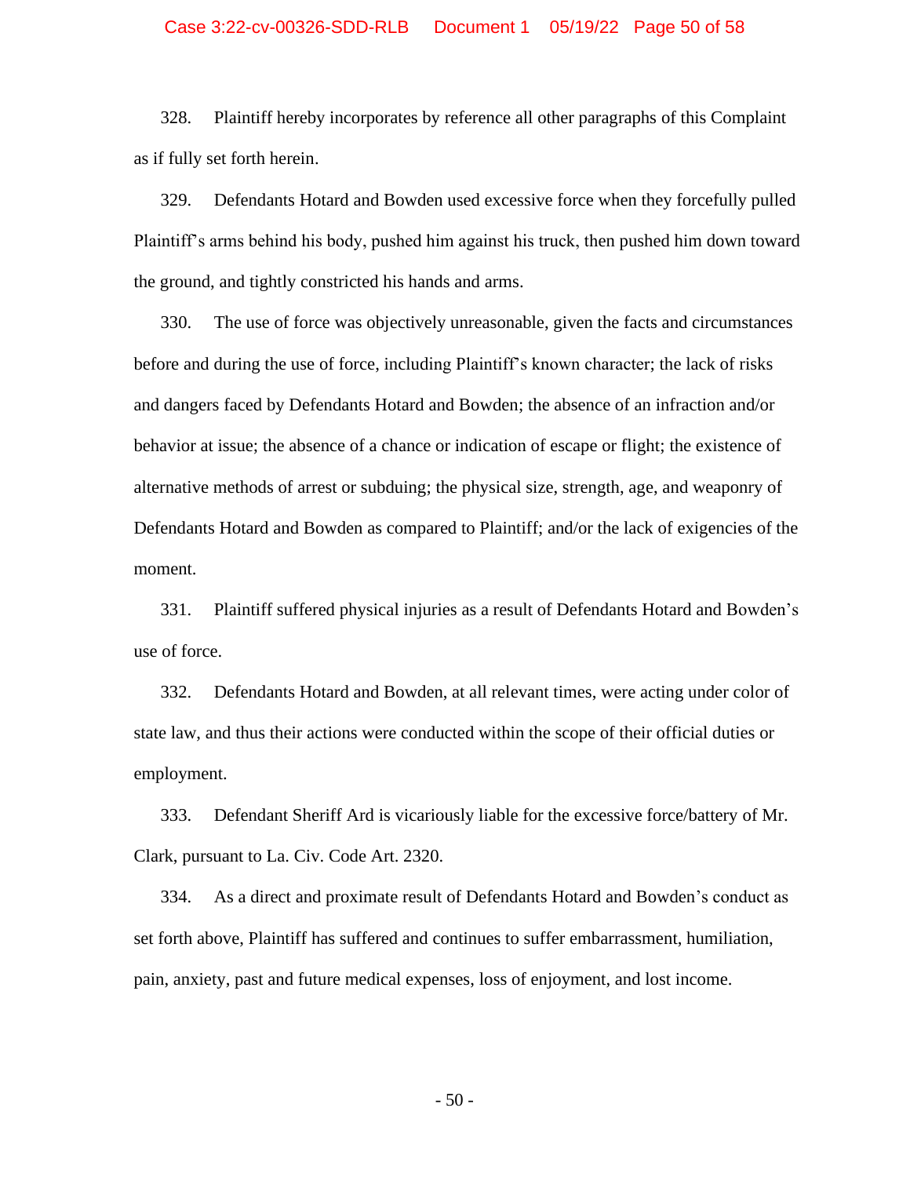328. Plaintiff hereby incorporates by reference all other paragraphs of this Complaint as if fully set forth herein.

329. Defendants Hotard and Bowden used excessive force when they forcefully pulled Plaintiff's arms behind his body, pushed him against his truck, then pushed him down toward the ground, and tightly constricted his hands and arms.

330. The use of force was objectively unreasonable, given the facts and circumstances before and during the use of force, including Plaintiff's known character; the lack of risks and dangers faced by Defendants Hotard and Bowden; the absence of an infraction and/or behavior at issue; the absence of a chance or indication of escape or flight; the existence of alternative methods of arrest or subduing; the physical size, strength, age, and weaponry of Defendants Hotard and Bowden as compared to Plaintiff; and/or the lack of exigencies of the moment.

331. Plaintiff suffered physical injuries as a result of Defendants Hotard and Bowden's use of force.

332. Defendants Hotard and Bowden, at all relevant times, were acting under color of state law, and thus their actions were conducted within the scope of their official duties or employment.

333. Defendant Sheriff Ard is vicariously liable for the excessive force/battery of Mr. Clark, pursuant to La. Civ. Code Art. 2320.

334. As a direct and proximate result of Defendants Hotard and Bowden's conduct as set forth above, Plaintiff has suffered and continues to suffer embarrassment, humiliation, pain, anxiety, past and future medical expenses, loss of enjoyment, and lost income.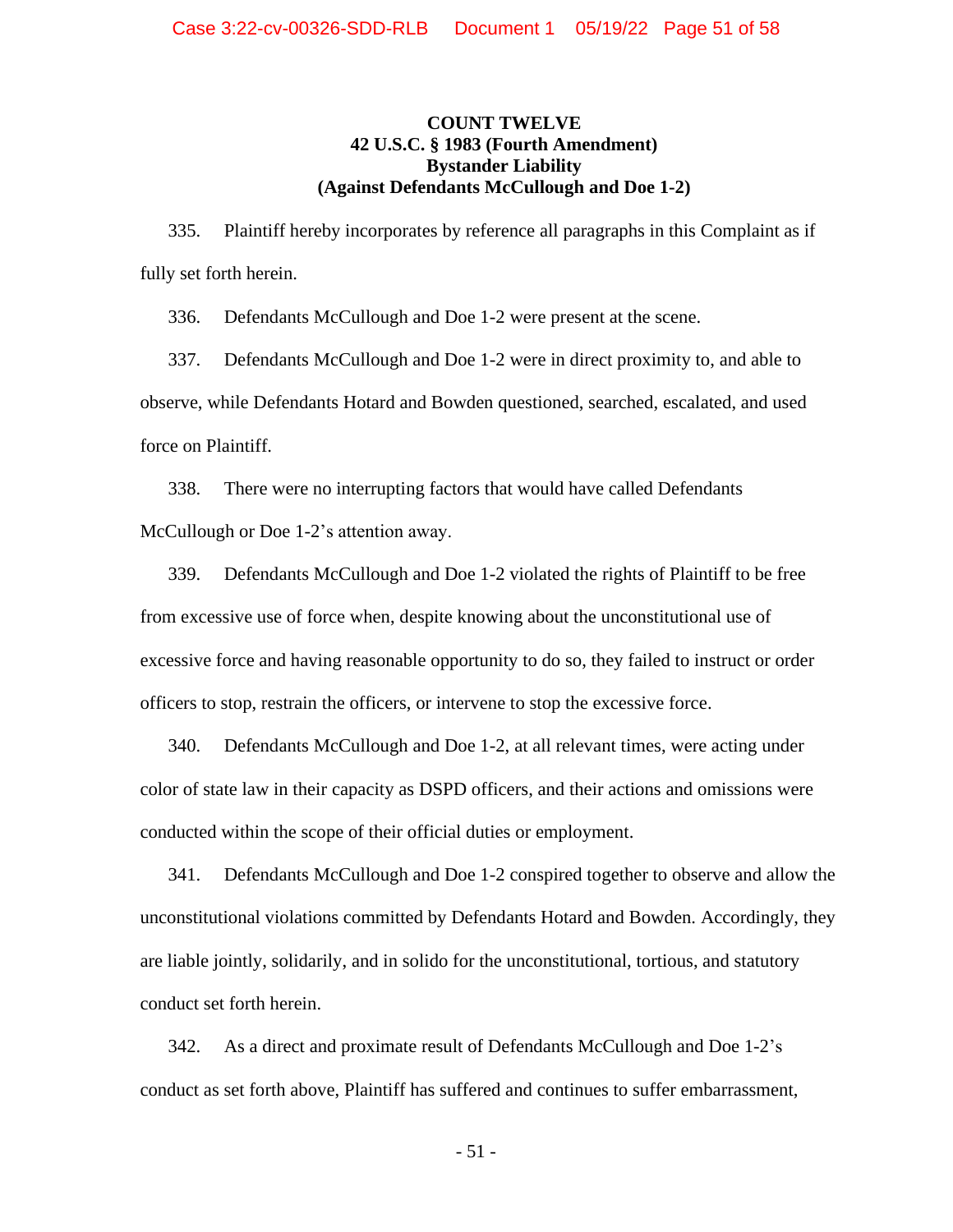**COUNT TWELVE**
**42 U.S.C. § 1983 (Fourth Amendment)**
**Bystander Liability**
**(Against Defendants McCullough and Doe 1-2)**

335. Plaintiff hereby incorporates by reference all paragraphs in this Complaint as if fully set forth herein.

336. Defendants McCullough and Doe 1-2 were present at the scene.

337. Defendants McCullough and Doe 1-2 were in direct proximity to, and able to observe, while Defendants Hotard and Bowden questioned, searched, escalated, and used force on Plaintiff.

338. There were no interrupting factors that would have called Defendants McCullough or Doe 1-2's attention away.

339. Defendants McCullough and Doe 1-2 violated the rights of Plaintiff to be free from excessive use of force when, despite knowing about the unconstitutional use of excessive force and having reasonable opportunity to do so, they failed to instruct or order officers to stop, restrain the officers, or intervene to stop the excessive force.

340. Defendants McCullough and Doe 1-2, at all relevant times, were acting under color of state law in their capacity as DSPD officers, and their actions and omissions were conducted within the scope of their official duties or employment.

341. Defendants McCullough and Doe 1-2 conspired together to observe and allow the unconstitutional violations committed by Defendants Hotard and Bowden. Accordingly, they are liable jointly, solidarily, and in solido for the unconstitutional, tortious, and statutory conduct set forth herein.

342. As a direct and proximate result of Defendants McCullough and Doe 1-2's conduct as set forth above, Plaintiff has suffered and continues to suffer embarrassment,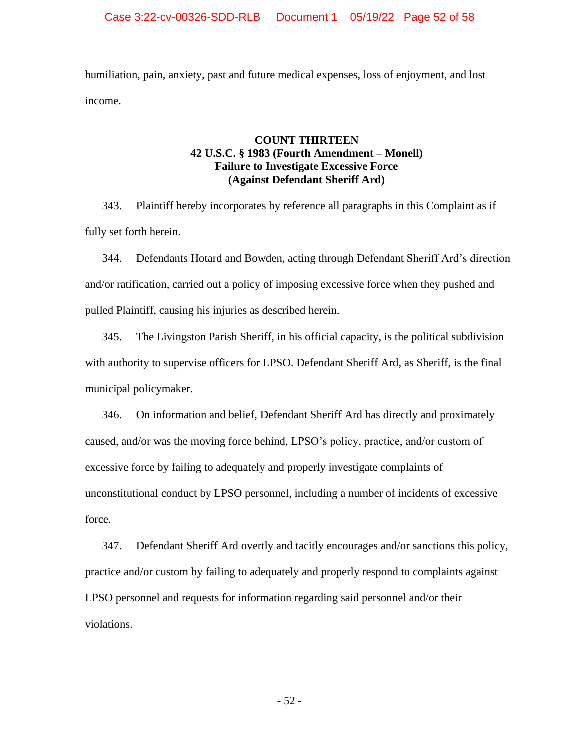humiliation, pain, anxiety, past and future medical expenses, loss of enjoyment, and lost income.

**COUNT THIRTEEN**
**42 U.S.C. § 1983 (Fourth Amendment – Monell)**
**Failure to Investigate Excessive Force**
**(Against Defendant Sheriff Ard)**

343. Plaintiff hereby incorporates by reference all paragraphs in this Complaint as if fully set forth herein.

344. Defendants Hotard and Bowden, acting through Defendant Sheriff Ard's direction and/or ratification, carried out a policy of imposing excessive force when they pushed and pulled Plaintiff, causing his injuries as described herein.

345. The Livingston Parish Sheriff, in his official capacity, is the political subdivision with authority to supervise officers for LPSO. Defendant Sheriff Ard, as Sheriff, is the final municipal policymaker.

346. On information and belief, Defendant Sheriff Ard has directly and proximately caused, and/or was the moving force behind, LPSO's policy, practice, and/or custom of excessive force by failing to adequately and properly investigate complaints of unconstitutional conduct by LPSO personnel, including a number of incidents of excessive force.

347. Defendant Sheriff Ard overtly and tacitly encourages and/or sanctions this policy, practice and/or custom by failing to adequately and properly respond to complaints against LPSO personnel and requests for information regarding said personnel and/or their violations.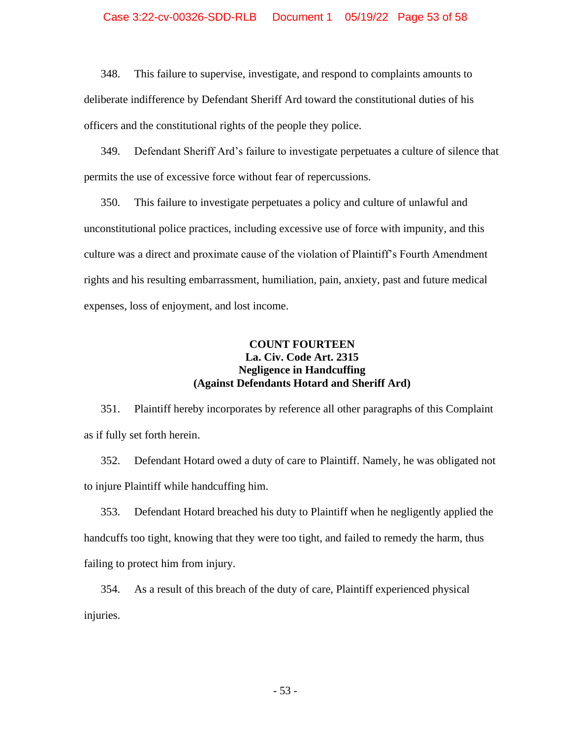348. This failure to supervise, investigate, and respond to complaints amounts to deliberate indifference by Defendant Sheriff Ard toward the constitutional duties of his officers and the constitutional rights of the people they police.

349. Defendant Sheriff Ard's failure to investigate perpetuates a culture of silence that permits the use of excessive force without fear of repercussions.

350. This failure to investigate perpetuates a policy and culture of unlawful and unconstitutional police practices, including excessive use of force with impunity, and this culture was a direct and proximate cause of the violation of Plaintiff's Fourth Amendment rights and his resulting embarrassment, humiliation, pain, anxiety, past and future medical expenses, loss of enjoyment, and lost income.

## COUNT FOURTEEN
## La. Civ. Code Art. 2315
## Negligence in Handcuffing
## (Against Defendants Hotard and Sheriff Ard)

351. Plaintiff hereby incorporates by reference all other paragraphs of this Complaint as if fully set forth herein.

352. Defendant Hotard owed a duty of care to Plaintiff. Namely, he was obligated not to injure Plaintiff while handcuffing him.

353. Defendant Hotard breached his duty to Plaintiff when he negligently applied the handcuffs too tight, knowing that they were too tight, and failed to remedy the harm, thus failing to protect him from injury.

354. As a result of this breach of the duty of care, Plaintiff experienced physical injuries.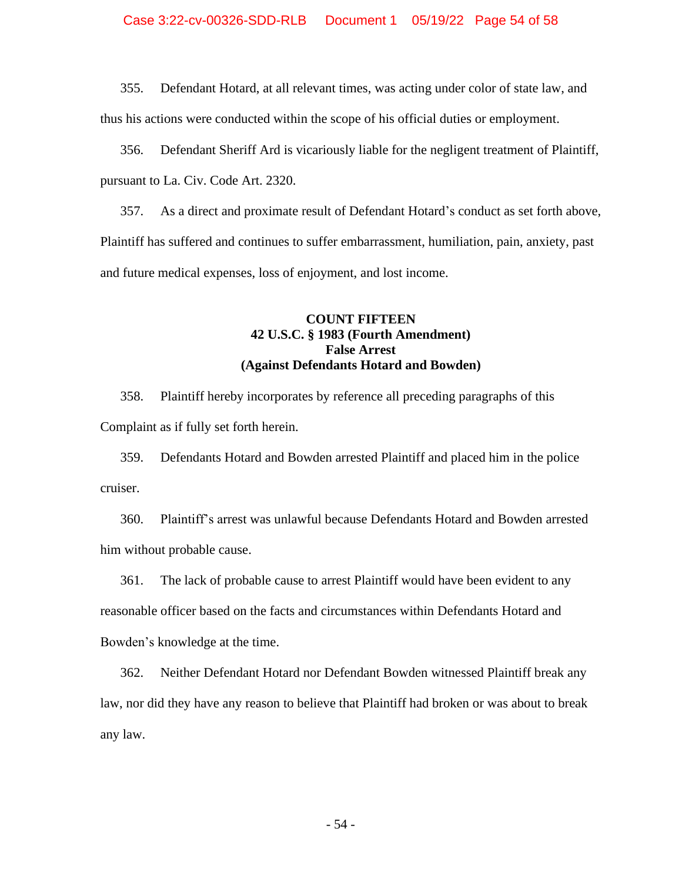355. Defendant Hotard, at all relevant times, was acting under color of state law, and thus his actions were conducted within the scope of his official duties or employment.

356. Defendant Sheriff Ard is vicariously liable for the negligent treatment of Plaintiff, pursuant to La. Civ. Code Art. 2320.

357. As a direct and proximate result of Defendant Hotard's conduct as set forth above, Plaintiff has suffered and continues to suffer embarrassment, humiliation, pain, anxiety, past and future medical expenses, loss of enjoyment, and lost income.

**COUNT FIFTEEN**
**42 U.S.C. § 1983 (Fourth Amendment)**
**False Arrest**
**(Against Defendants Hotard and Bowden)**

358. Plaintiff hereby incorporates by reference all preceding paragraphs of this Complaint as if fully set forth herein.

359. Defendants Hotard and Bowden arrested Plaintiff and placed him in the police cruiser.

360. Plaintiff's arrest was unlawful because Defendants Hotard and Bowden arrested him without probable cause.

361. The lack of probable cause to arrest Plaintiff would have been evident to any reasonable officer based on the facts and circumstances within Defendants Hotard and Bowden's knowledge at the time.

362. Neither Defendant Hotard nor Defendant Bowden witnessed Plaintiff break any law, nor did they have any reason to believe that Plaintiff had broken or was about to break any law.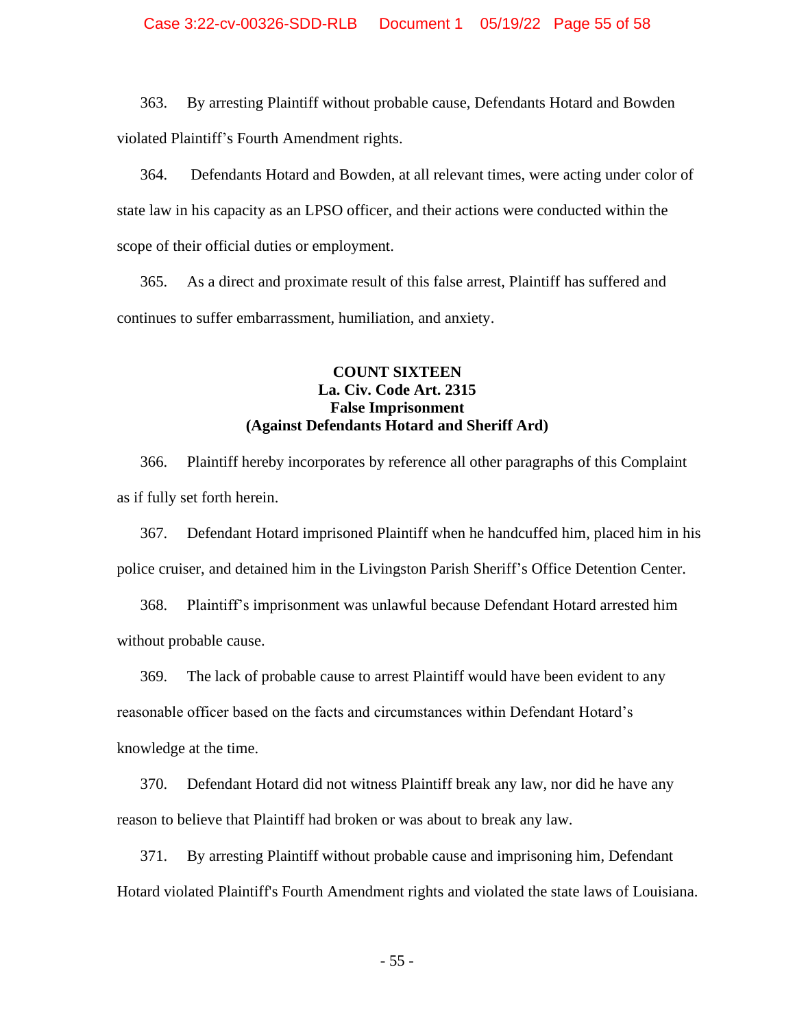363. By arresting Plaintiff without probable cause, Defendants Hotard and Bowden violated Plaintiff's Fourth Amendment rights.

364. Defendants Hotard and Bowden, at all relevant times, were acting under color of state law in his capacity as an LPSO officer, and their actions were conducted within the scope of their official duties or employment.

365. As a direct and proximate result of this false arrest, Plaintiff has suffered and continues to suffer embarrassment, humiliation, and anxiety.

**COUNT SIXTEEN**
**La. Civ. Code Art. 2315**
**False Imprisonment**
**(Against Defendants Hotard and Sheriff Ard)**

366. Plaintiff hereby incorporates by reference all other paragraphs of this Complaint as if fully set forth herein.

367. Defendant Hotard imprisoned Plaintiff when he handcuffed him, placed him in his police cruiser, and detained him in the Livingston Parish Sheriff's Office Detention Center.

368. Plaintiff's imprisonment was unlawful because Defendant Hotard arrested him without probable cause.

369. The lack of probable cause to arrest Plaintiff would have been evident to any reasonable officer based on the facts and circumstances within Defendant Hotard's knowledge at the time.

370. Defendant Hotard did not witness Plaintiff break any law, nor did he have any reason to believe that Plaintiff had broken or was about to break any law.

371. By arresting Plaintiff without probable cause and imprisoning him, Defendant Hotard violated Plaintiff's Fourth Amendment rights and violated the state laws of Louisiana.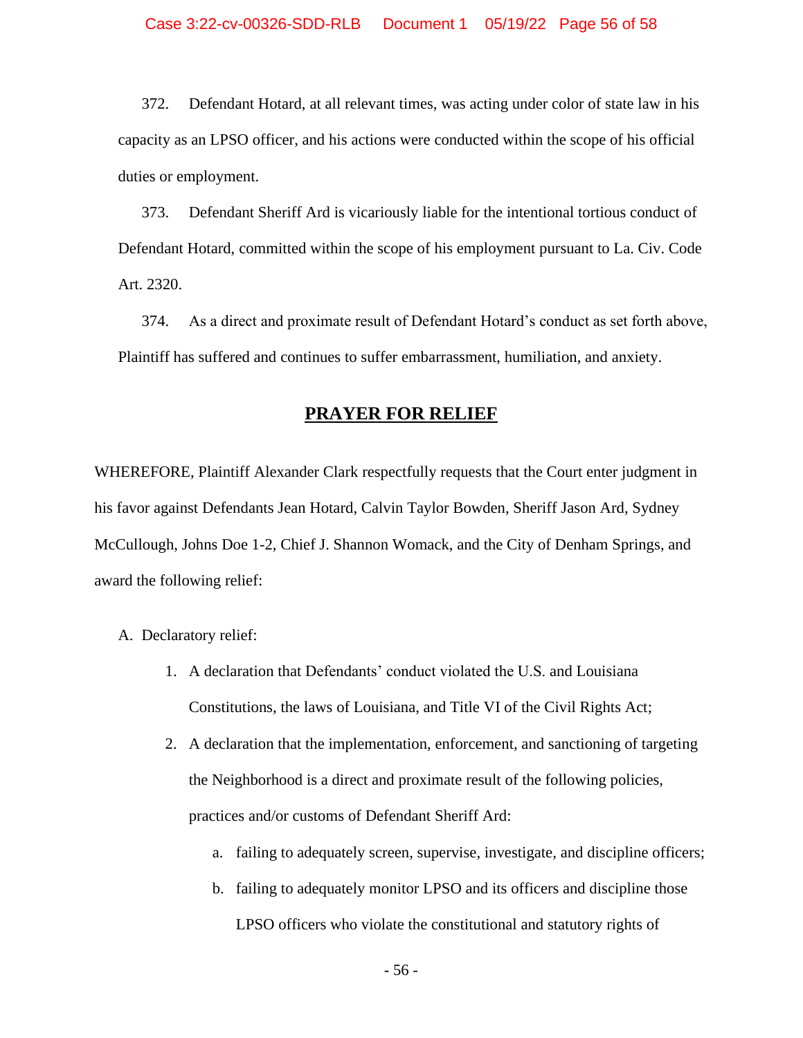372. Defendant Hotard, at all relevant times, was acting under color of state law in his capacity as an LPSO officer, and his actions were conducted within the scope of his official duties or employment.

373. Defendant Sheriff Ard is vicariously liable for the intentional tortious conduct of Defendant Hotard, committed within the scope of his employment pursuant to La. Civ. Code Art. 2320.

374. As a direct and proximate result of Defendant Hotard's conduct as set forth above, Plaintiff has suffered and continues to suffer embarrassment, humiliation, and anxiety.

## **PRAYER FOR RELIEF**

WHEREFORE, Plaintiff Alexander Clark respectfully requests that the Court enter judgment in his favor against Defendants Jean Hotard, Calvin Taylor Bowden, Sheriff Jason Ard, Sydney McCullough, Johns Doe 1-2, Chief J. Shannon Womack, and the City of Denham Springs, and award the following relief:

A. Declaratory relief:

1. A declaration that Defendants' conduct violated the U.S. and Louisiana Constitutions, the laws of Louisiana, and Title VI of the Civil Rights Act;
2. A declaration that the implementation, enforcement, and sanctioning of targeting the Neighborhood is a direct and proximate result of the following policies, practices and/or customs of Defendant Sheriff Ard:
   a. failing to adequately screen, supervise, investigate, and discipline officers;
   b. failing to adequately monitor LPSO and its officers and discipline those LPSO officers who violate the constitutional and statutory rights of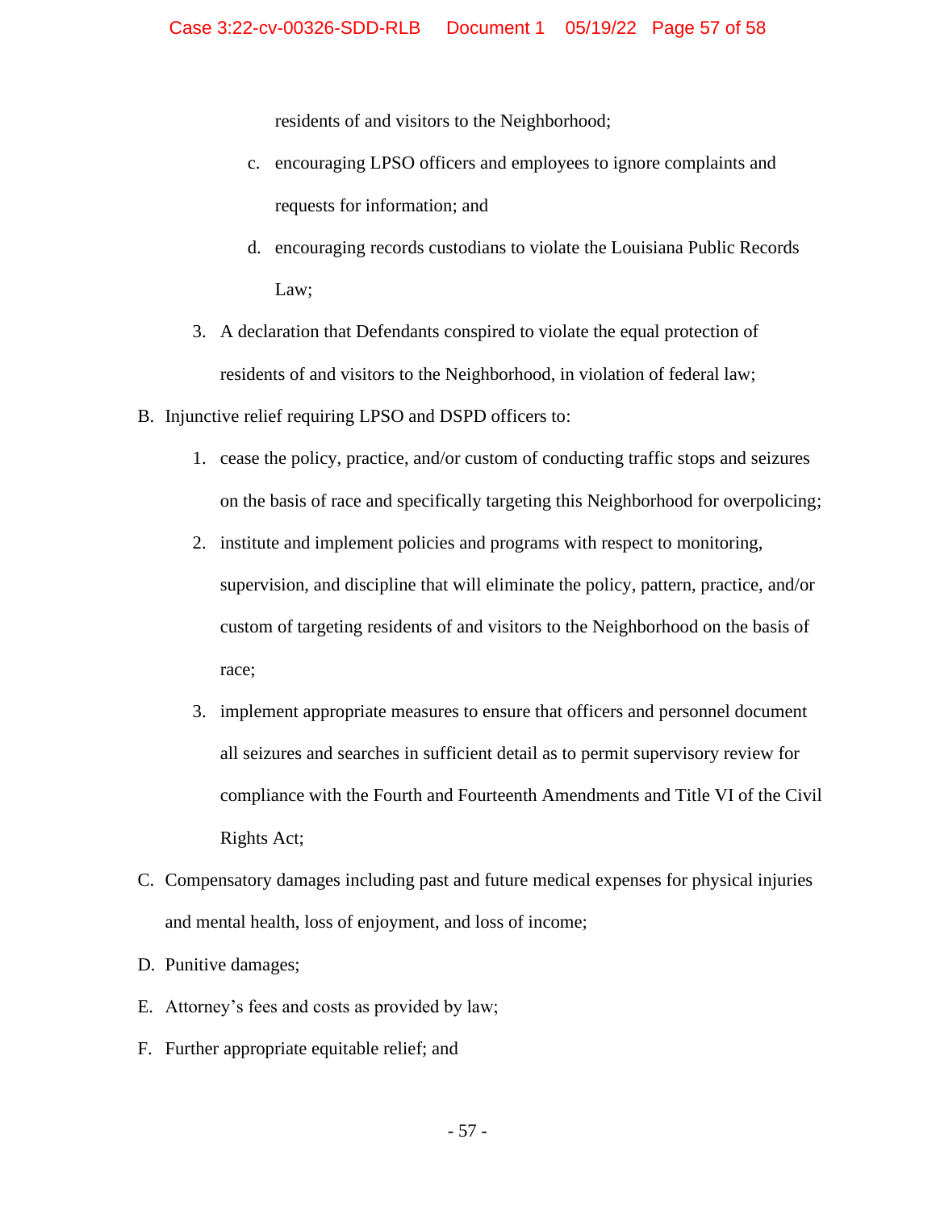residents of and visitors to the Neighborhood;

    c. encouraging LPSO officers and employees to ignore complaints and requests for information; and

    d. encouraging records custodians to violate the Louisiana Public Records Law;

  3. A declaration that Defendants conspired to violate the equal protection of residents of and visitors to the Neighborhood, in violation of federal law;

B. Injunctive relief requiring LPSO and DSPD officers to:

  1. cease the policy, practice, and/or custom of conducting traffic stops and seizures on the basis of race and specifically targeting this Neighborhood for overpolicing;

  2. institute and implement policies and programs with respect to monitoring, supervision, and discipline that will eliminate the policy, pattern, practice, and/or custom of targeting residents of and visitors to the Neighborhood on the basis of race;

  3. implement appropriate measures to ensure that officers and personnel document all seizures and searches in sufficient detail as to permit supervisory review for compliance with the Fourth and Fourteenth Amendments and Title VI of the Civil Rights Act;

C. Compensatory damages including past and future medical expenses for physical injuries and mental health, loss of enjoyment, and loss of income;

D. Punitive damages;

E. Attorney's fees and costs as provided by law;

F. Further appropriate equitable relief; and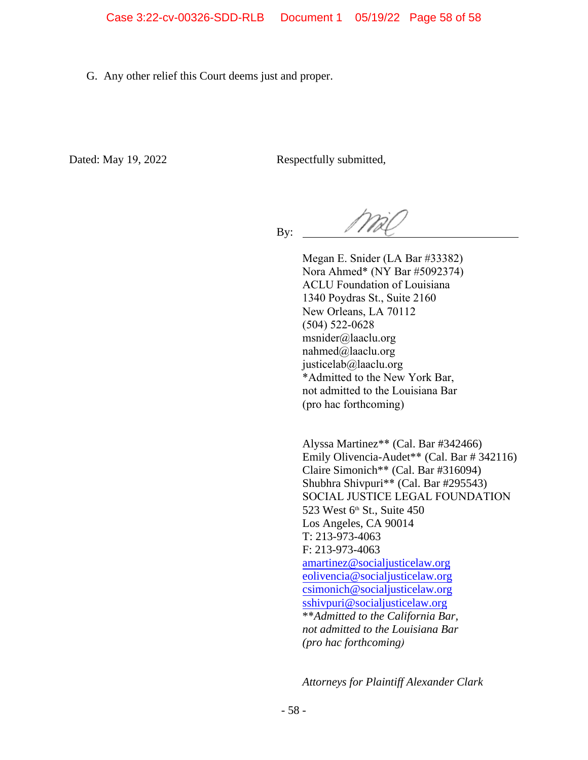G. Any other relief this Court deems just and proper.

Dated: May 19, 2022

Respectfully submitted,

By: ______________________________

Megan E. Snider (LA Bar #33382)
Nora Ahmed* (NY Bar #5092374)
ACLU Foundation of Louisiana
1340 Poydras St., Suite 2160
New Orleans, LA 70112
(504) 522-0628
msnider@laaclu.org
nahmed@laaclu.org
justicelab@laaclu.org
*Admitted to the New York Bar,
not admitted to the Louisiana Bar
(pro hac forthcoming)

Alyssa Martinez** (Cal. Bar #342466)
Emily Olivencia-Audet** (Cal. Bar # 342116)
Claire Simonich** (Cal. Bar #316094)
Shubhra Shivpuri** (Cal. Bar #295543)
SOCIAL JUSTICE LEGAL FOUNDATION
523 West 6th St., Suite 450
Los Angeles, CA 90014
T: 213-973-4063
F: 213-973-4063
amartinez@socialjusticelaw.org
eolivencia@socialjusticelaw.org
csimonich@socialjusticelaw.org
sshivpuri@socialjusticelaw.org
*\*\*Admitted to the California Bar,*
*not admitted to the Louisiana Bar*
*(pro hac forthcoming)*

*Attorneys for Plaintiff Alexander Clark*